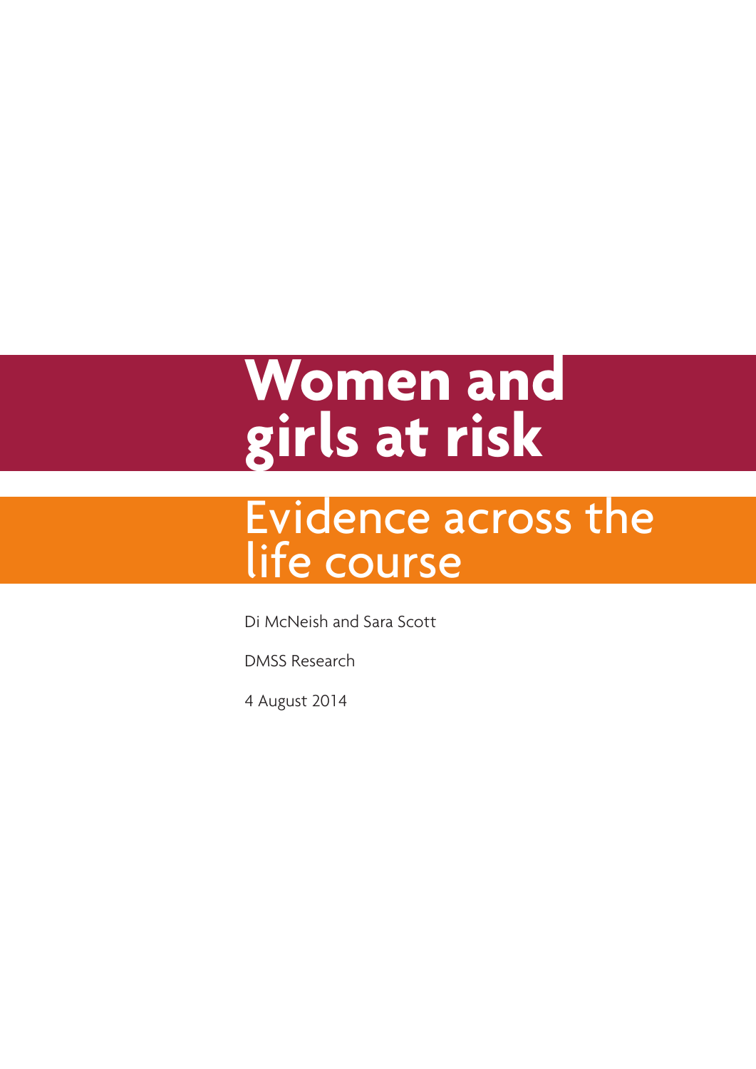# Women and girls at risk

## Evidence across the life course

Di McNeish and Sara Scott

DMSS Research

4 August 2014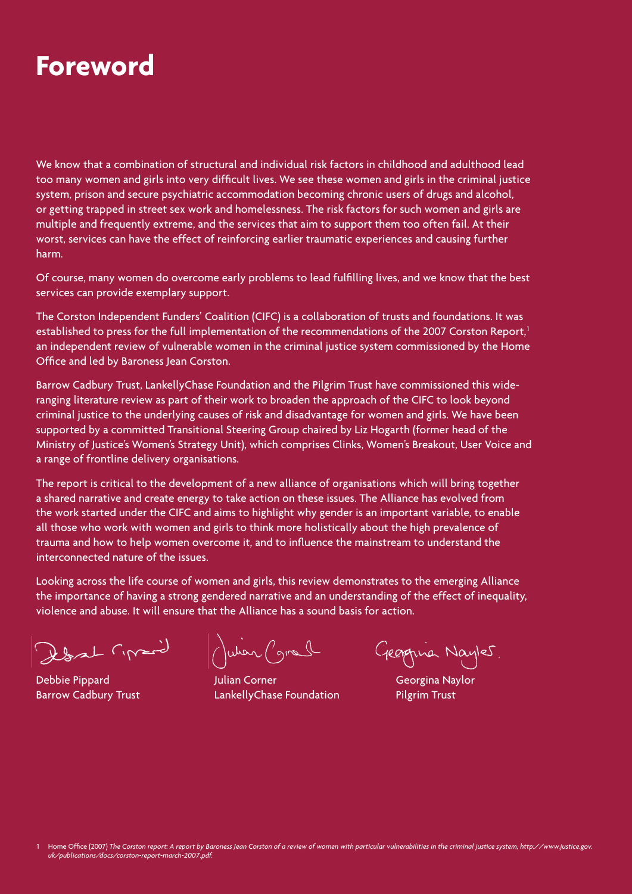# Foreword

We know that a combination of structural and individual risk factors in childhood and adulthood lead too many women and girls into very difficult lives. We see these women and girls in the criminal justice system, prison and secure psychiatric accommodation becoming chronic users of drugs and alcohol, or getting trapped in street sex work and homelessness. The risk factors for such women and girls are multiple and frequently extreme, and the services that aim to support them too often fail. At their worst, services can have the effect of reinforcing earlier traumatic experiences and causing further harm.

Of course, many women do overcome early problems to lead fulfilling lives, and we know that the best services can provide exemplary support.

The Corston Independent Funders' Coalition (CIFC) is a collaboration of trusts and foundations. It was established to press for the full implementation of the recommendations of the 2007 Corston Report,[1] an independent review of vulnerable women in the criminal justice system commissioned by the Home Office and led by Baroness Jean Corston.

Barrow Cadbury Trust, LankellyChase Foundation and the Pilgrim Trust have commissioned this wide-ranging literature review as part of their work to broaden the approach of the CIFC to look beyond criminal justice to the underlying causes of risk and disadvantage for women and girls. We have been supported by a committed Transitional Steering Group chaired by Liz Hogarth (former head of the Ministry of Justice's Women's Strategy Unit), which comprises Clinks, Women's Breakout, User Voice and a range of frontline delivery organisations.

The report is critical to the development of a new alliance of organisations which will bring together a shared narrative and create energy to take action on these issues. The Alliance has evolved from the work started under the CIFC and aims to highlight why gender is an important variable, to enable all those who work with women and girls to think more holistically about the high prevalence of trauma and how to help women overcome it, and to influence the mainstream to understand the interconnected nature of the issues.

Looking across the life course of women and girls, this review demonstrates to the emerging Alliance the importance of having a strong gendered narrative and an understanding of the effect of inequality, violence and abuse. It will ensure that the Alliance has a sound basis for action.

Debbie Pippard
Barrow Cadbury Trust

Julian Corner
LankellyChase Foundation

Georgina Naylor
Pilgrim Trust

1 Home Office (2007) *The Corston report: A report by Baroness Jean Corston of a review of women with particular vulnerabilities in the criminal justice system, http://www.justice.gov.uk/publications/docs/corston-report-march-2007.pdf.*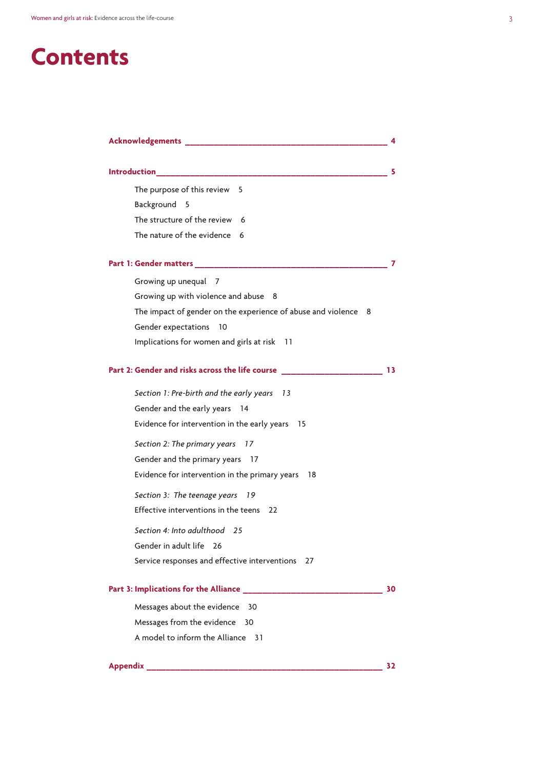# Contents

**Acknowledgements** ____________________________________________ **4**

**Introduction** ________________________________________________ **5**

The purpose of this review 5

Background 5

The structure of the review 6

The nature of the evidence 6

**Part 1: Gender matters** ________________________________________ **7**

Growing up unequal 7

Growing up with violence and abuse 8

The impact of gender on the experience of abuse and violence 8

Gender expectations 10

Implications for women and girls at risk 11

**Part 2: Gender and risks across the life course** ______________________ **13**

*Section 1: Pre-birth and the early years 13*

Gender and the early years 14

Evidence for intervention in the early years 15

*Section 2: The primary years 17*

Gender and the primary years 17

Evidence for intervention in the primary years 18

*Section 3: The teenage years 19*

Effective interventions in the teens 22

*Section 4: Into adulthood 25*

Gender in adult life 26

Service responses and effective interventions 27

**Part 3: Implications for the Alliance** ______________________________ **30**

Messages about the evidence 30

Messages from the evidence 30

A model to inform the Alliance 31

**Appendix** ____________________________________________________ **32**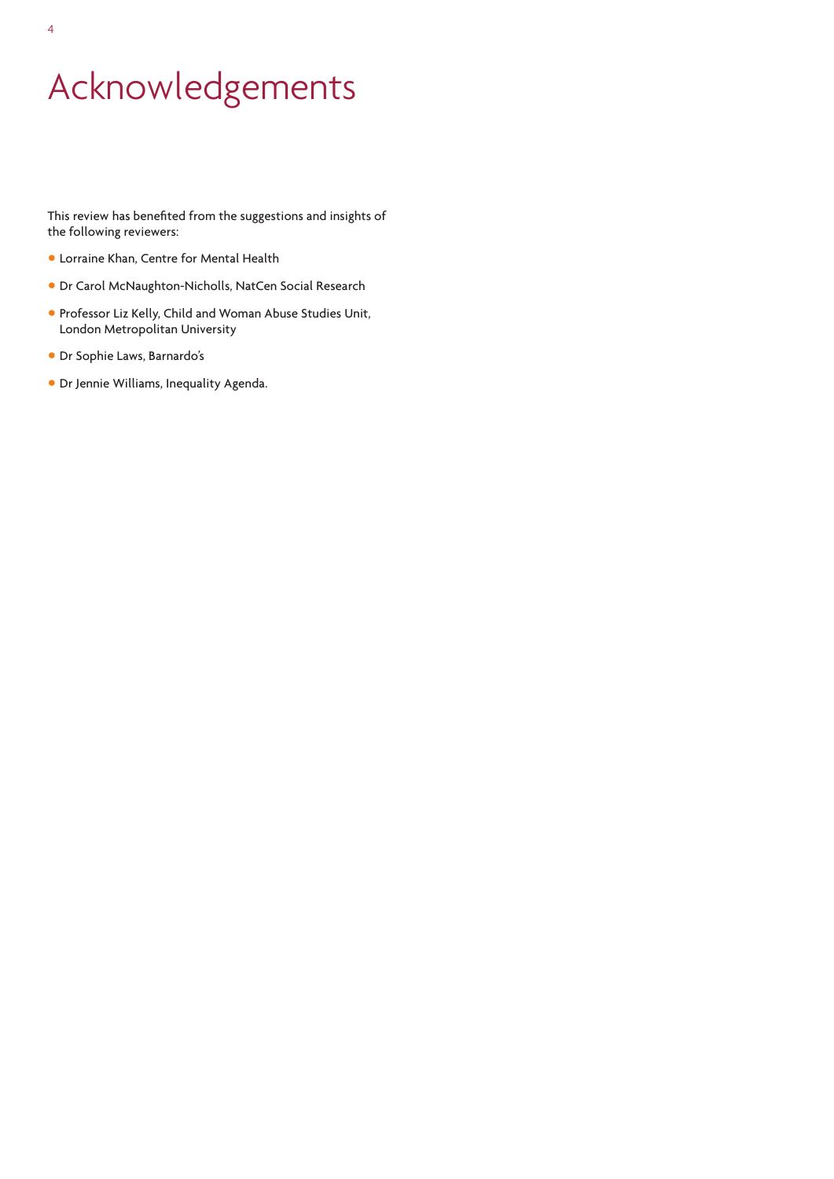# Acknowledgements

This review has benefited from the suggestions and insights of the following reviewers:

- Lorraine Khan, Centre for Mental Health
- Dr Carol McNaughton-Nicholls, NatCen Social Research
- Professor Liz Kelly, Child and Woman Abuse Studies Unit, London Metropolitan University
- Dr Sophie Laws, Barnardo's
- Dr Jennie Williams, Inequality Agenda.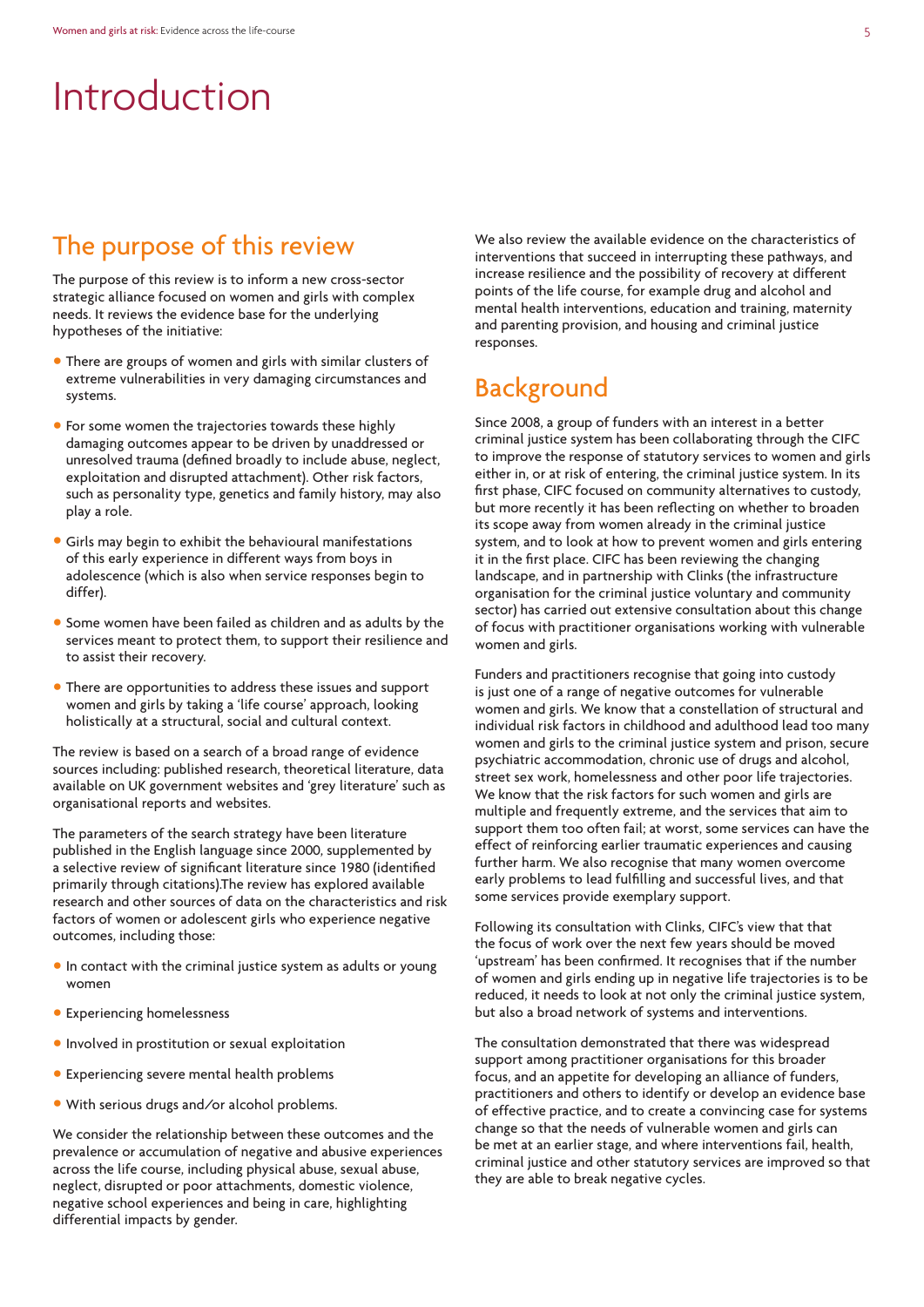# Introduction

## The purpose of this review

The purpose of this review is to inform a new cross-sector strategic alliance focused on women and girls with complex needs. It reviews the evidence base for the underlying hypotheses of the initiative:

- There are groups of women and girls with similar clusters of extreme vulnerabilities in very damaging circumstances and systems.
- For some women the trajectories towards these highly damaging outcomes appear to be driven by unaddressed or unresolved trauma (defined broadly to include abuse, neglect, exploitation and disrupted attachment). Other risk factors, such as personality type, genetics and family history, may also play a role.
- Girls may begin to exhibit the behavioural manifestations of this early experience in different ways from boys in adolescence (which is also when service responses begin to differ).
- Some women have been failed as children and as adults by the services meant to protect them, to support their resilience and to assist their recovery.
- There are opportunities to address these issues and support women and girls by taking a 'life course' approach, looking holistically at a structural, social and cultural context.

The review is based on a search of a broad range of evidence sources including: published research, theoretical literature, data available on UK government websites and 'grey literature' such as organisational reports and websites.

The parameters of the search strategy have been literature published in the English language since 2000, supplemented by a selective review of significant literature since 1980 (identified primarily through citations).The review has explored available research and other sources of data on the characteristics and risk factors of women or adolescent girls who experience negative outcomes, including those:

- In contact with the criminal justice system as adults or young women
- Experiencing homelessness
- Involved in prostitution or sexual exploitation
- Experiencing severe mental health problems
- With serious drugs and/or alcohol problems.

We consider the relationship between these outcomes and the prevalence or accumulation of negative and abusive experiences across the life course, including physical abuse, sexual abuse, neglect, disrupted or poor attachments, domestic violence, negative school experiences and being in care, highlighting differential impacts by gender.

We also review the available evidence on the characteristics of interventions that succeed in interrupting these pathways, and increase resilience and the possibility of recovery at different points of the life course, for example drug and alcohol and mental health interventions, education and training, maternity and parenting provision, and housing and criminal justice responses.

## Background

Since 2008, a group of funders with an interest in a better criminal justice system has been collaborating through the CIFC to improve the response of statutory services to women and girls either in, or at risk of entering, the criminal justice system. In its first phase, CIFC focused on community alternatives to custody, but more recently it has been reflecting on whether to broaden its scope away from women already in the criminal justice system, and to look at how to prevent women and girls entering it in the first place. CIFC has been reviewing the changing landscape, and in partnership with Clinks (the infrastructure organisation for the criminal justice voluntary and community sector) has carried out extensive consultation about this change of focus with practitioner organisations working with vulnerable women and girls.

Funders and practitioners recognise that going into custody is just one of a range of negative outcomes for vulnerable women and girls. We know that a constellation of structural and individual risk factors in childhood and adulthood lead too many women and girls to the criminal justice system and prison, secure psychiatric accommodation, chronic use of drugs and alcohol, street sex work, homelessness and other poor life trajectories. We know that the risk factors for such women and girls are multiple and frequently extreme, and the services that aim to support them too often fail; at worst, some services can have the effect of reinforcing earlier traumatic experiences and causing further harm. We also recognise that many women overcome early problems to lead fulfilling and successful lives, and that some services provide exemplary support.

Following its consultation with Clinks, CIFC's view that that the focus of work over the next few years should be moved 'upstream' has been confirmed. It recognises that if the number of women and girls ending up in negative life trajectories is to be reduced, it needs to look at not only the criminal justice system, but also a broad network of systems and interventions.

The consultation demonstrated that there was widespread support among practitioner organisations for this broader focus, and an appetite for developing an alliance of funders, practitioners and others to identify or develop an evidence base of effective practice, and to create a convincing case for systems change so that the needs of vulnerable women and girls can be met at an earlier stage, and where interventions fail, health, criminal justice and other statutory services are improved so that they are able to break negative cycles.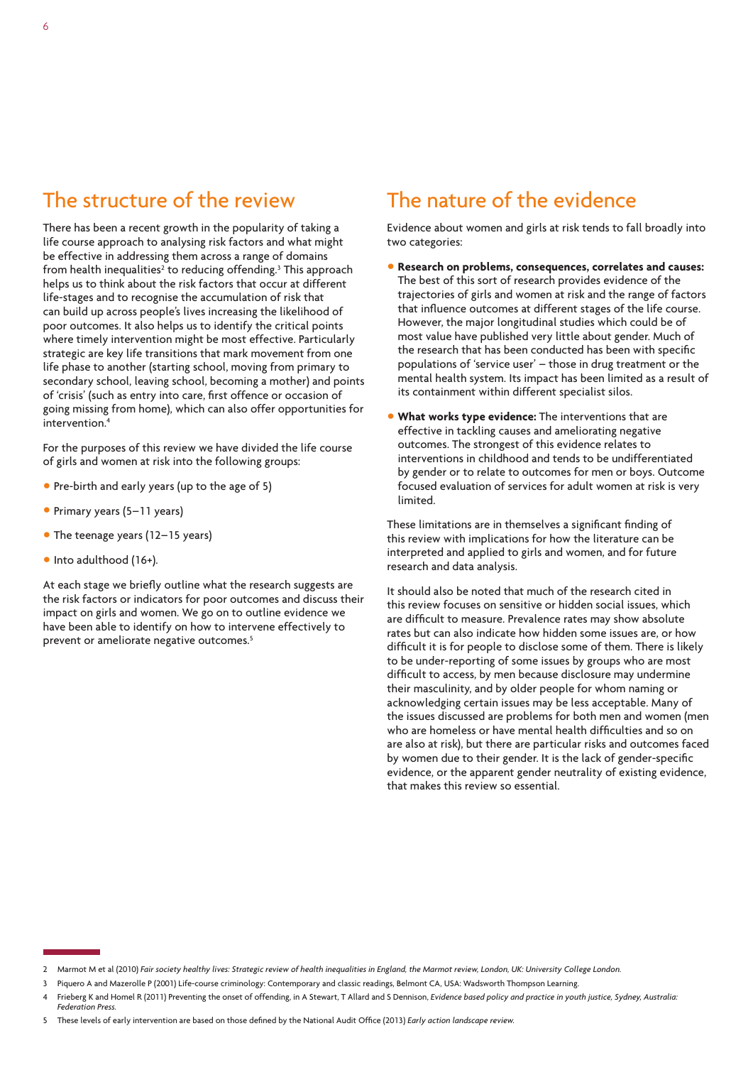## The structure of the review

There has been a recent growth in the popularity of taking a life course approach to analysing risk factors and what might be effective in addressing them across a range of domains from health inequalities[2] to reducing offending.[3] This approach helps us to think about the risk factors that occur at different life-stages and to recognise the accumulation of risk that can build up across people's lives increasing the likelihood of poor outcomes. It also helps us to identify the critical points where timely intervention might be most effective. Particularly strategic are key life transitions that mark movement from one life phase to another (starting school, moving from primary to secondary school, leaving school, becoming a mother) and points of 'crisis' (such as entry into care, first offence or occasion of going missing from home), which can also offer opportunities for intervention.[4]

For the purposes of this review we have divided the life course of girls and women at risk into the following groups:

- Pre-birth and early years (up to the age of 5)
- Primary years (5–11 years)
- The teenage years (12–15 years)
- Into adulthood (16+).

At each stage we briefly outline what the research suggests are the risk factors or indicators for poor outcomes and discuss their impact on girls and women. We go on to outline evidence we have been able to identify on how to intervene effectively to prevent or ameliorate negative outcomes.[5]

## The nature of the evidence

Evidence about women and girls at risk tends to fall broadly into two categories:

- **Research on problems, consequences, correlates and causes:** The best of this sort of research provides evidence of the trajectories of girls and women at risk and the range of factors that influence outcomes at different stages of the life course. However, the major longitudinal studies which could be of most value have published very little about gender. Much of the research that has been conducted has been with specific populations of 'service user' – those in drug treatment or the mental health system. Its impact has been limited as a result of its containment within different specialist silos.
- **What works type evidence:** The interventions that are effective in tackling causes and ameliorating negative outcomes. The strongest of this evidence relates to interventions in childhood and tends to be undifferentiated by gender or to relate to outcomes for men or boys. Outcome focused evaluation of services for adult women at risk is very limited.

These limitations are in themselves a significant finding of this review with implications for how the literature can be interpreted and applied to girls and women, and for future research and data analysis.

It should also be noted that much of the research cited in this review focuses on sensitive or hidden social issues, which are difficult to measure. Prevalence rates may show absolute rates but can also indicate how hidden some issues are, or how difficult it is for people to disclose some of them. There is likely to be under-reporting of some issues by groups who are most difficult to access, by men because disclosure may undermine their masculinity, and by older people for whom naming or acknowledging certain issues may be less acceptable. Many of the issues discussed are problems for both men and women (men who are homeless or have mental health difficulties and so on are also at risk), but there are particular risks and outcomes faced by women due to their gender. It is the lack of gender-specific evidence, or the apparent gender neutrality of existing evidence, that makes this review so essential.

---

2 Marmot M et al (2010) *Fair society healthy lives: Strategic review of health inequalities in England, the Marmot review, London, UK: University College London.*

3 Piquero A and Mazerolle P (2001) Life-course criminology: Contemporary and classic readings, Belmont CA, USA: Wadsworth Thompson Learning.

4 Frieberg K and Homel R (2011) Preventing the onset of offending, in A Stewart, T Allard and S Dennison, *Evidence based policy and practice in youth justice, Sydney, Australia: Federation Press.*

5 These levels of early intervention are based on those defined by the National Audit Office (2013) *Early action landscape review.*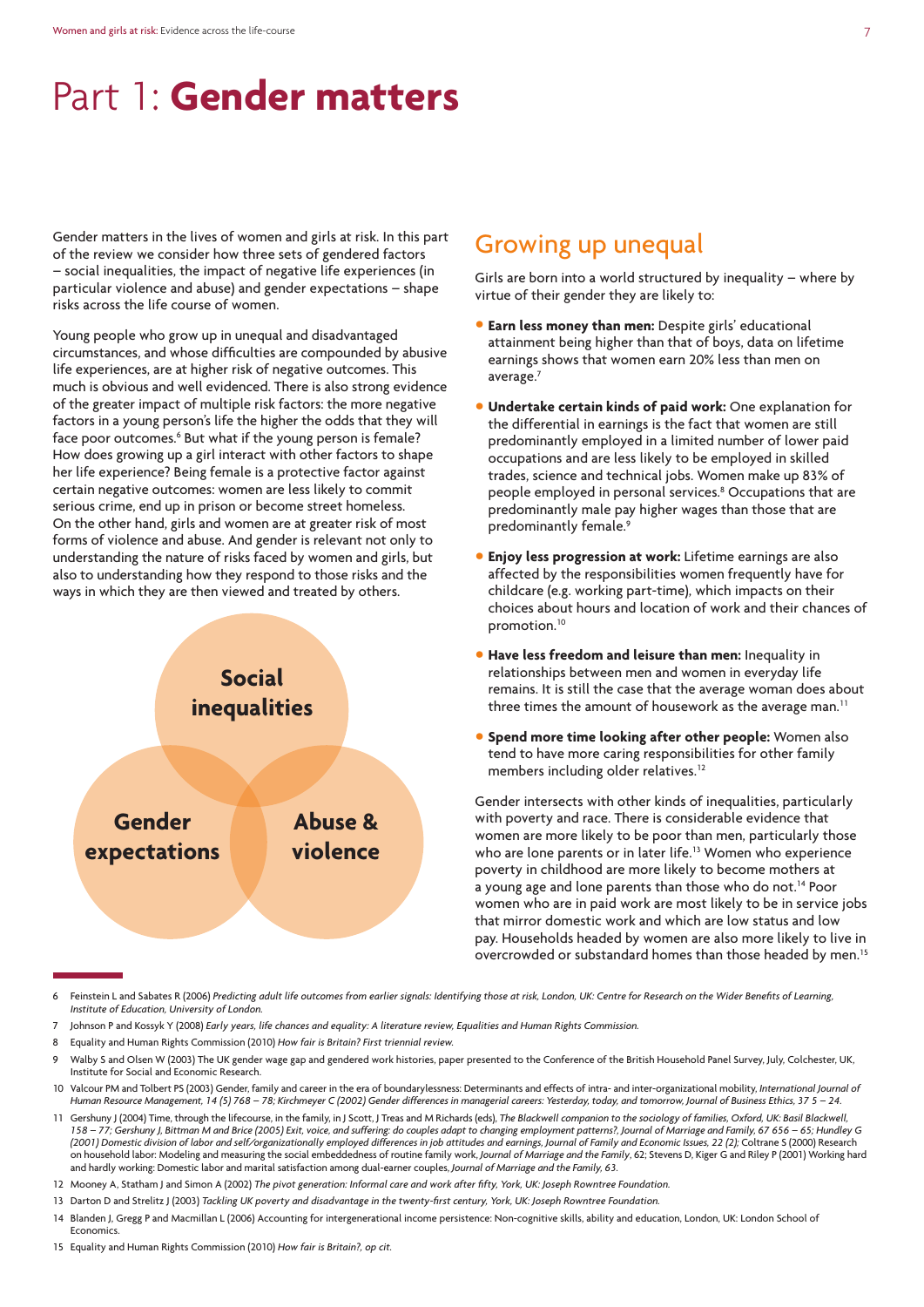# Part 1: **Gender matters**

Gender matters in the lives of women and girls at risk. In this part of the review we consider how three sets of gendered factors – social inequalities, the impact of negative life experiences (in particular violence and abuse) and gender expectations – shape risks across the life course of women.

Young people who grow up in unequal and disadvantaged circumstances, and whose difficulties are compounded by abusive life experiences, are at higher risk of negative outcomes. This much is obvious and well evidenced. There is also strong evidence of the greater impact of multiple risk factors: the more negative factors in a young person's life the higher the odds that they will face poor outcomes.[6] But what if the young person is female? How does growing up a girl interact with other factors to shape her life experience? Being female is a protective factor against certain negative outcomes: women are less likely to commit serious crime, end up in prison or become street homeless. On the other hand, girls and women are at greater risk of most forms of violence and abuse. And gender is relevant not only to understanding the nature of risks faced by women and girls, but also to understanding how they respond to those risks and the ways in which they are then viewed and treated by others.

Social inequalities

Gender expectations

Abuse & violence

## Growing up unequal

Girls are born into a world structured by inequality – where by virtue of their gender they are likely to:

- **Earn less money than men:** Despite girls' educational attainment being higher than that of boys, data on lifetime earnings shows that women earn 20% less than men on average.[7]
- **Undertake certain kinds of paid work:** One explanation for the differential in earnings is the fact that women are still predominantly employed in a limited number of lower paid occupations and are less likely to be employed in skilled trades, science and technical jobs. Women make up 83% of people employed in personal services.[8] Occupations that are predominantly male pay higher wages than those that are predominantly female.[9]
- **Enjoy less progression at work:** Lifetime earnings are also affected by the responsibilities women frequently have for childcare (e.g. working part-time), which impacts on their choices about hours and location of work and their chances of promotion.[10]
- **Have less freedom and leisure than men:** Inequality in relationships between men and women in everyday life remains. It is still the case that the average woman does about three times the amount of housework as the average man.[11]
- **Spend more time looking after other people:** Women also tend to have more caring responsibilities for other family members including older relatives.[12]

Gender intersects with other kinds of inequalities, particularly with poverty and race. There is considerable evidence that women are more likely to be poor than men, particularly those who are lone parents or in later life.[13] Women who experience poverty in childhood are more likely to become mothers at a young age and lone parents than those who do not.[14] Poor women who are in paid work are most likely to be in service jobs that mirror domestic work and which are low status and low pay. Households headed by women are also more likely to live in overcrowded or substandard homes than those headed by men.[15]

---

6 Feinstein L and Sabates R (2006) *Predicting adult life outcomes from earlier signals: Identifying those at risk, London, UK: Centre for Research on the Wider Benefits of Learning, Institute of Education, University of London.*

7 Johnson P and Kossykh Y (2008) *Early years, life chances and equality: A literature review, Equalities and Human Rights Commission.*

8 Equality and Human Rights Commission (2010) *How fair is Britain? First triennial review.*

9 Walby S and Olsen W (2003) The UK gender wage gap and gendered work histories, paper presented to the Conference of the British Household Panel Survey, July, Colchester, UK, Institute for Social and Economic Research.

10 Valcour PM and Tolbert PS (2003) Gender, family and career in the era of boundarylessness: Determinants and effects of intra- and inter-organizational mobility, *International Journal of Human Resource Management, 14 (5) 768 – 78; Kirchmeyer C (2002) Gender differences in managerial careers: Yesterday, today, and tomorrow, Journal of Business Ethics, 37 5 – 24.*

11 Gershuny J (2004) Time, through the lifecourse, in the family, in J Scott, J Treas and M Richards (eds), *The Blackwell companion to the sociology of families, Oxford, UK: Basil Blackwell, 158 – 77; Gershuny J, Bittman M and Brice (2005) Exit, voice, and suffering: do couples adapt to changing employment patterns?, Journal of Marriage and Family, 67 656 – 65; Hundley G (2001) Domestic division of labor and self/organizationally employed differences in job attitudes and earnings, Journal of Family and Economic Issues, 22 (2);* Coltrane S (2000) Research on household labor: Modeling and measuring the social embeddedness of routine family work, *Journal of Marriage and the Family*, 62; Stevens D, Kiger G and Riley P (2001) Working hard and hardly working: Domestic labor and marital satisfaction among dual-earner couples, *Journal of Marriage and the Family, 63.*

12 Mooney A, Statham J and Simon A (2002) *The pivot generation: Informal care and work after fifty, York, UK: Joseph Rowntree Foundation.*

13 Darton D and Strelitz J (2003) *Tackling UK poverty and disadvantage in the twenty-first century, York, UK: Joseph Rowntree Foundation.*

14 Blanden J, Gregg P and Macmillan L (2006) Accounting for intergenerational income persistence: Non-cognitive skills, ability and education, London, UK: London School of Economics.

15 Equality and Human Rights Commission (2010) *How fair is Britain?, op cit.*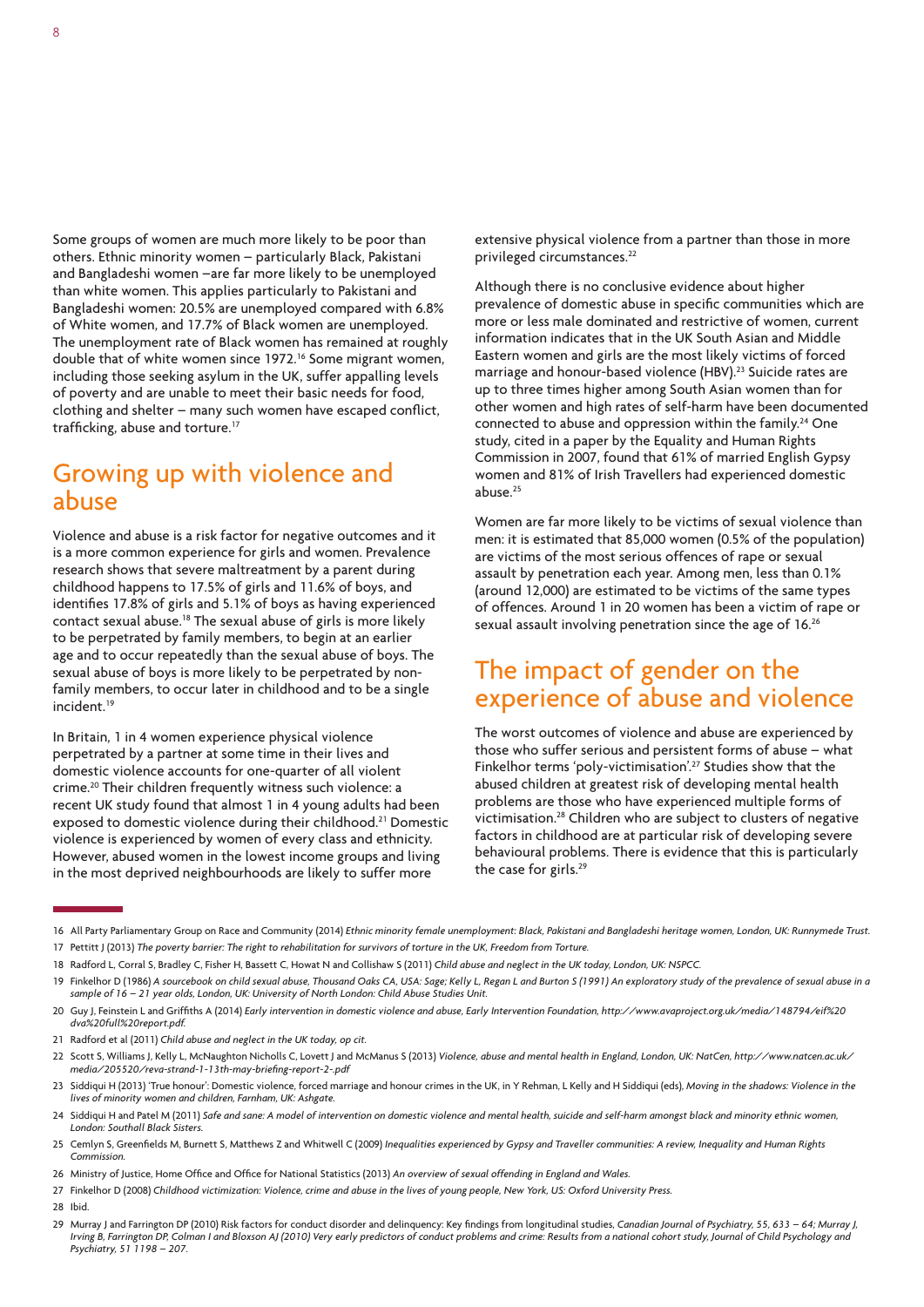Some groups of women are much more likely to be poor than others. Ethnic minority women – particularly Black, Pakistani and Bangladeshi women –are far more likely to be unemployed than white women. This applies particularly to Pakistani and Bangladeshi women: 20.5% are unemployed compared with 6.8% of White women, and 17.7% of Black women are unemployed. The unemployment rate of Black women has remained at roughly double that of white women since 1972.[16] Some migrant women, including those seeking asylum in the UK, suffer appalling levels of poverty and are unable to meet their basic needs for food, clothing and shelter – many such women have escaped conflict, trafficking, abuse and torture.[17]

## Growing up with violence and abuse

Violence and abuse is a risk factor for negative outcomes and it is a more common experience for girls and women. Prevalence research shows that severe maltreatment by a parent during childhood happens to 17.5% of girls and 11.6% of boys, and identifies 17.8% of girls and 5.1% of boys as having experienced contact sexual abuse.[18] The sexual abuse of girls is more likely to be perpetrated by family members, to begin at an earlier age and to occur repeatedly than the sexual abuse of boys. The sexual abuse of boys is more likely to be perpetrated by non-family members, to occur later in childhood and to be a single incident.[19]

In Britain, 1 in 4 women experience physical violence perpetrated by a partner at some time in their lives and domestic violence accounts for one-quarter of all violent crime.[20] Their children frequently witness such violence: a recent UK study found that almost 1 in 4 young adults had been exposed to domestic violence during their childhood.[21] Domestic violence is experienced by women of every class and ethnicity. However, abused women in the lowest income groups and living in the most deprived neighbourhoods are likely to suffer more extensive physical violence from a partner than those in more privileged circumstances.[22]

Although there is no conclusive evidence about higher prevalence of domestic abuse in specific communities which are more or less male dominated and restrictive of women, current information indicates that in the UK South Asian and Middle Eastern women and girls are the most likely victims of forced marriage and honour-based violence (HBV).[23] Suicide rates are up to three times higher among South Asian women than for other women and high rates of self-harm have been documented connected to abuse and oppression within the family.[24] One study, cited in a paper by the Equality and Human Rights Commission in 2007, found that 61% of married English Gypsy women and 81% of Irish Travellers had experienced domestic abuse.[25]

Women are far more likely to be victims of sexual violence than men: it is estimated that 85,000 women (0.5% of the population) are victims of the most serious offences of rape or sexual assault by penetration each year. Among men, less than 0.1% (around 12,000) are estimated to be victims of the same types of offences. Around 1 in 20 women has been a victim of rape or sexual assault involving penetration since the age of 16.[26]

## The impact of gender on the experience of abuse and violence

The worst outcomes of violence and abuse are experienced by those who suffer serious and persistent forms of abuse – what Finkelhor terms 'poly-victimisation'.[27] Studies show that the abused children at greatest risk of developing mental health problems are those who have experienced multiple forms of victimisation.[28] Children who are subject to clusters of negative factors in childhood are at particular risk of developing severe behavioural problems. There is evidence that this is particularly the case for girls.[29]

---

16 All Party Parliamentary Group on Race and Community (2014) *Ethnic minority female unemployment: Black, Pakistani and Bangladeshi heritage women, London, UK: Runnymede Trust.*

17 Pettitt J (2013) *The poverty barrier: The right to rehabilitation for survivors of torture in the UK, Freedom from Torture.*

18 Radford L, Corral S, Bradley C, Fisher H, Bassett C, Howat N and Collishaw S (2011) *Child abuse and neglect in the UK today, London, UK: NSPCC.*

19 Finkelhor D (1986) *A sourcebook on child sexual abuse, Thousand Oaks CA, USA: Sage; Kelly L, Regan L and Burton S (1991) An exploratory study of the prevalence of sexual abuse in a sample of 16 – 21 year olds, London, UK: University of North London: Child Abuse Studies Unit.*

20 Guy J, Feinstein L and Griffiths A (2014) *Early intervention in domestic violence and abuse, Early Intervention Foundation, http://www.avaproject.org.uk/media/148794/eif%20dva%20full%20report.pdf.*

21 Radford et al (2011) *Child abuse and neglect in the UK today, op cit.*

22 Scott S, Williams J, Kelly L, McNaughton Nicholls C, Lovett J and McManus S (2013) *Violence, abuse and mental health in England, London, UK: NatCen, http://www.natcen.ac.uk/media/205520/reva-strand-1-13th-may-briefing-report-2-.pdf*

23 Siddiqui H (2013) 'True honour': Domestic violence, forced marriage and honour crimes in the UK, in Y Rehman, L Kelly and H Siddiqui (eds), *Moving in the shadows: Violence in the lives of minority women and children, Farnham, UK: Ashgate.*

24 Siddiqui H and Patel M (2011) *Safe and sane: A model of intervention on domestic violence and mental health, suicide and self-harm amongst black and minority ethnic women, London: Southall Black Sisters.*

25 Cemlyn S, Greenfields M, Burnett S, Matthews Z and Whitwell C (2009) *Inequalities experienced by Gypsy and Traveller communities: A review, Inequality and Human Rights Commission.*

26 Ministry of Justice, Home Office and Office for National Statistics (2013) *An overview of sexual offending in England and Wales.*

27 Finkelhor D (2008) *Childhood victimization: Violence, crime and abuse in the lives of young people, New York, US: Oxford University Press.*

28 Ibid.

29 Murray J and Farrington DP (2010) Risk factors for conduct disorder and delinquency: Key findings from longitudinal studies, *Canadian Journal of Psychiatry, 55, 633 – 64; Murray J, Irving B, Farrington DP, Colman I and Bloxson AJ (2010) Very early predictors of conduct problems and crime: Results from a national cohort study, Journal of Child Psychology and Psychiatry, 51 1198 – 207.*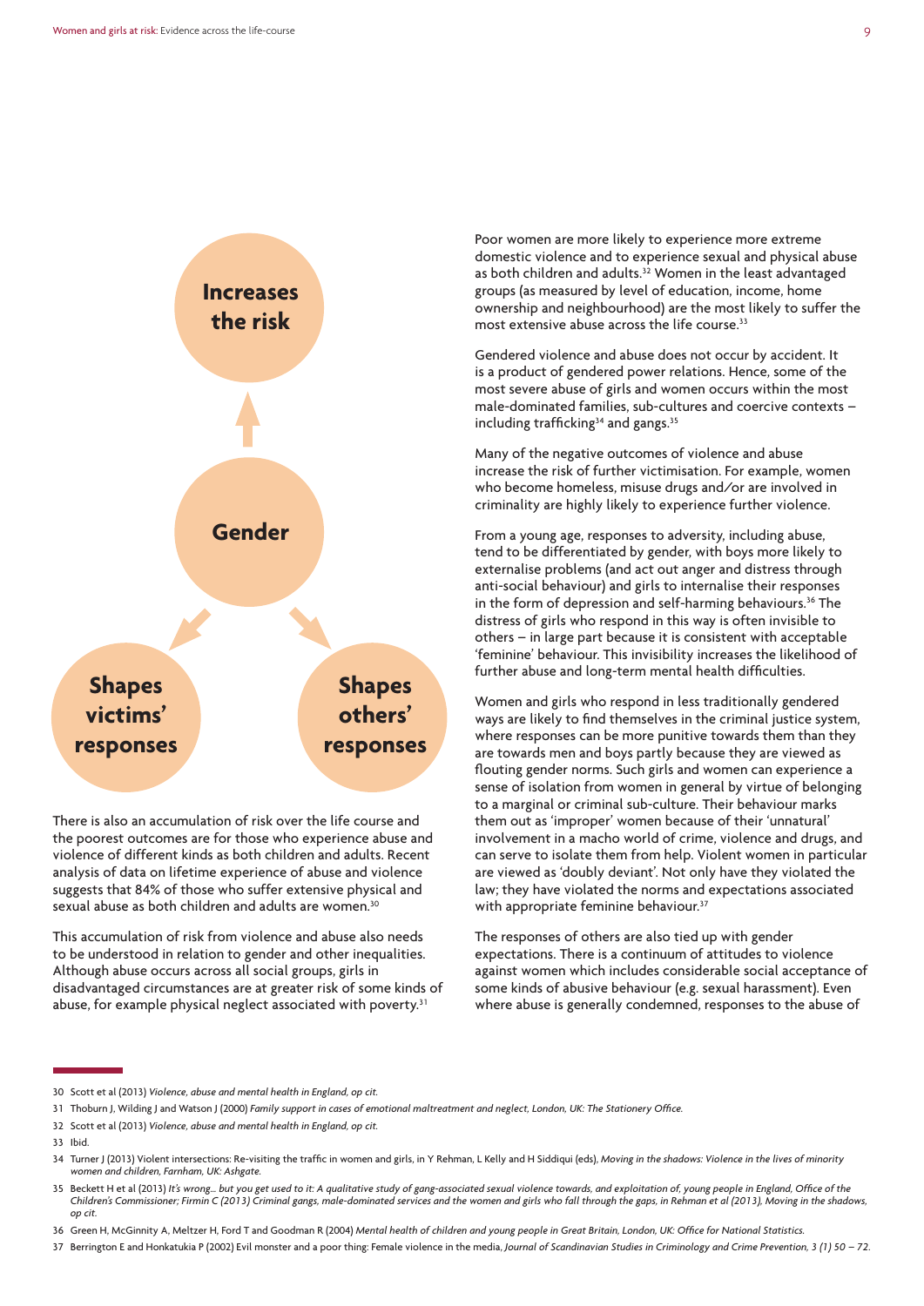Increases the risk

Gender

Shapes victims' responses

Shapes others' responses

There is also an accumulation of risk over the life course and the poorest outcomes are for those who experience abuse and violence of different kinds as both children and adults. Recent analysis of data on lifetime experience of abuse and violence suggests that 84% of those who suffer extensive physical and sexual abuse as both children and adults are women.[30]

This accumulation of risk from violence and abuse also needs to be understood in relation to gender and other inequalities. Although abuse occurs across all social groups, girls in disadvantaged circumstances are at greater risk of some kinds of abuse, for example physical neglect associated with poverty.[31]

Poor women are more likely to experience more extreme domestic violence and to experience sexual and physical abuse as both children and adults.[32] Women in the least advantaged groups (as measured by level of education, income, home ownership and neighbourhood) are the most likely to suffer the most extensive abuse across the life course.[33]

Gendered violence and abuse does not occur by accident. It is a product of gendered power relations. Hence, some of the most severe abuse of girls and women occurs within the most male-dominated families, sub-cultures and coercive contexts – including trafficking[34] and gangs.[35]

Many of the negative outcomes of violence and abuse increase the risk of further victimisation. For example, women who become homeless, misuse drugs and/or are involved in criminality are highly likely to experience further violence.

From a young age, responses to adversity, including abuse, tend to be differentiated by gender, with boys more likely to externalise problems (and act out anger and distress through anti-social behaviour) and girls to internalise their responses in the form of depression and self-harming behaviours.[36] The distress of girls who respond in this way is often invisible to others – in large part because it is consistent with acceptable 'feminine' behaviour. This invisibility increases the likelihood of further abuse and long-term mental health difficulties.

Women and girls who respond in less traditionally gendered ways are likely to find themselves in the criminal justice system, where responses can be more punitive towards them than they are towards men and boys partly because they are viewed as flouting gender norms. Such girls and women can experience a sense of isolation from women in general by virtue of belonging to a marginal or criminal sub-culture. Their behaviour marks them out as 'improper' women because of their 'unnatural' involvement in a macho world of crime, violence and drugs, and can serve to isolate them from help. Violent women in particular are viewed as 'doubly deviant'. Not only have they violated the law; they have violated the norms and expectations associated with appropriate feminine behaviour.[37]

The responses of others are also tied up with gender expectations. There is a continuum of attitudes to violence against women which includes considerable social acceptance of some kinds of abusive behaviour (e.g. sexual harassment). Even where abuse is generally condemned, responses to the abuse of

30 Scott et al (2013) *Violence, abuse and mental health in England, op cit.*

31 Thoburn J, Wilding J and Watson J (2000) *Family support in cases of emotional maltreatment and neglect, London, UK: The Stationery Office.*

32 Scott et al (2013) *Violence, abuse and mental health in England, op cit.*

33 Ibid.

34 Turner J (2013) Violent intersections: Re-visiting the traffic in women and girls, in Y Rehman, L Kelly and H Siddiqui (eds), *Moving in the shadows: Violence in the lives of minority women and children, Farnham, UK: Ashgate.*

35 Beckett H et al (2013) *It's wrong... but you get used to it: A qualitative study of gang-associated sexual violence towards, and exploitation of, young people in England, Office of the Children's Commissioner; Firmin C (2013) Criminal gangs, male-dominated services and the women and girls who fall through the gaps, in Rehman et al (2013), Moving in the shadows, op cit.*

36 Green H, McGinnity A, Meltzer H, Ford T and Goodman R (2004) *Mental health of children and young people in Great Britain, London, UK: Office for National Statistics.*

37 Berrington E and Honkatukia P (2002) Evil monster and a poor thing: Female violence in the media, *Journal of Scandinavian Studies in Criminology and Crime Prevention, 3 (1) 50 – 72.*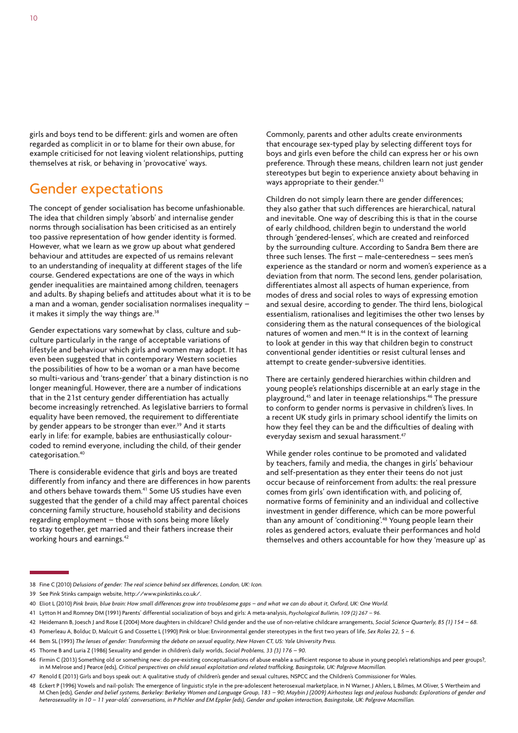girls and boys tend to be different: girls and women are often regarded as complicit in or to blame for their own abuse, for example criticised for not leaving violent relationships, putting themselves at risk, or behaving in 'provocative' ways.

## Gender expectations

The concept of gender socialisation has become unfashionable. The idea that children simply 'absorb' and internalise gender norms through socialisation has been criticised as an entirely too passive representation of how gender identity is formed. However, what we learn as we grow up about what gendered behaviour and attitudes are expected of us remains relevant to an understanding of inequality at different stages of the life course. Gendered expectations are one of the ways in which gender inequalities are maintained among children, teenagers and adults. By shaping beliefs and attitudes about what it is to be a man and a woman, gender socialisation normalises inequality – it makes it simply the way things are.[38]

Gender expectations vary somewhat by class, culture and sub-culture particularly in the range of acceptable variations of lifestyle and behaviour which girls and women may adopt. It has even been suggested that in contemporary Western societies the possibilities of how to be a woman or a man have become so multi-various and 'trans-gender' that a binary distinction is no longer meaningful. However, there are a number of indications that in the 21st century gender differentiation has actually become increasingly retrenched. As legislative barriers to formal equality have been removed, the requirement to differentiate by gender appears to be stronger than ever.[39] And it starts early in life: for example, babies are enthusiastically colour-coded to remind everyone, including the child, of their gender categorisation.[40]

There is considerable evidence that girls and boys are treated differently from infancy and there are differences in how parents and others behave towards them.[41] Some US studies have even suggested that the gender of a child may affect parental choices concerning family structure, household stability and decisions regarding employment – those with sons being more likely to stay together, get married and their fathers increase their working hours and earnings.[42]

Commonly, parents and other adults create environments that encourage sex-typed play by selecting different toys for boys and girls even before the child can express her or his own preference. Through these means, children learn not just gender stereotypes but begin to experience anxiety about behaving in ways appropriate to their gender.[43]

Children do not simply learn there are gender differences; they also gather that such differences are hierarchical, natural and inevitable. One way of describing this is that in the course of early childhood, children begin to understand the world through 'gendered-lenses', which are created and reinforced by the surrounding culture. According to Sandra Bem there are three such lenses. The first – male-centeredness – sees men's experience as the standard or norm and women's experience as a deviation from that norm. The second lens, gender polarisation, differentiates almost all aspects of human experience, from modes of dress and social roles to ways of expressing emotion and sexual desire, according to gender. The third lens, biological essentialism, rationalises and legitimises the other two lenses by considering them as the natural consequences of the biological natures of women and men.[44] It is in the context of learning to look at gender in this way that children begin to construct conventional gender identities or resist cultural lenses and attempt to create gender-subversive identities.

There are certainly gendered hierarchies within children and young people's relationships discernible at an early stage in the playground,[45] and later in teenage relationships.[46] The pressure to conform to gender norms is pervasive in children's lives. In a recent UK study girls in primary school identify the limits on how they feel they can be and the difficulties of dealing with everyday sexism and sexual harassment.[47]

While gender roles continue to be promoted and validated by teachers, family and media, the changes in girls' behaviour and self-presentation as they enter their teens do not just occur because of reinforcement from adults: the real pressure comes from girls' own identification with, and policing of, normative forms of femininity and an individual and collective investment in gender difference, which can be more powerful than any amount of 'conditioning'.[48] Young people learn their roles as gendered actors, evaluate their performances and hold themselves and others accountable for how they 'measure up' as

---

38 Fine C (2010) *Delusions of gender: The real science behind sex differences, London, UK: Icon.*

39 See Pink Stinks campaign website, http://www.pinkstinks.co.uk/.

40 Eliot L (2010) *Pink brain, blue brain: How small differences grow into troublesome gaps – and what we can do about it, Oxford, UK: One World.*

41 Lytton H and Romney DM (1991) Parents' differential socialization of boys and girls: A meta-analysis, *Psychological Bulletin, 109 (2) 267 – 96.*

42 Heidemann B, Joesch J and Rose E (2004) More daughters in childcare? Child gender and the use of non-relative childcare arrangements, *Social Science Quarterly, 85 (1) 154 – 68.*

43 Pomerleau A, Bolduc D, Malcuit G and Cossette L (1990) Pink or blue: Environmental gender stereotypes in the first two years of life, *Sex Roles 22, 5 – 6.*

44 Bem SL (1993) *The lenses of gender: Transforming the debate on sexual equality, New Haven CT, US: Yale University Press.*

45 Thorne B and Luria Z (1986) Sexuality and gender in children's daily worlds, *Social Problems, 33 (3) 176 – 90.*

46 Firmin C (2013) Something old or something new: do pre-existing conceptualisations of abuse enable a sufficient response to abuse in young people's relationships and peer groups?, in M Melrose and J Pearce (eds), *Critical perspectives on child sexual exploitation and related trafficking, Basingstoke, UK: Palgrave Macmillan.*

47 Renold E (2013) Girls and boys speak out: A qualitative study of children's gender and sexual cultures, NSPCC and the Children's Commissioner for Wales.

48 Eckert P (1996) Vowels and nail-polish: The emergence of linguistic style in the pre-adolescent heterosexual marketplace, in N Warner, J Ahlers, L Bilmes, M Oliver, S Wertheim and M Chen (eds), *Gender and belief systems, Berkeley: Berkeley Women and Language Group, 183 – 90; Maybin J (2009) Airhostess legs and jealous husbands: Explorations of gender and heterosexuality in 10 – 11 year-olds' conversations, in P Pichler and EM Eppler (eds), Gender and spoken interaction, Basingstoke, UK: Palgrave Macmillan.*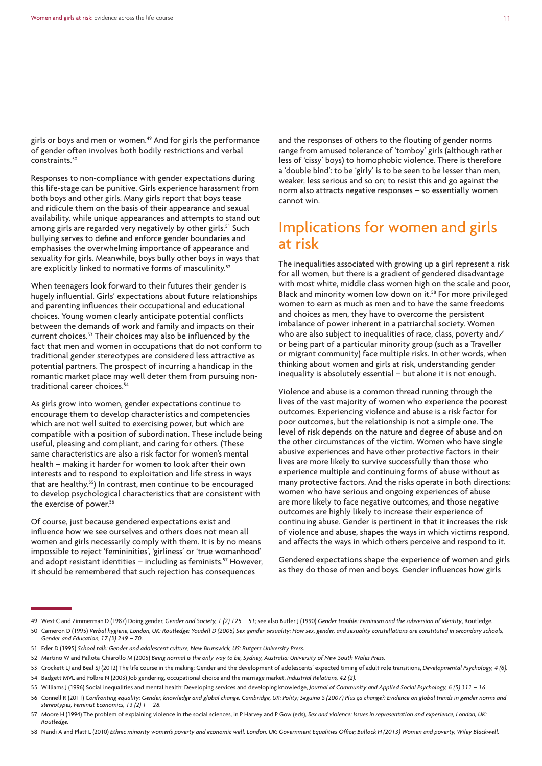girls or boys and men or women.[49] And for girls the performance of gender often involves both bodily restrictions and verbal constraints.[50]

Responses to non-compliance with gender expectations during this life-stage can be punitive. Girls experience harassment from both boys and other girls. Many girls report that boys tease and ridicule them on the basis of their appearance and sexual availability, while unique appearances and attempts to stand out among girls are regarded very negatively by other girls.[51] Such bullying serves to define and enforce gender boundaries and emphasises the overwhelming importance of appearance and sexuality for girls. Meanwhile, boys bully other boys in ways that are explicitly linked to normative forms of masculinity.[52]

When teenagers look forward to their futures their gender is hugely influential. Girls' expectations about future relationships and parenting influences their occupational and educational choices. Young women clearly anticipate potential conflicts between the demands of work and family and impacts on their current choices.[53] Their choices may also be influenced by the fact that men and women in occupations that do not conform to traditional gender stereotypes are considered less attractive as potential partners. The prospect of incurring a handicap in the romantic market place may well deter them from pursuing non-traditional career choices.[54]

As girls grow into women, gender expectations continue to encourage them to develop characteristics and competencies which are not well suited to exercising power, but which are compatible with a position of subordination. These include being useful, pleasing and compliant, and caring for others. (These same characteristics are also a risk factor for women's mental health – making it harder for women to look after their own interests and to respond to exploitation and life stress in ways that are healthy.[55]) In contrast, men continue to be encouraged to develop psychological characteristics that are consistent with the exercise of power.[56]

Of course, just because gendered expectations exist and influence how we see ourselves and others does not mean all women and girls necessarily comply with them. It is by no means impossible to reject 'femininities', 'girliness' or 'true womanhood' and adopt resistant identities – including as feminists.[57] However, it should be remembered that such rejection has consequences and the responses of others to the flouting of gender norms range from amused tolerance of 'tomboy' girls (although rather less of 'cissy' boys) to homophobic violence. There is therefore a 'double bind': to be 'girly' is to be seen to be lesser than men, weaker, less serious and so on; to resist this and go against the norm also attracts negative responses – so essentially women cannot win.

## Implications for women and girls at risk

The inequalities associated with growing up a girl represent a risk for all women, but there is a gradient of gendered disadvantage with most white, middle class women high on the scale and poor, Black and minority women low down on it.[58] For more privileged women to earn as much as men and to have the same freedoms and choices as men, they have to overcome the persistent imbalance of power inherent in a patriarchal society. Women who are also subject to inequalities of race, class, poverty and/or being part of a particular minority group (such as a Traveller or migrant community) face multiple risks. In other words, when thinking about women and girls at risk, understanding gender inequality is absolutely essential – but alone it is not enough.

Violence and abuse is a common thread running through the lives of the vast majority of women who experience the poorest outcomes. Experiencing violence and abuse is a risk factor for poor outcomes, but the relationship is not a simple one. The level of risk depends on the nature and degree of abuse and on the other circumstances of the victim. Women who have single abusive experiences and have other protective factors in their lives are more likely to survive successfully than those who experience multiple and continuing forms of abuse without as many protective factors. And the risks operate in both directions: women who have serious and ongoing experiences of abuse are more likely to face negative outcomes, and those negative outcomes are highly likely to increase their experience of continuing abuse. Gender is pertinent in that it increases the risk of violence and abuse, shapes the ways in which victims respond, and affects the ways in which others perceive and respond to it.

Gendered expectations shape the experience of women and girls as they do those of men and boys. Gender influences how girls

---

49 West C and Zimmerman D (1987) Doing gender, *Gender and Society, 1 (2) 125 – 51;* see also Butler J (1990) *Gender trouble: Feminism and the subversion of identity*, Routledge.

50 Cameron D (1995) *Verbal hygiene, London, UK: Routledge; Youdell D (2005) Sex-gender-sexuality: How sex, gender, and sexuality constellations are constituted in secondary schools, Gender and Education, 17 (3) 249 – 70.*

51 Eder D (1995) *School talk: Gender and adolescent culture, New Brunswick, US: Rutgers University Press.*

52 Martino W and Pallota-Chiarollo M (2005) *Being normal is the only way to be, Sydney, Australia: University of New South Wales Press.*

53 Crockett LJ and Beal SJ (2012) The life course in the making: Gender and the development of adolescents' expected timing of adult role transitions, *Developmental Psychology, 4 (6).*

54 Badgett MVL and Folbre N (2003) Job gendering, occupational choice and the marriage market, *Industrial Relations, 42 (2).*

55 Williams J (1996) Social inequalities and mental health: Developing services and developing knowledge, *Journal of Community and Applied Social Psychology, 6 (5) 311 – 16.*

56 Connell R (2011) *Confronting equality: Gender, knowledge and global change, Cambridge, UK: Polity; Seguino S (2007) Plus ça change?: Evidence on global trends in gender norms and stereotypes, Feminist Economics, 13 (2) 1 – 28.*

57 Moore H (1994) The problem of explaining violence in the social sciences, in P Harvey and P Gow (eds), *Sex and violence: Issues in representation and experience, London, UK: Routledge.*

58 Nandi A and Platt L (2010) *Ethnic minority women's poverty and economic well, London, UK: Government Equalities Office; Bullock H (2013) Women and poverty, Wiley Blackwell.*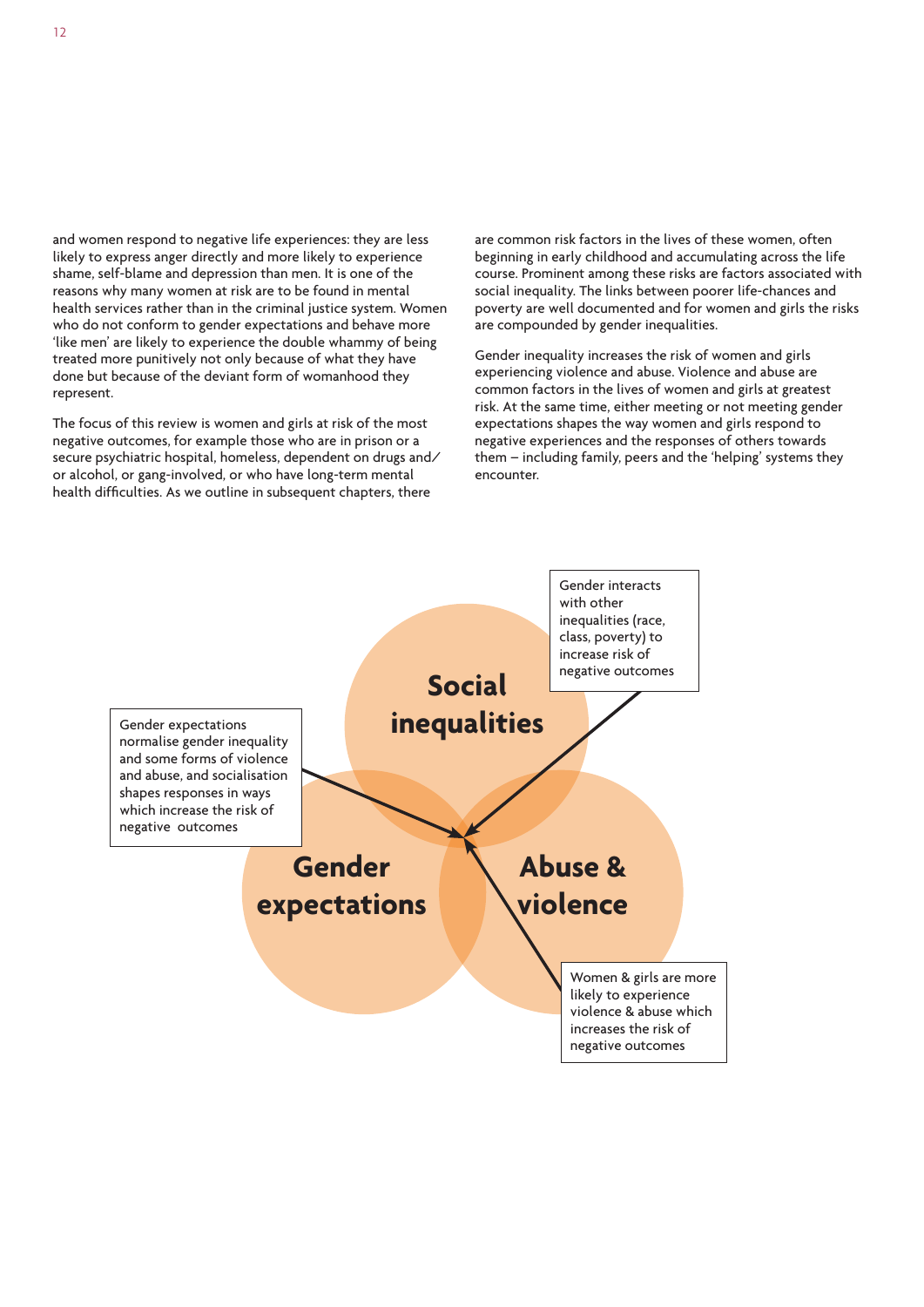and women respond to negative life experiences: they are less likely to express anger directly and more likely to experience shame, self-blame and depression than men. It is one of the reasons why many women at risk are to be found in mental health services rather than in the criminal justice system. Women who do not conform to gender expectations and behave more 'like men' are likely to experience the double whammy of being treated more punitively not only because of what they have done but because of the deviant form of womanhood they represent.

The focus of this review is women and girls at risk of the most negative outcomes, for example those who are in prison or a secure psychiatric hospital, homeless, dependent on drugs and/or alcohol, or gang-involved, or who have long-term mental health difficulties. As we outline in subsequent chapters, there are common risk factors in the lives of these women, often beginning in early childhood and accumulating across the life course. Prominent among these risks are factors associated with social inequality. The links between poorer life-chances and poverty are well documented and for women and girls the risks are compounded by gender inequalities.

Gender inequality increases the risk of women and girls experiencing violence and abuse. Violence and abuse are common factors in the lives of women and girls at greatest risk. At the same time, either meeting or not meeting gender expectations shapes the way women and girls respond to negative experiences and the responses of others towards them – including family, peers and the 'helping' systems they encounter.

Social inequalities

Gender expectations

Abuse & violence

Gender interacts with other inequalities (race, class, poverty) to increase risk of negative outcomes

Gender expectations normalise gender inequality and some forms of violence and abuse, and socialisation shapes responses in ways which increase the risk of negative outcomes

Women & girls are more likely to experience violence & abuse which increases the risk of negative outcomes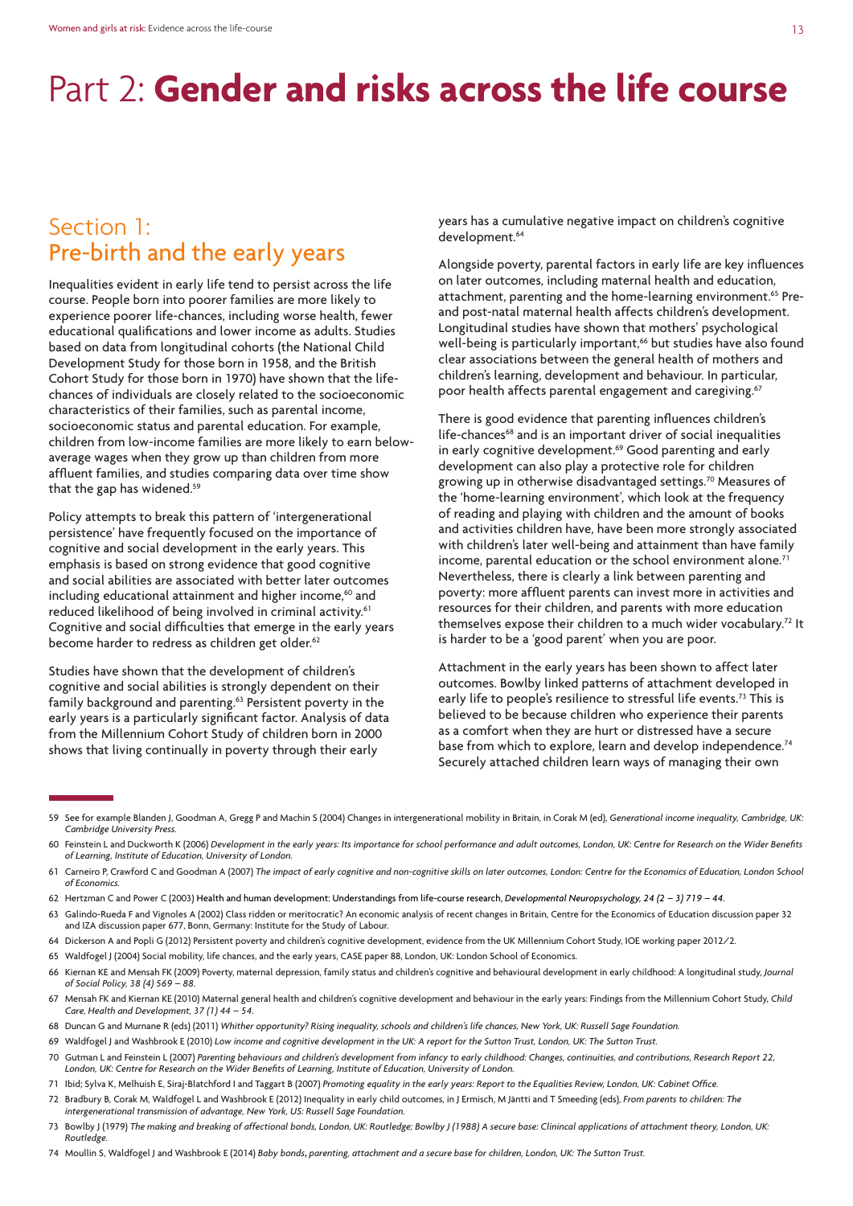# Part 2: **Gender and risks across the life course**

## Section 1: Pre-birth and the early years

Inequalities evident in early life tend to persist across the life course. People born into poorer families are more likely to experience poorer life-chances, including worse health, fewer educational qualifications and lower income as adults. Studies based on data from longitudinal cohorts (the National Child Development Study for those born in 1958, and the British Cohort Study for those born in 1970) have shown that the life-chances of individuals are closely related to the socioeconomic characteristics of their families, such as parental income, socioeconomic status and parental education. For example, children from low-income families are more likely to earn below-average wages when they grow up than children from more affluent families, and studies comparing data over time show that the gap has widened.[59]

Policy attempts to break this pattern of 'intergenerational persistence' have frequently focused on the importance of cognitive and social development in the early years. This emphasis is based on strong evidence that good cognitive and social abilities are associated with better later outcomes including educational attainment and higher income,[60] and reduced likelihood of being involved in criminal activity.[61] Cognitive and social difficulties that emerge in the early years become harder to redress as children get older.[62]

Studies have shown that the development of children's cognitive and social abilities is strongly dependent on their family background and parenting.[63] Persistent poverty in the early years is a particularly significant factor. Analysis of data from the Millennium Cohort Study of children born in 2000 shows that living continually in poverty through their early years has a cumulative negative impact on children's cognitive development.[64]

Alongside poverty, parental factors in early life are key influences on later outcomes, including maternal health and education, attachment, parenting and the home-learning environment.[65] Pre- and post-natal maternal health affects children's development. Longitudinal studies have shown that mothers' psychological well-being is particularly important,[66] but studies have also found clear associations between the general health of mothers and children's learning, development and behaviour. In particular, poor health affects parental engagement and caregiving.[67]

There is good evidence that parenting influences children's life-chances[68] and is an important driver of social inequalities in early cognitive development.[69] Good parenting and early development can also play a protective role for children growing up in otherwise disadvantaged settings.[70] Measures of the 'home-learning environment', which look at the frequency of reading and playing with children and the amount of books and activities children have, have been more strongly associated with children's later well-being and attainment than have family income, parental education or the school environment alone.[71] Nevertheless, there is clearly a link between parenting and poverty: more affluent parents can invest more in activities and resources for their children, and parents with more education themselves expose their children to a much wider vocabulary.[72] It is harder to be a 'good parent' when you are poor.

Attachment in the early years has been shown to affect later outcomes. Bowlby linked patterns of attachment developed in early life to people's resilience to stressful life events.[73] This is believed to be because children who experience their parents as a comfort when they are hurt or distressed have a secure base from which to explore, learn and develop independence.[74] Securely attached children learn ways of managing their own

---

59 See for example Blanden J, Goodman A, Gregg P and Machin S (2004) Changes in intergenerational mobility in Britain, in Corak M (ed), *Generational income inequality, Cambridge, UK: Cambridge University Press.*

60 Feinstein L and Duckworth K (2006) *Development in the early years: Its importance for school performance and adult outcomes, London, UK: Centre for Research on the Wider Benefits of Learning, Institute of Education, University of London.*

61 Carneiro P, Crawford C and Goodman A (2007) *The impact of early cognitive and non-cognitive skills on later outcomes, London: Centre for the Economics of Education, London School of Economics.*

62 Hertzman C and Power C (2003) Health and human development: Understandings from life-course research, *Developmental Neuropsychology, 24 (2 – 3) 719 – 44.*

63 Galindo-Rueda F and Vignoles A (2002) Class ridden or meritocratic? An economic analysis of recent changes in Britain, Centre for the Economics of Education discussion paper 32 and IZA discussion paper 677, Bonn, Germany: Institute for the Study of Labour.

64 Dickerson A and Popli G (2012) Persistent poverty and children's cognitive development, evidence from the UK Millennium Cohort Study, IOE working paper 2012/2.

65 Waldfogel J (2004) Social mobility, life chances, and the early years, CASE paper 88, London, UK: London School of Economics.

66 Kiernan KE and Mensah FK (2009) Poverty, maternal depression, family status and children's cognitive and behavioural development in early childhood: A longitudinal study, *Journal of Social Policy, 38 (4) 569 – 88.*

67 Mensah FK and Kiernan KE (2010) Maternal general health and children's cognitive development and behaviour in the early years: Findings from the Millennium Cohort Study, *Child Care, Health and Development, 37 (1) 44 – 54.*

68 Duncan G and Murnane R (eds) (2011) *Whither opportunity? Rising inequality, schools and children's life chances, New York, UK: Russell Sage Foundation.*

69 Waldfogel J and Washbrook E (2010) *Low income and cognitive development in the UK: A report for the Sutton Trust, London, UK: The Sutton Trust.*

70 Gutman L and Feinstein L (2007) *Parenting behaviours and children's development from infancy to early childhood: Changes, continuities, and contributions, Research Report 22, London, UK: Centre for Research on the Wider Benefits of Learning, Institute of Education, University of London.*

71 Ibid; Sylva K, Melhuish E, Siraj-Blatchford I and Taggart B (2007) *Promoting equality in the early years: Report to the Equalities Review, London, UK: Cabinet Office.*

72 Bradbury B, Corak M, Waldfogel L and Washbrook E (2012) Inequality in early child outcomes, in J Ermisch, M Jäntti and T Smeeding (eds), *From parents to children: The intergenerational transmission of advantage, New York, US: Russell Sage Foundation.*

73 Bowlby J (1979) *The making and breaking of affectional bonds, London, UK: Routledge; Bowlby J (1988) A secure base: Clinincal applications of attachment theory, London, UK: Routledge.*

74 Moullin S, Waldfogel J and Washbrook E (2014) *Baby bonds, parenting, attachment and a secure base for children, London, UK: The Sutton Trust.*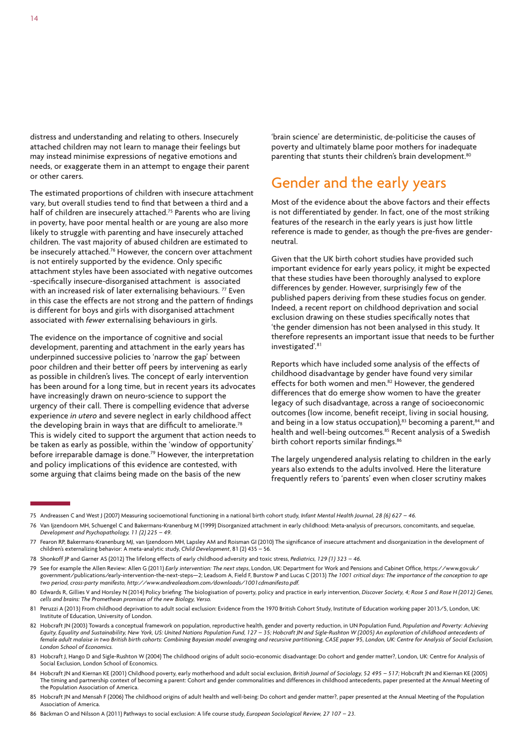distress and understanding and relating to others. Insecurely attached children may not learn to manage their feelings but may instead minimise expressions of negative emotions and needs, or exaggerate them in an attempt to engage their parent or other carers.

The estimated proportions of children with insecure attachment vary, but overall studies tend to find that between a third and a half of children are insecurely attached.[75] Parents who are living in poverty, have poor mental health or are young are also more likely to struggle with parenting and have insecurely attached children. The vast majority of abused children are estimated to be insecurely attached.[76] However, the concern over attachment is not entirely supported by the evidence. Only specific attachment styles have been associated with negative outcomes -specifically insecure-disorganised attachment is associated with an increased risk of later externalising behaviours.[77] Even in this case the effects are not strong and the pattern of findings is different for boys and girls with disorganised attachment associated with *fewer* externalising behaviours in girls.

The evidence on the importance of cognitive and social development, parenting and attachment in the early years has underpinned successive policies to 'narrow the gap' between poor children and their better off peers by intervening as early as possible in children's lives. The concept of early intervention has been around for a long time, but in recent years its advocates have increasingly drawn on neuro-science to support the urgency of their call. There is compelling evidence that adverse experience *in utero* and severe neglect in early childhood affect the developing brain in ways that are difficult to ameliorate.[78] This is widely cited to support the argument that action needs to be taken as early as possible, within the 'window of opportunity' before irreparable damage is done.[79] However, the interpretation and policy implications of this evidence are contested, with some arguing that claims being made on the basis of the new 'brain science' are deterministic, de-politicise the causes of poverty and ultimately blame poor mothers for inadequate parenting that stunts their children's brain development.[80]

## Gender and the early years

Most of the evidence about the above factors and their effects is not differentiated by gender. In fact, one of the most striking features of the research in the early years is just how little reference is made to gender, as though the pre-fives are gender-neutral.

Given that the UK birth cohort studies have provided such important evidence for early years policy, it might be expected that these studies have been thoroughly analysed to explore differences by gender. However, surprisingly few of the published papers deriving from these studies focus on gender. Indeed, a recent report on childhood deprivation and social exclusion drawing on these studies specifically notes that 'the gender dimension has not been analysed in this study. It therefore represents an important issue that needs to be further investigated'.[81]

Reports which have included some analysis of the effects of childhood disadvantage by gender have found very similar effects for both women and men.[82] However, the gendered differences that do emerge show women to have the greater legacy of such disadvantage, across a range of socioeconomic outcomes (low income, benefit receipt, living in social housing, and being in a low status occupation),[83] becoming a parent,[84] and health and well-being outcomes.[85] Recent analysis of a Swedish birth cohort reports similar findings.[86]

The largely ungendered analysis relating to children in the early years also extends to the adults involved. Here the literature frequently refers to 'parents' even when closer scrutiny makes

---

75 Andreassen C and West J (2007) Measuring socioemotional functioning in a national birth cohort study, *Infant Mental Health Journal, 28 (6) 627 – 46.*

76 Van Ijzendoorn MH, Schuengel C and Bakermans-Kranenburg M (1999) Disorganized attachment in early childhood: Meta-analysis of precursors, concomitants, and sequelae, *Development and Psychopathology, 11 (2) 225 – 49.*

77 Fearon RP, Bakermans-Kranenburg MJ, van Ijzendoorn MH, Lapsley AM and Roisman GI (2010) The significance of insecure attachment and disorganization in the development of children's externalizing behavior: A meta-analytic study, *Child Development*, 81 (2) 435 – 56.

78 Shonkoff JP and Garner AS (2012) The lifelong effects of early childhood adversity and toxic stress, *Pediatrics, 129 (1) 323 – 46.*

79 See for example the Allen Review: Allen G (2011) *Early intervention: The next steps*, London, UK: Department for Work and Pensions and Cabinet Office, https://www.gov.uk/government/publications/early-intervention-the-next-steps--2; Leadsom A, Field F, Burstow P and Lucas C (2013) *The 1001 critical days: The importance of the conception to age two period, cross-party manifesto, http://www.andrealeadsom.com/downloads/1001cdmanifesto.pdf.*

80 Edwards R, Gillies V and Horsley N (2014) Policy briefing: The biologisation of poverty, policy and practice in early intervention, *Discover Society, 4; Rose S and Rose H (2012) Genes, cells and brains: The Promethean promises of the new Biology, Verso.*

81 Peruzzi A (2013) From childhood deprivation to adult social exclusion: Evidence from the 1970 British Cohort Study, Institute of Education working paper 2013/5, London, UK: Institute of Education, University of London.

82 Hobcraft JN (2003) Towards a conceptual framework on population, reproductive health, gender and poverty reduction, in UN Population Fund, *Population and Poverty: Achieving Equity, Equality and Sustainability, New York, US: United Nations Population Fund, 127 – 35; Hobcraft JN and Sigle-Rushton W (2005) An exploration of childhood antecedents of female adult malaise in two British birth cohorts: Combining Bayesian model averaging and recursive partitioning, CASE paper 95, London, UK: Centre for Analysis of Social Exclusion, London School of Economics.*

83 Hobcraft J, Hango D and Sigle-Rushton W (2004) The childhood origins of adult socio-economic disadvantage: Do cohort and gender matter?, London, UK: Centre for Analysis of Social Exclusion, London School of Economics.

84 Hobcraft JN and Kiernan KE (2001) Childhood poverty, early motherhood and adult social exclusion, *British Journal of Sociology, 52 495 – 517;* Hobcraft JN and Kiernan KE (2005) The timing and partnership context of becoming a parent: Cohort and gender commonalities and differences in childhood antecedents, paper presented at the Annual Meeting of the Population Association of America.

85 Hobcraft JN and Mensah F (2006) The childhood origins of adult health and well-being: Do cohort and gender matter?, paper presented at the Annual Meeting of the Population Association of America.

86 Bäckman O and Nilsson A (2011) Pathways to social exclusion: A life course study, *European Sociological Review, 27 107 – 23.*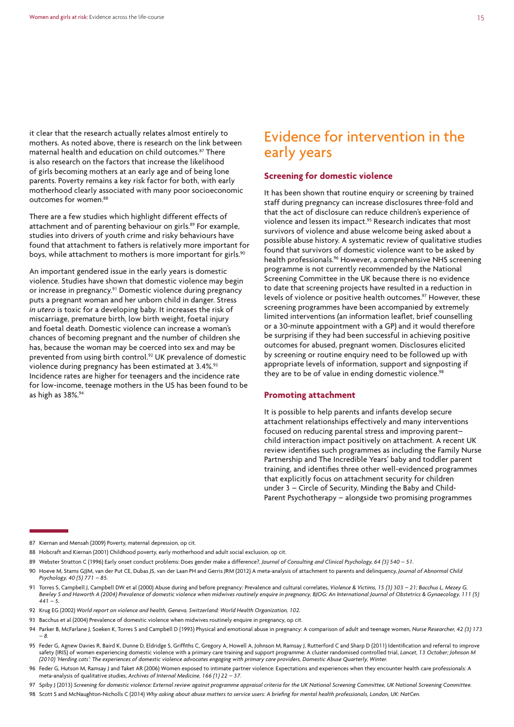it clear that the research actually relates almost entirely to mothers. As noted above, there is research on the link between maternal health and education on child outcomes.[87] There is also research on the factors that increase the likelihood of girls becoming mothers at an early age and of being lone parents. Poverty remains a key risk factor for both, with early motherhood clearly associated with many poor socioeconomic outcomes for women.[88]

There are a few studies which highlight different effects of attachment and of parenting behaviour on girls.[89] For example, studies into drivers of youth crime and risky behaviours have found that attachment to fathers is relatively more important for boys, while attachment to mothers is more important for girls.[90]

An important gendered issue in the early years is domestic violence. Studies have shown that domestic violence may begin or increase in pregnancy.[91] Domestic violence during pregnancy puts a pregnant woman and her unborn child in danger. Stress *in utero* is toxic for a developing baby. It increases the risk of miscarriage, premature birth, low birth weight, foetal injury and foetal death. Domestic violence can increase a woman's chances of becoming pregnant and the number of children she has, because the woman may be coerced into sex and may be prevented from using birth control.[92] UK prevalence of domestic violence during pregnancy has been estimated at 3.4%.[93] Incidence rates are higher for teenagers and the incidence rate for low-income, teenage mothers in the US has been found to be as high as 38%.[94]

## Evidence for intervention in the early years

### Screening for domestic violence

It has been shown that routine enquiry or screening by trained staff during pregnancy can increase disclosures three-fold and that the act of disclosure can reduce children's experience of violence and lessen its impact.[95] Research indicates that most survivors of violence and abuse welcome being asked about a possible abuse history. A systematic review of qualitative studies found that survivors of domestic violence want to be asked by health professionals.[96] However, a comprehensive NHS screening programme is not currently recommended by the National Screening Committee in the UK because there is no evidence to date that screening projects have resulted in a reduction in levels of violence or positive health outcomes.[97] However, these screening programmes have been accompanied by extremely limited interventions (an information leaflet, brief counselling or a 30-minute appointment with a GP) and it would therefore be surprising if they had been successful in achieving positive outcomes for abused, pregnant women. Disclosures elicited by screening or routine enquiry need to be followed up with appropriate levels of information, support and signposting if they are to be of value in ending domestic violence.[98]

### Promoting attachment

It is possible to help parents and infants develop secure attachment relationships effectively and many interventions focused on reducing parental stress and improving parent–child interaction impact positively on attachment. A recent UK review identifies such programmes as including the Family Nurse Partnership and The Incredible Years' baby and toddler parent training, and identifies three other well-evidenced programmes that explicitly focus on attachment security for children under 3 – Circle of Security, Minding the Baby and Child-Parent Psychotherapy – alongside two promising programmes

---

87 Kiernan and Mensah (2009) Poverty, maternal depression, op cit.

88 Hobcraft and Kiernan (2001) Childhood poverty, early motherhood and adult social exclusion, op cit.

89 Webster Stratton C (1996) Early onset conduct problems: Does gender make a difference?, *Journal of Consulting and Clinical Psychology, 64 (3) 540 – 51.*

90 Hoeve M, Stams GJJM, van der Put CE, Dubas JS, van der Laan PH and Gerris JRM (2012) A meta-analysis of attachment to parents and delinquency, *Journal of Abnormal Child Psychology, 40 (5) 771 – 85.*

91 Torres S, Campbell J, Campbell DW et al (2000) Abuse during and before pregnancy: Prevalence and cultural correlates, *Violence & Victims, 15 (3) 303 – 21; Bacchus L, Mezey G, Bewley S and Haworth A (2004) Prevalence of domestic violence when midwives routinely enquire in pregnancy, BJOG: An International Journal of Obstetrics & Gynaecology, 111 (5) 441 – 5.*

92 Krug EG (2002) *World report on violence and health, Geneva, Switzerland: World Health Organization, 102.*

93 Bacchus et al (2004) Prevalence of domestic violence when midwives routinely enquire in pregnancy, op cit.

94 Parker B, McFarlane J, Soeken K, Torres S and Campbell D (1993) Physical and emotional abuse in pregnancy: A comparison of adult and teenage women, *Nurse Researcher, 42 (3) 173 – 8.*

95 Feder G, Agnew Davies R, Baird K, Dunne D, Eldridge S, Griffiths C, Gregory A, Howell A, Johnson M, Ramsay J, Rutterford C and Sharp D (2011) Identification and referral to improve safety (IRIS) of women experiencing domestic violence with a primary care training and support programme: A cluster randomised controlled trial, *Lancet, 13 October; Johnson M (2010) 'Herding cats': The experiences of domestic violence advocates engaging with primary care providers, Domestic Abuse Quarterly, Winter.*

96 Feder G, Hutson M, Ramsay J and Taket AR (2006) Women exposed to intimate partner violence: Expectations and experiences when they encounter health care professionals: A meta-analysis of qualitative studies, *Archives of Internal Medicine, 166 (1) 22 – 37.*

97 Spiby J (2013) *Screening for domestic violence: External review against programme appraisal criteria for the UK National Screening Committee, UK National Screening Committee.*

98 Scott S and McNaughton-Nicholls C (2014) *Why asking about abuse matters to service users: A briefing for mental health professionals, London, UK: NatCen.*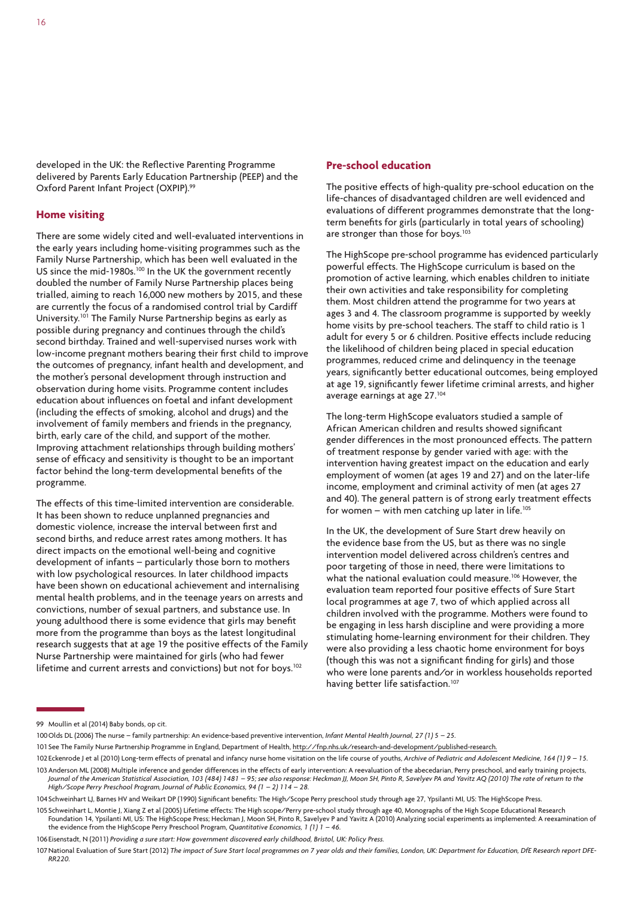developed in the UK: the Reflective Parenting Programme delivered by Parents Early Education Partnership (PEEP) and the Oxford Parent Infant Project (OXPIP).[99]

## Home visiting

There are some widely cited and well-evaluated interventions in the early years including home-visiting programmes such as the Family Nurse Partnership, which has been well evaluated in the US since the mid-1980s.[100] In the UK the government recently doubled the number of Family Nurse Partnership places being trialled, aiming to reach 16,000 new mothers by 2015, and these are currently the focus of a randomised control trial by Cardiff University.[101] The Family Nurse Partnership begins as early as possible during pregnancy and continues through the child's second birthday. Trained and well-supervised nurses work with low-income pregnant mothers bearing their first child to improve the outcomes of pregnancy, infant health and development, and the mother's personal development through instruction and observation during home visits. Programme content includes education about influences on foetal and infant development (including the effects of smoking, alcohol and drugs) and the involvement of family members and friends in the pregnancy, birth, early care of the child, and support of the mother. Improving attachment relationships through building mothers' sense of efficacy and sensitivity is thought to be an important factor behind the long-term developmental benefits of the programme.

The effects of this time-limited intervention are considerable. It has been shown to reduce unplanned pregnancies and domestic violence, increase the interval between first and second births, and reduce arrest rates among mothers. It has direct impacts on the emotional well-being and cognitive development of infants – particularly those born to mothers with low psychological resources. In later childhood impacts have been shown on educational achievement and internalising mental health problems, and in the teenage years on arrests and convictions, number of sexual partners, and substance use. In young adulthood there is some evidence that girls may benefit more from the programme than boys as the latest longitudinal research suggests that at age 19 the positive effects of the Family Nurse Partnership were maintained for girls (who had fewer lifetime and current arrests and convictions) but not for boys.[102]

## Pre-school education

The positive effects of high-quality pre-school education on the life-chances of disadvantaged children are well evidenced and evaluations of different programmes demonstrate that the long-term benefits for girls (particularly in total years of schooling) are stronger than those for boys.[103]

The HighScope pre-school programme has evidenced particularly powerful effects. The HighScope curriculum is based on the promotion of active learning, which enables children to initiate their own activities and take responsibility for completing them. Most children attend the programme for two years at ages 3 and 4. The classroom programme is supported by weekly home visits by pre-school teachers. The staff to child ratio is 1 adult for every 5 or 6 children. Positive effects include reducing the likelihood of children being placed in special education programmes, reduced crime and delinquency in the teenage years, significantly better educational outcomes, being employed at age 19, significantly fewer lifetime criminal arrests, and higher average earnings at age 27.[104]

The long-term HighScope evaluators studied a sample of African American children and results showed significant gender differences in the most pronounced effects. The pattern of treatment response by gender varied with age: with the intervention having greatest impact on the education and early employment of women (at ages 19 and 27) and on the later-life income, employment and criminal activity of men (at ages 27 and 40). The general pattern is of strong early treatment effects for women – with men catching up later in life.[105]

In the UK, the development of Sure Start drew heavily on the evidence base from the US, but as there was no single intervention model delivered across children's centres and poor targeting of those in need, there were limitations to what the national evaluation could measure.[106] However, the evaluation team reported four positive effects of Sure Start local programmes at age 7, two of which applied across all children involved with the programme. Mothers were found to be engaging in less harsh discipline and were providing a more stimulating home-learning environment for their children. They were also providing a less chaotic home environment for boys (though this was not a significant finding for girls) and those who were lone parents and/or in workless households reported having better life satisfaction.[107]

---

99 Moullin et al (2014) Baby bonds, op cit.

100 Olds DL (2006) The nurse – family partnership: An evidence-based preventive intervention, *Infant Mental Health Journal, 27 (1) 5 – 25*.

101 See The Family Nurse Partnership Programme in England, Department of Health, http://fnp.nhs.uk/research-and-development/published-research.

102 Eckenrode J et al (2010) Long-term effects of prenatal and infancy nurse home visitation on the life course of youths, *Archive of Pediatric and Adolescent Medicine, 164 (1) 9 – 15*.

103 Anderson ML (2008) Multiple inference and gender differences in the effects of early intervention: A reevaluation of the abecedarian, Perry preschool, and early training projects, *Journal of the American Statistical Association, 103 (484) 1481 – 95; see also response: Heckman JJ, Moon SH, Pinto R, Savelyev PA and Yavitz AQ (2010) The rate of return to the High/Scope Perry Preschool Program, Journal of Public Economics, 94 (1 – 2) 114 – 28.*

104 Schweinhart LJ, Barnes HV and Weikart DP (1990) Significant benefits: The High/Scope Perry preschool study through age 27, Ypsilanti MI, US: The HighScope Press.

105 Schweinhart L, Montie J, Xiang Z et al (2005) Lifetime effects: The High scope/Perry pre-school study through age 40, Monographs of the High Scope Educational Research Foundation 14, Ypsilanti MI, US: The HighScope Press; Heckman J, Moon SH, Pinto R, Savelyev P and Yavitz A (2010) Analyzing social experiments as implemented: A reexamination of the evidence from the HighScope Perry Preschool Program, *Quantitative Economics, 1 (1) 1 – 46*.

106 Eisenstadt, N (2011) *Providing a sure start: How government discovered early childhood, Bristol, UK: Policy Press.*

107 National Evaluation of Sure Start (2012) *The impact of Sure Start local programmes on 7 year olds and their families, London, UK: Department for Education, DfE Research report DFE-RR220.*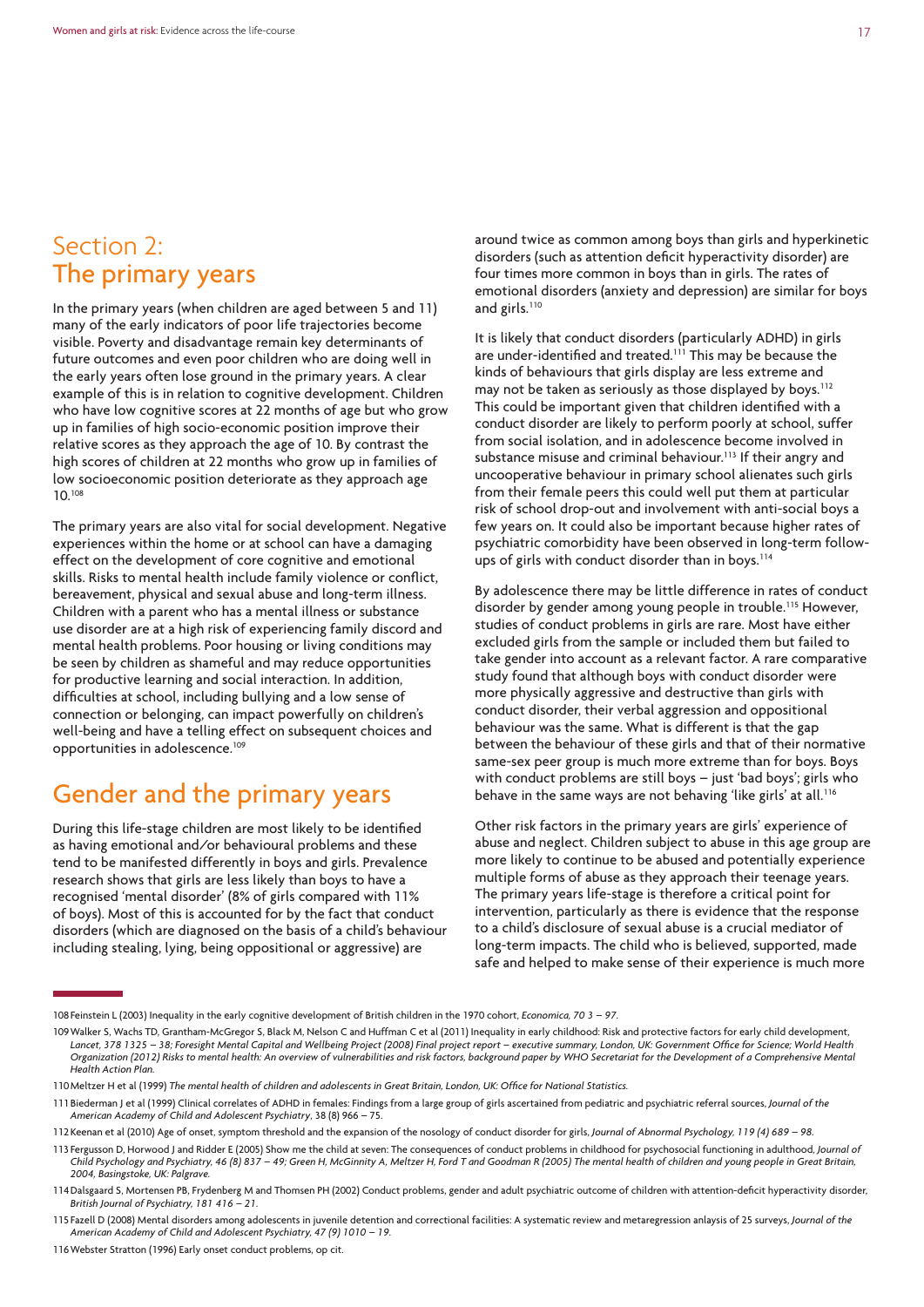# Section 2: The primary years

In the primary years (when children are aged between 5 and 11) many of the early indicators of poor life trajectories become visible. Poverty and disadvantage remain key determinants of future outcomes and even poor children who are doing well in the early years often lose ground in the primary years. A clear example of this is in relation to cognitive development. Children who have low cognitive scores at 22 months of age but who grow up in families of high socio-economic position improve their relative scores as they approach the age of 10. By contrast the high scores of children at 22 months who grow up in families of low socioeconomic position deteriorate as they approach age 10.[108]

The primary years are also vital for social development. Negative experiences within the home or at school can have a damaging effect on the development of core cognitive and emotional skills. Risks to mental health include family violence or conflict, bereavement, physical and sexual abuse and long-term illness. Children with a parent who has a mental illness or substance use disorder are at a high risk of experiencing family discord and mental health problems. Poor housing or living conditions may be seen by children as shameful and may reduce opportunities for productive learning and social interaction. In addition, difficulties at school, including bullying and a low sense of connection or belonging, can impact powerfully on children's well-being and have a telling effect on subsequent choices and opportunities in adolescence.[109]

## Gender and the primary years

During this life-stage children are most likely to be identified as having emotional and/or behavioural problems and these tend to be manifested differently in boys and girls. Prevalence research shows that girls are less likely than boys to have a recognised 'mental disorder' (8% of girls compared with 11% of boys). Most of this is accounted for by the fact that conduct disorders (which are diagnosed on the basis of a child's behaviour including stealing, lying, being oppositional or aggressive) are around twice as common among boys than girls and hyperkinetic disorders (such as attention deficit hyperactivity disorder) are four times more common in boys than in girls. The rates of emotional disorders (anxiety and depression) are similar for boys and girls.[110]

It is likely that conduct disorders (particularly ADHD) in girls are under-identified and treated.[111] This may be because the kinds of behaviours that girls display are less extreme and may not be taken as seriously as those displayed by boys.[112] This could be important given that children identified with a conduct disorder are likely to perform poorly at school, suffer from social isolation, and in adolescence become involved in substance misuse and criminal behaviour.[113] If their angry and uncooperative behaviour in primary school alienates such girls from their female peers this could well put them at particular risk of school drop-out and involvement with anti-social boys a few years on. It could also be important because higher rates of psychiatric comorbidity have been observed in long-term follow-ups of girls with conduct disorder than in boys.[114]

By adolescence there may be little difference in rates of conduct disorder by gender among young people in trouble.[115] However, studies of conduct problems in girls are rare. Most have either excluded girls from the sample or included them but failed to take gender into account as a relevant factor. A rare comparative study found that although boys with conduct disorder were more physically aggressive and destructive than girls with conduct disorder, their verbal aggression and oppositional behaviour was the same. What is different is that the gap between the behaviour of these girls and that of their normative same-sex peer group is much more extreme than for boys. Boys with conduct problems are still boys – just 'bad boys'; girls who behave in the same ways are not behaving 'like girls' at all.[116]

Other risk factors in the primary years are girls' experience of abuse and neglect. Children subject to abuse in this age group are more likely to continue to be abused and potentially experience multiple forms of abuse as they approach their teenage years. The primary years life-stage is therefore a critical point for intervention, particularly as there is evidence that the response to a child's disclosure of sexual abuse is a crucial mediator of long-term impacts. The child who is believed, supported, made safe and helped to make sense of their experience is much more

---

108 Feinstein L (2003) Inequality in the early cognitive development of British children in the 1970 cohort, *Economica, 70 3 – 97*.

109 Walker S, Wachs TD, Grantham-McGregor S, Black M, Nelson C and Huffman C et al (2011) Inequality in early childhood: Risk and protective factors for early child development, *Lancet, 378 1325 – 38; Foresight Mental Capital and Wellbeing Project (2008) Final project report – executive summary, London, UK: Government Office for Science; World Health Organization (2012) Risks to mental health: An overview of vulnerabilities and risk factors, background paper by WHO Secretariat for the Development of a Comprehensive Mental Health Action Plan.*

110 Meltzer H et al (1999) *The mental health of children and adolescents in Great Britain, London, UK: Office for National Statistics.*

111 Biederman J et al (1999) Clinical correlates of ADHD in females: Findings from a large group of girls ascertained from pediatric and psychiatric referral sources, *Journal of the American Academy of Child and Adolescent Psychiatry*, 38 (8) 966 – 75.

112 Keenan et al (2010) Age of onset, symptom threshold and the expansion of the nosology of conduct disorder for girls, *Journal of Abnormal Psychology, 119 (4) 689 – 98.*

113 Fergusson D, Horwood J and Ridder E (2005) Show me the child at seven: The consequences of conduct problems in childhood for psychosocial functioning in adulthood, *Journal of Child Psychology and Psychiatry, 46 (8) 837 – 49; Green H, McGinnity A, Meltzer H, Ford T and Goodman R (2005) The mental health of children and young people in Great Britain, 2004, Basingstoke, UK: Palgrave.*

114 Dalsgaard S, Mortensen PB, Frydenberg M and Thomsen PH (2002) Conduct problems, gender and adult psychiatric outcome of children with attention-deficit hyperactivity disorder, *British Journal of Psychiatry, 181 416 – 21.*

115 Fazell D (2008) Mental disorders among adolescents in juvenile detention and correctional facilities: A systematic review and metaregression anlaysis of 25 surveys, *Journal of the American Academy of Child and Adolescent Psychiatry, 47 (9) 1010 – 19.*

116 Webster Stratton (1996) Early onset conduct problems, op cit.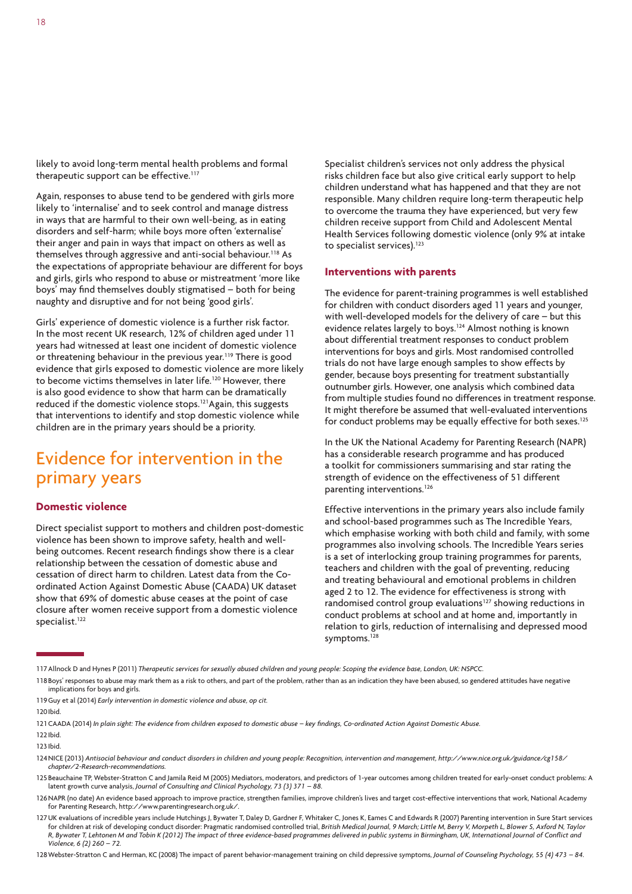likely to avoid long-term mental health problems and formal therapeutic support can be effective.[117]

Again, responses to abuse tend to be gendered with girls more likely to 'internalise' and to seek control and manage distress in ways that are harmful to their own well-being, as in eating disorders and self-harm; while boys more often 'externalise' their anger and pain in ways that impact on others as well as themselves through aggressive and anti-social behaviour.[118] As the expectations of appropriate behaviour are different for boys and girls, girls who respond to abuse or mistreatment 'more like boys' may find themselves doubly stigmatised – both for being naughty and disruptive and for not being 'good girls'.

Girls' experience of domestic violence is a further risk factor. In the most recent UK research, 12% of children aged under 11 years had witnessed at least one incident of domestic violence or threatening behaviour in the previous year.[119] There is good evidence that girls exposed to domestic violence are more likely to become victims themselves in later life.[120] However, there is also good evidence to show that harm can be dramatically reduced if the domestic violence stops.[121] Again, this suggests that interventions to identify and stop domestic violence while children are in the primary years should be a priority.

# Evidence for intervention in the primary years

### Domestic violence

Direct specialist support to mothers and children post-domestic violence has been shown to improve safety, health and well-being outcomes. Recent research findings show there is a clear relationship between the cessation of domestic abuse and cessation of direct harm to children. Latest data from the Co-ordinated Action Against Domestic Abuse (CAADA) UK dataset show that 69% of domestic abuse ceases at the point of case closure after women receive support from a domestic violence specialist.[122]

Specialist children's services not only address the physical risks children face but also give critical early support to help children understand what has happened and that they are not responsible. Many children require long-term therapeutic help to overcome the trauma they have experienced, but very few children receive support from Child and Adolescent Mental Health Services following domestic violence (only 9% at intake to specialist services).[123]

### Interventions with parents

The evidence for parent-training programmes is well established for children with conduct disorders aged 11 years and younger, with well-developed models for the delivery of care – but this evidence relates largely to boys.[124] Almost nothing is known about differential treatment responses to conduct problem interventions for boys and girls. Most randomised controlled trials do not have large enough samples to show effects by gender, because boys presenting for treatment substantially outnumber girls. However, one analysis which combined data from multiple studies found no differences in treatment response. It might therefore be assumed that well-evaluated interventions for conduct problems may be equally effective for both sexes.[125]

In the UK the National Academy for Parenting Research (NAPR) has a considerable research programme and has produced a toolkit for commissioners summarising and star rating the strength of evidence on the effectiveness of 51 different parenting interventions.[126]

Effective interventions in the primary years also include family and school-based programmes such as The Incredible Years, which emphasise working with both child and family, with some programmes also involving schools. The Incredible Years series is a set of interlocking group training programmes for parents, teachers and children with the goal of preventing, reducing and treating behavioural and emotional problems in children aged 2 to 12. The evidence for effectiveness is strong with randomised control group evaluations[127] showing reductions in conduct problems at school and at home and, importantly in relation to girls, reduction of internalising and depressed mood symptoms.[128]

---

117 Allnock D and Hynes P (2011) *Therapeutic services for sexually abused children and young people: Scoping the evidence base, London, UK: NSPCC.*

118 Boys' responses to abuse may mark them as a risk to others, and part of the problem, rather than as an indication they have been abused, so gendered attitudes have negative implications for boys and girls.

119 Guy et al (2014) *Early intervention in domestic violence and abuse, op cit.*

120 Ibid.

121 CAADA (2014) *In plain sight: The evidence from children exposed to domestic abuse – key findings, Co-ordinated Action Against Domestic Abuse.*

122 Ibid.

123 Ibid.

124 NICE (2013) *Antisocial behaviour and conduct disorders in children and young people: Recognition, intervention and management, http://www.nice.org.uk/guidance/cg158/chapter/2-Research-recommendations.*

125 Beauchaine TP, Webster-Stratton C and Jamila Reid M (2005) Mediators, moderators, and predictors of 1-year outcomes among children treated for early-onset conduct problems: A latent growth curve analysis, *Journal of Consulting and Clinical Psychology, 73 (3) 371 – 88.*

126 NAPR (no date) An evidence based approach to improve practice, strengthen families, improve children's lives and target cost-effective interventions that work, National Academy for Parenting Research, http://www.parentingresearch.org.uk/.

127 UK evaluations of incredible years include Hutchings J, Bywater T, Daley D, Gardner F, Whitaker C, Jones K, Eames C and Edwards R (2007) Parenting intervention in Sure Start services for children at risk of developing conduct disorder: Pragmatic randomised controlled trial, *British Medical Journal, 9 March; Little M, Berry V, Morpeth L, Blower S, Axford N, Taylor R, Bywater T, Lehtonen M and Tobin K (2012) The impact of three evidence-based programmes delivered in public systems in Birmingham, UK, International Journal of Conflict and Violence, 6 (2) 260 – 72.*

128 Webster-Stratton C and Herman, KC (2008) The impact of parent behavior-management training on child depressive symptoms, *Journal of Counseling Psychology, 55 (4) 473 – 84.*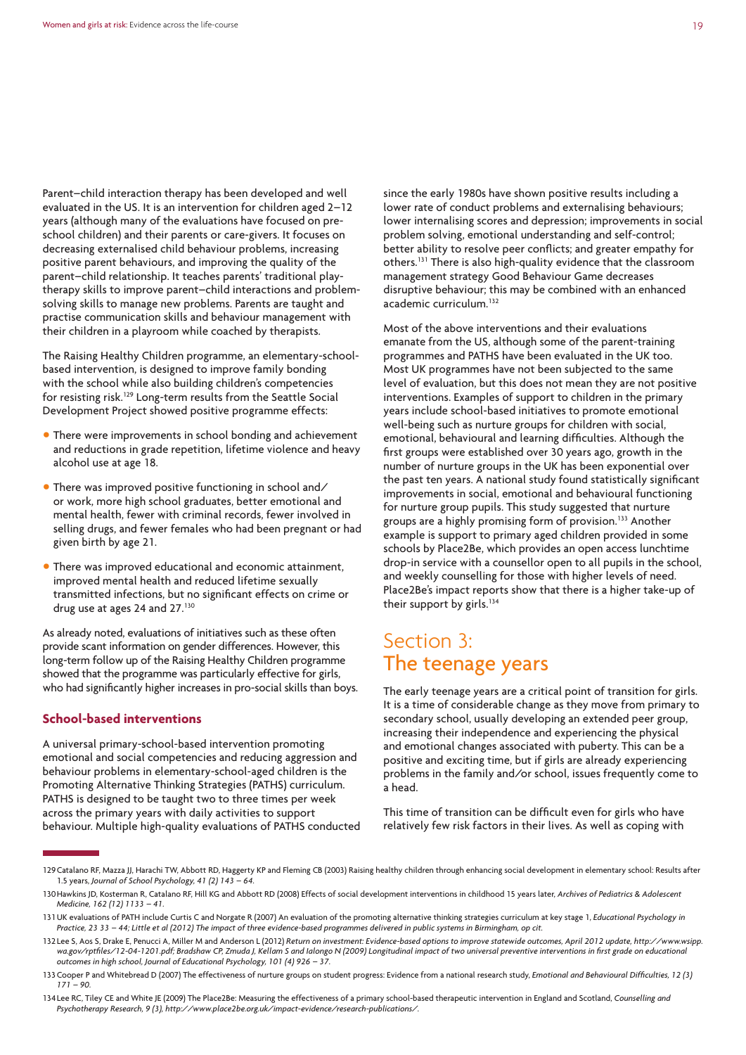Parent–child interaction therapy has been developed and well evaluated in the US. It is an intervention for children aged 2–12 years (although many of the evaluations have focused on pre-school children) and their parents or care-givers. It focuses on decreasing externalised child behaviour problems, increasing positive parent behaviours, and improving the quality of the parent–child relationship. It teaches parents' traditional play-therapy skills to improve parent–child interactions and problem-solving skills to manage new problems. Parents are taught and practise communication skills and behaviour management with their children in a playroom while coached by therapists.

The Raising Healthy Children programme, an elementary-school-based intervention, is designed to improve family bonding with the school while also building children's competencies for resisting risk.[129] Long-term results from the Seattle Social Development Project showed positive programme effects:

- There were improvements in school bonding and achievement and reductions in grade repetition, lifetime violence and heavy alcohol use at age 18.
- There was improved positive functioning in school and/or work, more high school graduates, better emotional and mental health, fewer with criminal records, fewer involved in selling drugs, and fewer females who had been pregnant or had given birth by age 21.
- There was improved educational and economic attainment, improved mental health and reduced lifetime sexually transmitted infections, but no significant effects on crime or drug use at ages 24 and 27.[130]

As already noted, evaluations of initiatives such as these often provide scant information on gender differences. However, this long-term follow up of the Raising Healthy Children programme showed that the programme was particularly effective for girls, who had significantly higher increases in pro-social skills than boys.

### School-based interventions

A universal primary-school-based intervention promoting emotional and social competencies and reducing aggression and behaviour problems in elementary-school-aged children is the Promoting Alternative Thinking Strategies (PATHS) curriculum. PATHS is designed to be taught two to three times per week across the primary years with daily activities to support behaviour. Multiple high-quality evaluations of PATHS conducted since the early 1980s have shown positive results including a lower rate of conduct problems and externalising behaviours; lower internalising scores and depression; improvements in social problem solving, emotional understanding and self-control; better ability to resolve peer conflicts; and greater empathy for others.[131] There is also high-quality evidence that the classroom management strategy Good Behaviour Game decreases disruptive behaviour; this may be combined with an enhanced academic curriculum.[132]

Most of the above interventions and their evaluations emanate from the US, although some of the parent-training programmes and PATHS have been evaluated in the UK too. Most UK programmes have not been subjected to the same level of evaluation, but this does not mean they are not positive interventions. Examples of support to children in the primary years include school-based initiatives to promote emotional well-being such as nurture groups for children with social, emotional, behavioural and learning difficulties. Although the first groups were established over 30 years ago, growth in the number of nurture groups in the UK has been exponential over the past ten years. A national study found statistically significant improvements in social, emotional and behavioural functioning for nurture group pupils. This study suggested that nurture groups are a highly promising form of provision.[133] Another example is support to primary aged children provided in some schools by Place2Be, which provides an open access lunchtime drop-in service with a counsellor open to all pupils in the school, and weekly counselling for those with higher levels of need. Place2Be's impact reports show that there is a higher take-up of their support by girls.[134]

## Section 3: The teenage years

The early teenage years are a critical point of transition for girls. It is a time of considerable change as they move from primary to secondary school, usually developing an extended peer group, increasing their independence and experiencing the physical and emotional changes associated with puberty. This can be a positive and exciting time, but if girls are already experiencing problems in the family and/or school, issues frequently come to a head.

This time of transition can be difficult even for girls who have relatively few risk factors in their lives. As well as coping with

---

129 Catalano RF, Mazza JJ, Harachi TW, Abbott RD, Haggerty KP and Fleming CB (2003) Raising healthy children through enhancing social development in elementary school: Results after 1.5 years, *Journal of School Psychology, 41 (2) 143 – 64.*

130 Hawkins JD, Kosterman R, Catalano RF, Hill KG and Abbott RD (2008) Effects of social development interventions in childhood 15 years later, *Archives of Pediatrics & Adolescent Medicine, 162 (12) 1133 – 41.*

131 UK evaluations of PATH include Curtis C and Norgate R (2007) An evaluation of the promoting alternative thinking strategies curriculum at key stage 1, *Educational Psychology in Practice, 23 33 – 44; Little et al (2012) The impact of three evidence-based programmes delivered in public systems in Birmingham, op cit.*

132 Lee S, Aos S, Drake E, Penucci A, Miller M and Anderson L (2012) *Return on investment: Evidence-based options to improve statewide outcomes, April 2012 update, http://www.wsipp.wa.gov/rptfiles/12-04-1201.pdf; Bradshaw CP, Zmuda J, Kellam S and Ialongo N (2009) Longitudinal impact of two universal preventive interventions in first grade on educational outcomes in high school, Journal of Educational Psychology, 101 (4) 926 – 37.*

133 Cooper P and Whitebread D (2007) The effectiveness of nurture groups on student progress: Evidence from a national research study, *Emotional and Behavioural Difficulties, 12 (3) 171 – 90.*

134 Lee RC, Tiley CE and White JE (2009) The Place2Be: Measuring the effectiveness of a primary school-based therapeutic intervention in England and Scotland, *Counselling and Psychotherapy Research, 9 (3), http://www.place2be.org.uk/impact-evidence/research-publications/.*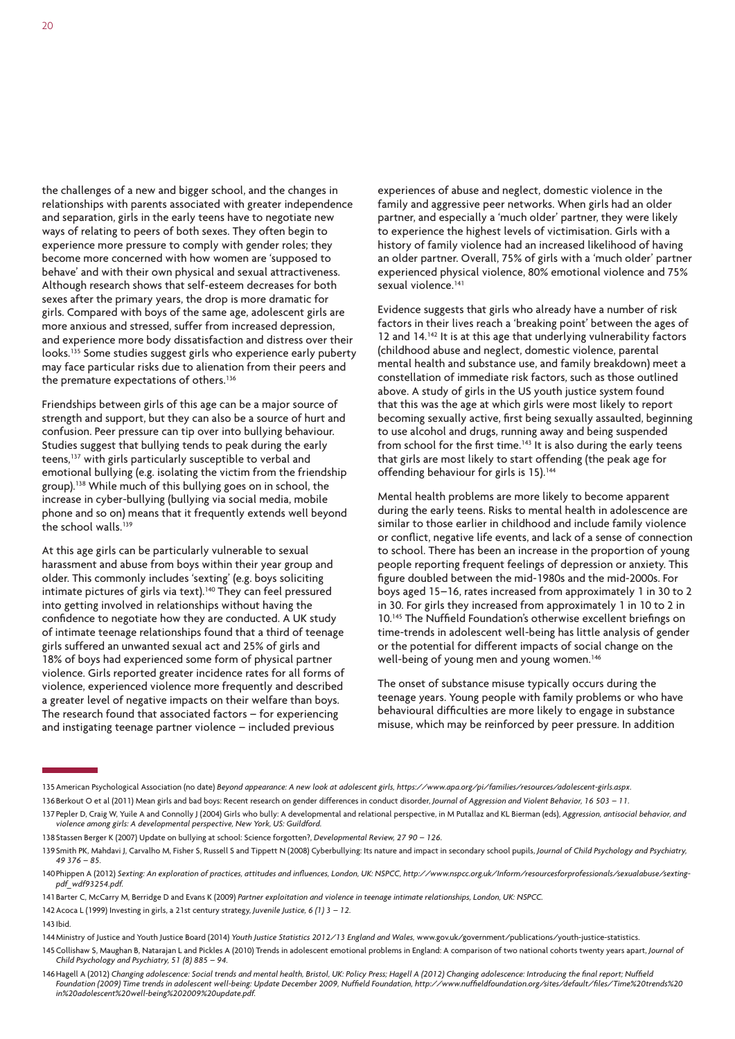the challenges of a new and bigger school, and the changes in relationships with parents associated with greater independence and separation, girls in the early teens have to negotiate new ways of relating to peers of both sexes. They often begin to experience more pressure to comply with gender roles; they become more concerned with how women are 'supposed to behave' and with their own physical and sexual attractiveness. Although research shows that self-esteem decreases for both sexes after the primary years, the drop is more dramatic for girls. Compared with boys of the same age, adolescent girls are more anxious and stressed, suffer from increased depression, and experience more body dissatisfaction and distress over their looks.[135] Some studies suggest girls who experience early puberty may face particular risks due to alienation from their peers and the premature expectations of others.[136]

Friendships between girls of this age can be a major source of strength and support, but they can also be a source of hurt and confusion. Peer pressure can tip over into bullying behaviour. Studies suggest that bullying tends to peak during the early teens,[137] with girls particularly susceptible to verbal and emotional bullying (e.g. isolating the victim from the friendship group).[138] While much of this bullying goes on in school, the increase in cyber-bullying (bullying via social media, mobile phone and so on) means that it frequently extends well beyond the school walls.[139]

At this age girls can be particularly vulnerable to sexual harassment and abuse from boys within their year group and older. This commonly includes 'sexting' (e.g. boys soliciting intimate pictures of girls via text).[140] They can feel pressured into getting involved in relationships without having the confidence to negotiate how they are conducted. A UK study of intimate teenage relationships found that a third of teenage girls suffered an unwanted sexual act and 25% of girls and 18% of boys had experienced some form of physical partner violence. Girls reported greater incidence rates for all forms of violence, experienced violence more frequently and described a greater level of negative impacts on their welfare than boys. The research found that associated factors – for experiencing and instigating teenage partner violence – included previous experiences of abuse and neglect, domestic violence in the family and aggressive peer networks. When girls had an older partner, and especially a 'much older' partner, they were likely to experience the highest levels of victimisation. Girls with a history of family violence had an increased likelihood of having an older partner. Overall, 75% of girls with a 'much older' partner experienced physical violence, 80% emotional violence and 75% sexual violence.[141]

Evidence suggests that girls who already have a number of risk factors in their lives reach a 'breaking point' between the ages of 12 and 14.[142] It is at this age that underlying vulnerability factors (childhood abuse and neglect, domestic violence, parental mental health and substance use, and family breakdown) meet a constellation of immediate risk factors, such as those outlined above. A study of girls in the US youth justice system found that this was the age at which girls were most likely to report becoming sexually active, first being sexually assaulted, beginning to use alcohol and drugs, running away and being suspended from school for the first time.[143] It is also during the early teens that girls are most likely to start offending (the peak age for offending behaviour for girls is 15).[144]

Mental health problems are more likely to become apparent during the early teens. Risks to mental health in adolescence are similar to those earlier in childhood and include family violence or conflict, negative life events, and lack of a sense of connection to school. There has been an increase in the proportion of young people reporting frequent feelings of depression or anxiety. This figure doubled between the mid-1980s and the mid-2000s. For boys aged 15–16, rates increased from approximately 1 in 30 to 2 in 30. For girls they increased from approximately 1 in 10 to 2 in 10.[145] The Nuffield Foundation's otherwise excellent briefings on time-trends in adolescent well-being has little analysis of gender or the potential for different impacts of social change on the well-being of young men and young women.[146]

The onset of substance misuse typically occurs during the teenage years. Young people with family problems or who have behavioural difficulties are more likely to engage in substance misuse, which may be reinforced by peer pressure. In addition

---

135 American Psychological Association (no date) *Beyond appearance: A new look at adolescent girls, https://www.apa.org/pi/families/resources/adolescent-girls.aspx*.

136 Berkout O et al (2011) Mean girls and bad boys: Recent research on gender differences in conduct disorder, *Journal of Aggression and Violent Behavior, 16 503 – 11*.

137 Pepler D, Craig W, Yuile A and Connolly J (2004) Girls who bully: A developmental and relational perspective, in M Putallaz and KL Bierman (eds), *Aggression, antisocial behavior, and violence among girls: A developmental perspective, New York, US: Guildford*.

138 Stassen Berger K (2007) Update on bullying at school: Science forgotten?, *Developmental Review, 27 90 – 126*.

139 Smith PK, Mahdavi J, Carvalho M, Fisher S, Russell S and Tippett N (2008) Cyberbullying: Its nature and impact in secondary school pupils, *Journal of Child Psychology and Psychiatry, 49 376 – 85*.

140 Phippen A (2012) *Sexting: An exploration of practices, attitudes and influences, London, UK: NSPCC, http://www.nspcc.org.uk/Inform/resourcesforprofessionals/sexualabuse/sexting-pdf_wdf93254.pdf*.

141 Barter C, McCarry M, Berridge D and Evans K (2009) *Partner exploitation and violence in teenage intimate relationships, London, UK: NSPCC*.

142 Acoca L (1999) Investing in girls, a 21st century strategy, *Juvenile Justice, 6 (1) 3 – 12*.

143 Ibid.

144 Ministry of Justice and Youth Justice Board (2014) *Youth Justice Statistics 2012/13 England and Wales*, www.gov.uk/government/publications/youth-justice-statistics.

145 Collishaw S, Maughan B, Natarajan L and Pickles A (2010) Trends in adolescent emotional problems in England: A comparison of two national cohorts twenty years apart, *Journal of Child Psychology and Psychiatry, 51 (8) 885 – 94*.

146 Hagell A (2012) *Changing adolescence: Social trends and mental health, Bristol, UK: Policy Press; Hagell A (2012) Changing adolescence: Introducing the final report; Nuffield Foundation (2009) Time trends in adolescent well-being: Update December 2009, Nuffield Foundation, http://www.nuffieldfoundation.org/sites/default/files/Time%20trends%20in%20adolescent%20well-being%202009%20update.pdf*.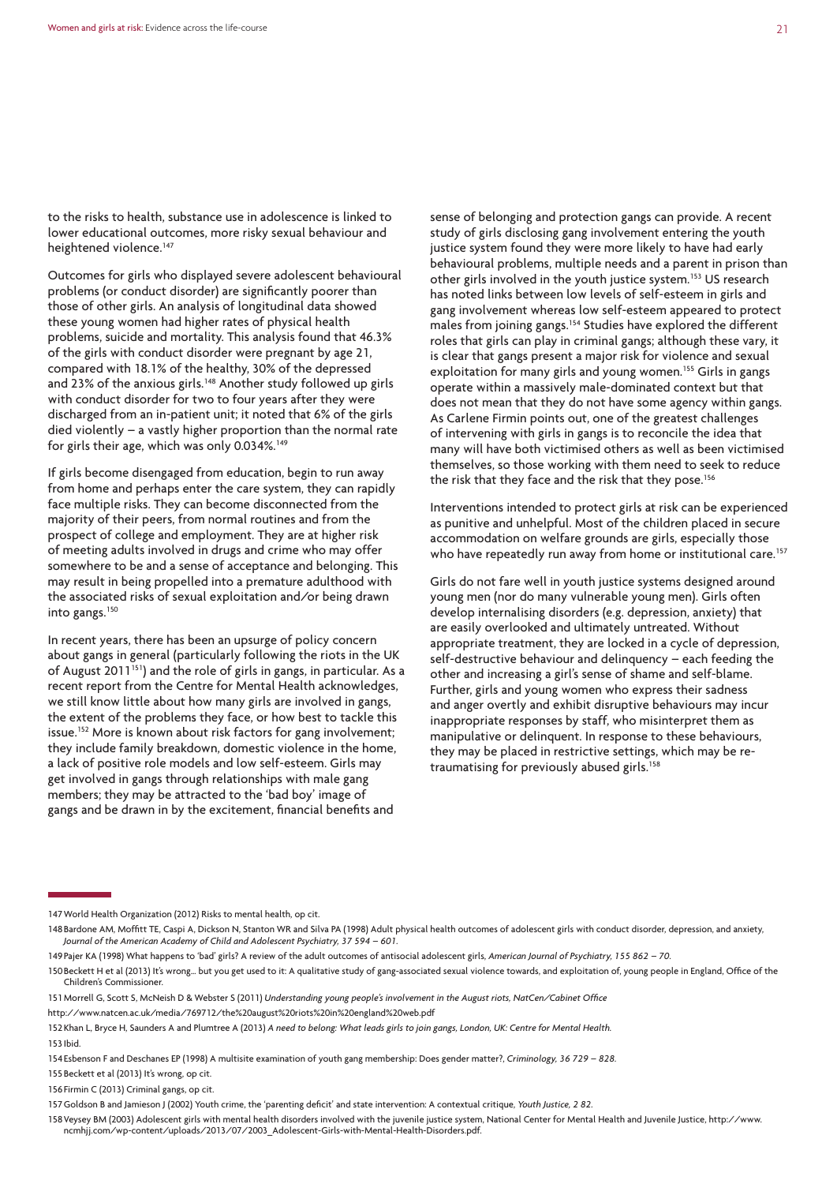to the risks to health, substance use in adolescence is linked to lower educational outcomes, more risky sexual behaviour and heightened violence.[147]

Outcomes for girls who displayed severe adolescent behavioural problems (or conduct disorder) are significantly poorer than those of other girls. An analysis of longitudinal data showed these young women had higher rates of physical health problems, suicide and mortality. This analysis found that 46.3% of the girls with conduct disorder were pregnant by age 21, compared with 18.1% of the healthy, 30% of the depressed and 23% of the anxious girls.[148] Another study followed up girls with conduct disorder for two to four years after they were discharged from an in-patient unit; it noted that 6% of the girls died violently – a vastly higher proportion than the normal rate for girls their age, which was only 0.034%.[149]

If girls become disengaged from education, begin to run away from home and perhaps enter the care system, they can rapidly face multiple risks. They can become disconnected from the majority of their peers, from normal routines and from the prospect of college and employment. They are at higher risk of meeting adults involved in drugs and crime who may offer somewhere to be and a sense of acceptance and belonging. This may result in being propelled into a premature adulthood with the associated risks of sexual exploitation and/or being drawn into gangs.[150]

In recent years, there has been an upsurge of policy concern about gangs in general (particularly following the riots in the UK of August 2011[151]) and the role of girls in gangs, in particular. As a recent report from the Centre for Mental Health acknowledges, we still know little about how many girls are involved in gangs, the extent of the problems they face, or how best to tackle this issue.[152] More is known about risk factors for gang involvement; they include family breakdown, domestic violence in the home, a lack of positive role models and low self-esteem. Girls may get involved in gangs through relationships with male gang members; they may be attracted to the 'bad boy' image of gangs and be drawn in by the excitement, financial benefits and sense of belonging and protection gangs can provide. A recent study of girls disclosing gang involvement entering the youth justice system found they were more likely to have had early behavioural problems, multiple needs and a parent in prison than other girls involved in the youth justice system.[153] US research has noted links between low levels of self-esteem in girls and gang involvement whereas low self-esteem appeared to protect males from joining gangs.[154] Studies have explored the different roles that girls can play in criminal gangs; although these vary, it is clear that gangs present a major risk for violence and sexual exploitation for many girls and young women.[155] Girls in gangs operate within a massively male-dominated context but that does not mean that they do not have some agency within gangs. As Carlene Firmin points out, one of the greatest challenges of intervening with girls in gangs is to reconcile the idea that many will have both victimised others as well as been victimised themselves, so those working with them need to seek to reduce the risk that they face and the risk that they pose.[156]

Interventions intended to protect girls at risk can be experienced as punitive and unhelpful. Most of the children placed in secure accommodation on welfare grounds are girls, especially those who have repeatedly run away from home or institutional care.[157]

Girls do not fare well in youth justice systems designed around young men (nor do many vulnerable young men). Girls often develop internalising disorders (e.g. depression, anxiety) that are easily overlooked and ultimately untreated. Without appropriate treatment, they are locked in a cycle of depression, self-destructive behaviour and delinquency – each feeding the other and increasing a girl's sense of shame and self-blame. Further, girls and young women who express their sadness and anger overtly and exhibit disruptive behaviours may incur inappropriate responses by staff, who misinterpret them as manipulative or delinquent. In response to these behaviours, they may be placed in restrictive settings, which may be re-traumatising for previously abused girls.[158]

---

147 World Health Organization (2012) Risks to mental health, op cit.

148 Bardone AM, Moffitt TE, Caspi A, Dickson N, Stanton WR and Silva PA (1998) Adult physical health outcomes of adolescent girls with conduct disorder, depression, and anxiety, *Journal of the American Academy of Child and Adolescent Psychiatry, 37 594 – 601*.

149 Pajer KA (1998) What happens to 'bad' girls? A review of the adult outcomes of antisocial adolescent girls, *American Journal of Psychiatry, 155 862 – 70*.

150 Beckett H et al (2013) It's wrong… but you get used to it: A qualitative study of gang-associated sexual violence towards, and exploitation of, young people in England, Office of the Children's Commissioner.

151 Morrell G, Scott S, McNeish D & Webster S (2011) *Understanding young people's involvement in the August riots, NatCen/Cabinet Office*
http://www.natcen.ac.uk/media/769712/the%20august%20riots%20in%20england%20web.pdf

152 Khan L, Bryce H, Saunders A and Plumtree A (2013) *A need to belong: What leads girls to join gangs, London, UK: Centre for Mental Health.*

153 Ibid.

154 Esbenson F and Deschanes EP (1998) A multisite examination of youth gang membership: Does gender matter?, *Criminology, 36 729 – 828*.

155 Beckett et al (2013) It's wrong, op cit.

156 Firmin C (2013) Criminal gangs, op cit.

157 Goldson B and Jamieson J (2002) Youth crime, the 'parenting deficit' and state intervention: A contextual critique, *Youth Justice, 2 82*.

158 Veysey BM (2003) Adolescent girls with mental health disorders involved with the juvenile justice system, National Center for Mental Health and Juvenile Justice, http://www.ncmhjj.com/wp-content/uploads/2013/07/2003_Adolescent-Girls-with-Mental-Health-Disorders.pdf.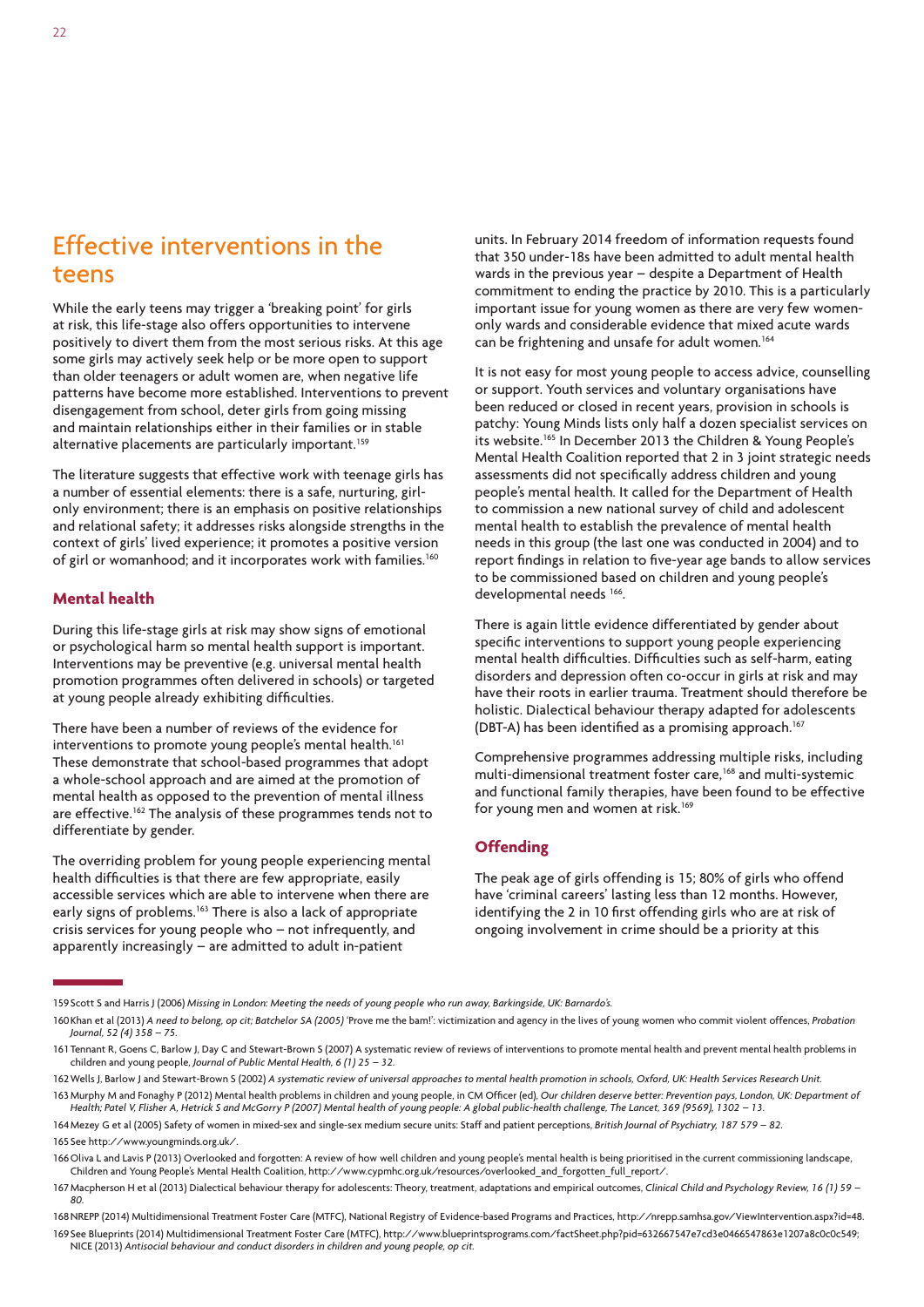## Effective interventions in the teens

While the early teens may trigger a 'breaking point' for girls at risk, this life-stage also offers opportunities to intervene positively to divert them from the most serious risks. At this age some girls may actively seek help or be more open to support than older teenagers or adult women are, when negative life patterns have become more established. Interventions to prevent disengagement from school, deter girls from going missing and maintain relationships either in their families or in stable alternative placements are particularly important.[159]

The literature suggests that effective work with teenage girls has a number of essential elements: there is a safe, nurturing, girl-only environment; there is an emphasis on positive relationships and relational safety; it addresses risks alongside strengths in the context of girls' lived experience; it promotes a positive version of girl or womanhood; and it incorporates work with families.[160]

### Mental health

During this life-stage girls at risk may show signs of emotional or psychological harm so mental health support is important. Interventions may be preventive (e.g. universal mental health promotion programmes often delivered in schools) or targeted at young people already exhibiting difficulties.

There have been a number of reviews of the evidence for interventions to promote young people's mental health.[161] These demonstrate that school-based programmes that adopt a whole-school approach and are aimed at the promotion of mental health as opposed to the prevention of mental illness are effective.[162] The analysis of these programmes tends not to differentiate by gender.

The overriding problem for young people experiencing mental health difficulties is that there are few appropriate, easily accessible services which are able to intervene when there are early signs of problems.[163] There is also a lack of appropriate crisis services for young people who – not infrequently, and apparently increasingly – are admitted to adult in-patient units. In February 2014 freedom of information requests found that 350 under-18s have been admitted to adult mental health wards in the previous year – despite a Department of Health commitment to ending the practice by 2010. This is a particularly important issue for young women as there are very few women-only wards and considerable evidence that mixed acute wards can be frightening and unsafe for adult women.[164]

It is not easy for most young people to access advice, counselling or support. Youth services and voluntary organisations have been reduced or closed in recent years, provision in schools is patchy: Young Minds lists only half a dozen specialist services on its website.[165] In December 2013 the Children & Young People's Mental Health Coalition reported that 2 in 3 joint strategic needs assessments did not specifically address children and young people's mental health. It called for the Department of Health to commission a new national survey of child and adolescent mental health to establish the prevalence of mental health needs in this group (the last one was conducted in 2004) and to report findings in relation to five-year age bands to allow services to be commissioned based on children and young people's developmental needs [166].

There is again little evidence differentiated by gender about specific interventions to support young people experiencing mental health difficulties. Difficulties such as self-harm, eating disorders and depression often co-occur in girls at risk and may have their roots in earlier trauma. Treatment should therefore be holistic. Dialectical behaviour therapy adapted for adolescents (DBT-A) has been identified as a promising approach.[167]

Comprehensive programmes addressing multiple risks, including multi-dimensional treatment foster care,[168] and multi-systemic and functional family therapies, have been found to be effective for young men and women at risk.[169]

### Offending

The peak age of girls offending is 15; 80% of girls who offend have 'criminal careers' lasting less than 12 months. However, identifying the 2 in 10 first offending girls who are at risk of ongoing involvement in crime should be a priority at this

---

159 Scott S and Harris J (2006) *Missing in London: Meeting the needs of young people who run away, Barkingside, UK: Barnardo's.*

160 Khan et al (2013) *A need to belong, op cit; Batchelor SA (2005)* 'Prove me the bam!': victimization and agency in the lives of young women who commit violent offences, *Probation Journal, 52 (4) 358 – 75.*

161 Tennant R, Goens C, Barlow J, Day C and Stewart-Brown S (2007) A systematic review of reviews of interventions to promote mental health and prevent mental health problems in children and young people, *Journal of Public Mental Health, 6 (1) 25 – 32.*

162 Wells J, Barlow J and Stewart-Brown S (2002) *A systematic review of universal approaches to mental health promotion in schools, Oxford, UK: Health Services Research Unit.*

163 Murphy M and Fonaghy P (2012) Mental health problems in children and young people, in CM Officer (ed), *Our children deserve better: Prevention pays, London, UK: Department of Health; Patel V, Flisher A, Hetrick S and McGorry P (2007) Mental health of young people: A global public-health challenge, The Lancet, 369 (9569), 1302 – 13.*

164 Mezey G et al (2005) Safety of women in mixed-sex and single-sex medium secure units: Staff and patient perceptions, *British Journal of Psychiatry, 187 579 – 82.*

165 See http://www.youngminds.org.uk/.

166 Oliva L and Lavis P (2013) Overlooked and forgotten: A review of how well children and young people's mental health is being prioritised in the current commissioning landscape, Children and Young People's Mental Health Coalition, http://www.cypmhc.org.uk/resources/overlooked_and_forgotten_full_report/.

167 Macpherson H et al (2013) Dialectical behaviour therapy for adolescents: Theory, treatment, adaptations and empirical outcomes, *Clinical Child and Psychology Review, 16 (1) 59 – 80.*

168 NREPP (2014) Multidimensional Treatment Foster Care (MTFC), National Registry of Evidence-based Programs and Practices, http://nrepp.samhsa.gov/ViewIntervention.aspx?id=48.

169 See Blueprints (2014) Multidimensional Treatment Foster Care (MTFC), http://www.blueprintsprograms.com/factSheet.php?pid=632667547e7cd3e0466547863e1207a8c0c0c549; NICE (2013) *Antisocial behaviour and conduct disorders in children and young people, op cit.*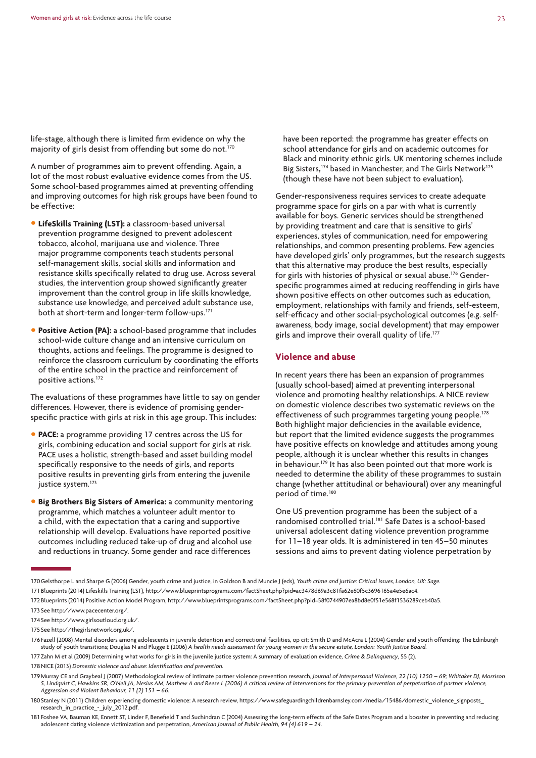life-stage, although there is limited firm evidence on why the majority of girls desist from offending but some do not.[170]

A number of programmes aim to prevent offending. Again, a lot of the most robust evaluative evidence comes from the US. Some school-based programmes aimed at preventing offending and improving outcomes for high risk groups have been found to be effective:

- **LifeSkills Training (LST):** a classroom-based universal prevention programme designed to prevent adolescent tobacco, alcohol, marijuana use and violence. Three major programme components teach students personal self-management skills, social skills and information and resistance skills specifically related to drug use. Across several studies, the intervention group showed significantly greater improvement than the control group in life skills knowledge, substance use knowledge, and perceived adult substance use, both at short-term and longer-term follow-ups.[171]
- **Positive Action (PA):** a school-based programme that includes school-wide culture change and an intensive curriculum on thoughts, actions and feelings. The programme is designed to reinforce the classroom curriculum by coordinating the efforts of the entire school in the practice and reinforcement of positive actions.[172]

The evaluations of these programmes have little to say on gender differences. However, there is evidence of promising gender-specific practice with girls at risk in this age group. This includes:

- **PACE:** a programme providing 17 centres across the US for girls, combining education and social support for girls at risk. PACE uses a holistic, strength-based and asset building model specifically responsive to the needs of girls, and reports positive results in preventing girls from entering the juvenile justice system.[173]
- **Big Brothers Big Sisters of America:** a community mentoring programme, which matches a volunteer adult mentor to a child, with the expectation that a caring and supportive relationship will develop. Evaluations have reported positive outcomes including reduced take-up of drug and alcohol use and reductions in truancy. Some gender and race differences have been reported: the programme has greater effects on school attendance for girls and on academic outcomes for Black and minority ethnic girls. UK mentoring schemes include Big Sisters,[174] based in Manchester, and The Girls Network[175] (though these have not been subject to evaluation).

Gender-responsiveness requires services to create adequate programme space for girls on a par with what is currently available for boys. Generic services should be strengthened by providing treatment and care that is sensitive to girls' experiences, styles of communication, need for empowering relationships, and common presenting problems. Few agencies have developed girls' only programmes, but the research suggests that this alternative may produce the best results, especially for girls with histories of physical or sexual abuse.[176] Gender-specific programmes aimed at reducing reoffending in girls have shown positive effects on other outcomes such as education, employment, relationships with family and friends, self-esteem, self-efficacy and other social-psychological outcomes (e.g. self-awareness, body image, social development) that may empower girls and improve their overall quality of life.[177]

## Violence and abuse

In recent years there has been an expansion of programmes (usually school-based) aimed at preventing interpersonal violence and promoting healthy relationships. A NICE review on domestic violence describes two systematic reviews on the effectiveness of such programmes targeting young people.[178] Both highlight major deficiencies in the available evidence, but report that the limited evidence suggests the programmes have positive effects on knowledge and attitudes among young people, although it is unclear whether this results in changes in behaviour.[179] It has also been pointed out that more work is needed to determine the ability of these programmes to sustain change (whether attitudinal or behavioural) over any meaningful period of time.[180]

One US prevention programme has been the subject of a randomised controlled trial.[181] Safe Dates is a school-based universal adolescent dating violence prevention programme for 11–18 year olds. It is administered in ten 45–50 minutes sessions and aims to prevent dating violence perpetration by

---

170 Gelsthorpe L and Sharpe G (2006) Gender, youth crime and justice, in Goldson B and Muncie J (eds), *Youth crime and justice: Critical issues, London, UK: Sage.*

171 Blueprints (2014) Lifeskills Training (LST), http://www.blueprintsprograms.com/factSheet.php?pid=ac3478d69a3c81fa62e60f5c3696165a4e5e6ac4.

172 Blueprints (2014) Positive Action Model Program, http://www.blueprintsprograms.com/factSheet.php?pid=58f0744907ea8bd8e0f51e568f1536289ceb40a5.

173 See http://www.pacecenter.org/.

174 See http://www.girlsoutloud.org.uk/.

175 See http://thegirlsnetwork.org.uk/.

176 Fazell (2008) Mental disorders among adolescents in juvenile detention and correctional facilities, op cit; Smith D and McAcra L (2004) Gender and youth offending: The Edinburgh study of youth transitions; Douglas N and Plugge E (2006) *A health needs assessment for young women in the secure estate, London: Youth Justice Board.*

177 Zahn M et al (2009) Determining what works for girls in the juvenile justice system: A summary of evaluation evidence, *Crime & Delinquency*, 55 (2).

178 NICE (2013) *Domestic violence and abuse: Identification and prevention.*

179 Murray CE and Graybeal J (2007) Methodological review of intimate partner violence prevention research, *Journal of Interpersonal Violence, 22 (10) 1250 – 69; Whitaker DJ, Morrison S, Lindquist C, Hawkins SR, O'Neil JA, Nesius AM, Mathew A and Reese L (2006) A critical review of interventions for the primary prevention of perpetration of partner violence, Aggression and Violent Behaviour, 11 (2) 151 – 66.*

180 Stanley N (2011) Children experiencing domestic violence: A research review, https://www.safeguardingchildrenbarnsley.com/media/15486/domestic_violence_signposts_research_in_practice_-_july_2012.pdf.

181 Foshee VA, Bauman KE, Ennett ST, Linder F, Benefield T and Suchindran C (2004) Assessing the long-term effects of the Safe Dates Program and a booster in preventing and reducing adolescent dating violence victimization and perpetration, *American Journal of Public Health, 94 (4) 619 – 24.*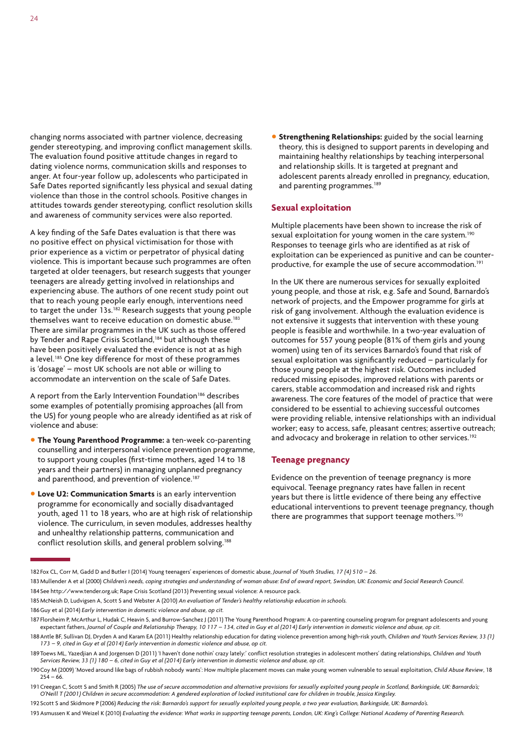changing norms associated with partner violence, decreasing gender stereotyping, and improving conflict management skills. The evaluation found positive attitude changes in regard to dating violence norms, communication skills and responses to anger. At four-year follow up, adolescents who participated in Safe Dates reported significantly less physical and sexual dating violence than those in the control schools. Positive changes in attitudes towards gender stereotyping, conflict resolution skills and awareness of community services were also reported.

A key finding of the Safe Dates evaluation is that there was no positive effect on physical victimisation for those with prior experience as a victim or perpetrator of physical dating violence. This is important because such programmes are often targeted at older teenagers, but research suggests that younger teenagers are already getting involved in relationships and experiencing abuse. The authors of one recent study point out that to reach young people early enough, interventions need to target the under 13s.[182] Research suggests that young people themselves want to receive education on domestic abuse.[183] There are similar programmes in the UK such as those offered by Tender and Rape Crisis Scotland,[184] but although these have been positively evaluated the evidence is not at as high a level.[185] One key difference for most of these programmes is 'dosage' – most UK schools are not able or willing to accommodate an intervention on the scale of Safe Dates.

A report from the Early Intervention Foundation[186] describes some examples of potentially promising approaches (all from the US) for young people who are already identified as at risk of violence and abuse:

- **The Young Parenthood Programme:** a ten-week co-parenting counselling and interpersonal violence prevention programme, to support young couples (first-time mothers, aged 14 to 18 years and their partners) in managing unplanned pregnancy and parenthood, and prevention of violence.[187]
- **Love U2: Communication Smarts** is an early intervention programme for economically and socially disadvantaged youth, aged 11 to 18 years, who are at high risk of relationship violence. The curriculum, in seven modules, addresses healthy and unhealthy relationship patterns, communication and conflict resolution skills, and general problem solving.[188]
- **Strengthening Relationships:** guided by the social learning theory, this is designed to support parents in developing and maintaining healthy relationships by teaching interpersonal and relationship skills. It is targeted at pregnant and adolescent parents already enrolled in pregnancy, education, and parenting programmes.[189]

## Sexual exploitation

Multiple placements have been shown to increase the risk of sexual exploitation for young women in the care system.[190] Responses to teenage girls who are identified as at risk of exploitation can be experienced as punitive and can be counter-productive, for example the use of secure accommodation.[191]

In the UK there are numerous services for sexually exploited young people, and those at risk, e.g. Safe and Sound, Barnardo's network of projects, and the Empower programme for girls at risk of gang involvement. Although the evaluation evidence is not extensive it suggests that intervention with these young people is feasible and worthwhile. In a two-year evaluation of outcomes for 557 young people (81% of them girls and young women) using ten of its services Barnardo's found that risk of sexual exploitation was significantly reduced – particularly for those young people at the highest risk. Outcomes included reduced missing episodes, improved relations with parents or carers, stable accommodation and increased risk and rights awareness. The core features of the model of practice that were considered to be essential to achieving successful outcomes were providing reliable, intensive relationships with an individual worker; easy to access, safe, pleasant centres; assertive outreach; and advocacy and brokerage in relation to other services.[192]

## Teenage pregnancy

Evidence on the prevention of teenage pregnancy is more equivocal. Teenage pregnancy rates have fallen in recent years but there is little evidence of there being any effective educational interventions to prevent teenage pregnancy, though there are programmes that support teenage mothers.[193]

---

182 Fox CL, Corr M, Gadd D and Butler I (2014) Young teenagers' experiences of domestic abuse, *Journal of Youth Studies, 17 (4) 510 – 26.*

183 Mullender A et al (2000) *Children's needs, coping strategies and understanding of woman abuse: End of award report, Swindon, UK: Economic and Social Research Council.*

184 See http://www.tender.org.uk; Rape Crisis Scotland (2013) Preventing sexual violence: A resource pack.

185 McNeish D, Ludvigsen A, Scott S and Webster A (2010) *An evaluation of Tender's healthy relationship education in schools.*

186 Guy et al (2014) *Early intervention in domestic violence and abuse, op cit.*

187 Florsheim P, McArthur L, Hudak C, Heavin S, and Burrow-Sanchez J (2011) The Young Parenthood Program: A co-parenting counseling program for pregnant adolescents and young expectant fathers, *Journal of Couple and Relationship Therapy, 10 117 – 134, cited in Guy et al (2014) Early intervention in domestic violence and abuse, op cit.*

188 Antle BF, Sullivan DJ, Dryden A and Karam EA (2011) Healthy relationship education for dating violence prevention among high-risk youth, *Children and Youth Services Review, 33 (1) 173 – 9, cited in Guy et al (2014) Early intervention in domestic violence and abuse, op cit.*

189 Toews ML, Yazedjian A and Jorgensen D (2011) 'I haven't done nothin' crazy lately:' conflict resolution strategies in adolescent mothers' dating relationships, *Children and Youth Services Review, 33 (1) 180 – 6, cited in Guy et al (2014) Early intervention in domestic violence and abuse, op cit.*

190 Coy M (2009) 'Moved around like bags of rubbish nobody wants': How multiple placement moves can make young women vulnerable to sexual exploitation, *Child Abuse Review*, 18 254 – 66.

191 Creegan C, Scott S and Smith R (2005) *The use of secure accommodation and alternative provisions for sexually exploited young people in Scotland, Barkingside, UK: Barnardo's; O'Neill T (2001) Children in secure accommodation: A gendered exploration of locked institutional care for children in trouble, Jessica Kingsley.*

192 Scott S and Skidmore P (2006) *Reducing the risk: Barnardo's support for sexually exploited young people, a two year evaluation, Barkingside, UK: Barnardo's.*

193 Asmussen K and Weizel K (2010) *Evaluating the evidence: What works in supporting teenage parents, London, UK: King's College: National Academy of Parenting Research.*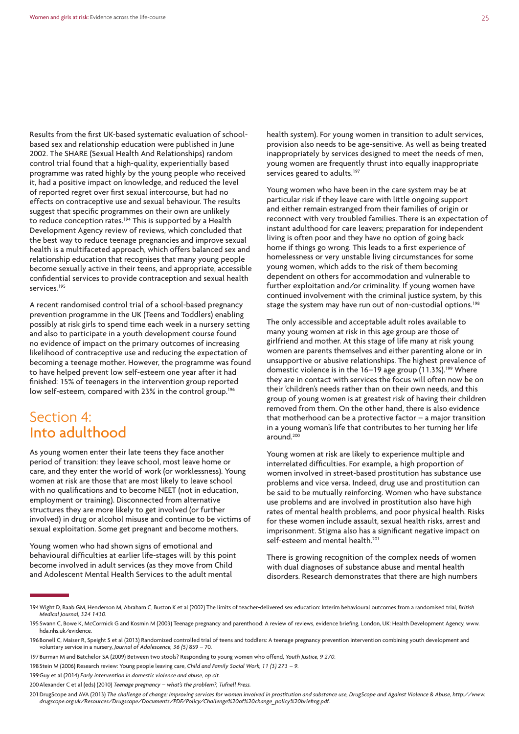Results from the first UK-based systematic evaluation of school-based sex and relationship education were published in June 2002. The SHARE (Sexual Health And Relationships) random control trial found that a high-quality, experientially based programme was rated highly by the young people who received it, had a positive impact on knowledge, and reduced the level of reported regret over first sexual intercourse, but had no effects on contraceptive use and sexual behaviour. The results suggest that specific programmes on their own are unlikely to reduce conception rates.[194] This is supported by a Health Development Agency review of reviews, which concluded that the best way to reduce teenage pregnancies and improve sexual health is a multifaceted approach, which offers balanced sex and relationship education that recognises that many young people become sexually active in their teens, and appropriate, accessible confidential services to provide contraception and sexual health services.[195]

A recent randomised control trial of a school-based pregnancy prevention programme in the UK (Teens and Toddlers) enabling possibly at risk girls to spend time each week in a nursery setting and also to participate in a youth development course found no evidence of impact on the primary outcomes of increasing likelihood of contraceptive use and reducing the expectation of becoming a teenage mother. However, the programme was found to have helped prevent low self-esteem one year after it had finished: 15% of teenagers in the intervention group reported low self-esteem, compared with 23% in the control group.[196]

## Section 4: Into adulthood

As young women enter their late teens they face another period of transition: they leave school, most leave home or care, and they enter the world of work (or worklessness). Young women at risk are those that are most likely to leave school with no qualifications and to become NEET (not in education, employment or training). Disconnected from alternative structures they are more likely to get involved (or further involved) in drug or alcohol misuse and continue to be victims of sexual exploitation. Some get pregnant and become mothers.

Young women who had shown signs of emotional and behavioural difficulties at earlier life-stages will by this point become involved in adult services (as they move from Child and Adolescent Mental Health Services to the adult mental health system). For young women in transition to adult services, provision also needs to be age-sensitive. As well as being treated inappropriately by services designed to meet the needs of men, young women are frequently thrust into equally inappropriate services geared to adults.[197]

Young women who have been in the care system may be at particular risk if they leave care with little ongoing support and either remain estranged from their families of origin or reconnect with very troubled families. There is an expectation of instant adulthood for care leavers; preparation for independent living is often poor and they have no option of going back home if things go wrong. This leads to a first experience of homelessness or very unstable living circumstances for some young women, which adds to the risk of them becoming dependent on others for accommodation and vulnerable to further exploitation and/or criminality. If young women have continued involvement with the criminal justice system, by this stage the system may have run out of non-custodial options.[198]

The only accessible and acceptable adult roles available to many young women at risk in this age group are those of girlfriend and mother. At this stage of life many at risk young women are parents themselves and either parenting alone or in unsupportive or abusive relationships. The highest prevalence of domestic violence is in the 16–19 age group (11.3%).[199] Where they are in contact with services the focus will often now be on their 'children's needs rather than on their own needs, and this group of young women is at greatest risk of having their children removed from them. On the other hand, there is also evidence that motherhood can be a protective factor – a major transition in a young woman's life that contributes to her turning her life around.[200]

Young women at risk are likely to experience multiple and interrelated difficulties. For example, a high proportion of women involved in street-based prostitution has substance use problems and vice versa. Indeed, drug use and prostitution can be said to be mutually reinforcing. Women who have substance use problems and are involved in prostitution also have high rates of mental health problems, and poor physical health. Risks for these women include assault, sexual health risks, arrest and imprisonment. Stigma also has a significant negative impact on self-esteem and mental health.[201]

There is growing recognition of the complex needs of women with dual diagnoses of substance abuse and mental health disorders. Research demonstrates that there are high numbers

---

194 Wight D, Raab GM, Henderson M, Abraham C, Buston K et al (2002) The limits of teacher-delivered sex education: Interim behavioural outcomes from a randomised trial, *British Medical Journal, 324 1430*.

195 Swann C, Bowe K, McCormick G and Kosmin M (2003) Teenage pregnancy and parenthood: A review of reviews, evidence briefing, London, UK: Health Development Agency, www.hda.nhs.uk/evidence.

196 Bonell C, Maiser R, Speight S et al (2013) Randomized controlled trial of teens and toddlers: A teenage pregnancy prevention intervention combining youth development and voluntary service in a nursery, *Journal of Adolescence, 36 (5)* 859 – 70.

197 Burman M and Batchelor SA (2009) Between two stools? Responding to young women who offend, *Youth Justice, 9 270*.

198 Stein M (2006) Research review: Young people leaving care, *Child and Family Social Work, 11 (3) 273 – 9*.

199 Guy et al (2014) *Early intervention in domestic violence and abuse, op cit*.

200 Alexander C et al (eds) (2010) *Teenage pregnancy – what's the problem?, Tufnell Press*.

201 DrugScope and AVA (2013) *The challenge of change: Improving services for women involved in prostitution and substance use, DrugScope and Against Violence & Abuse, http://www.drugscope.org.uk/Resources/Drugscope/Documents/PDF/Policy/Challenge%20of%20change_policy%20briefing.pdf.*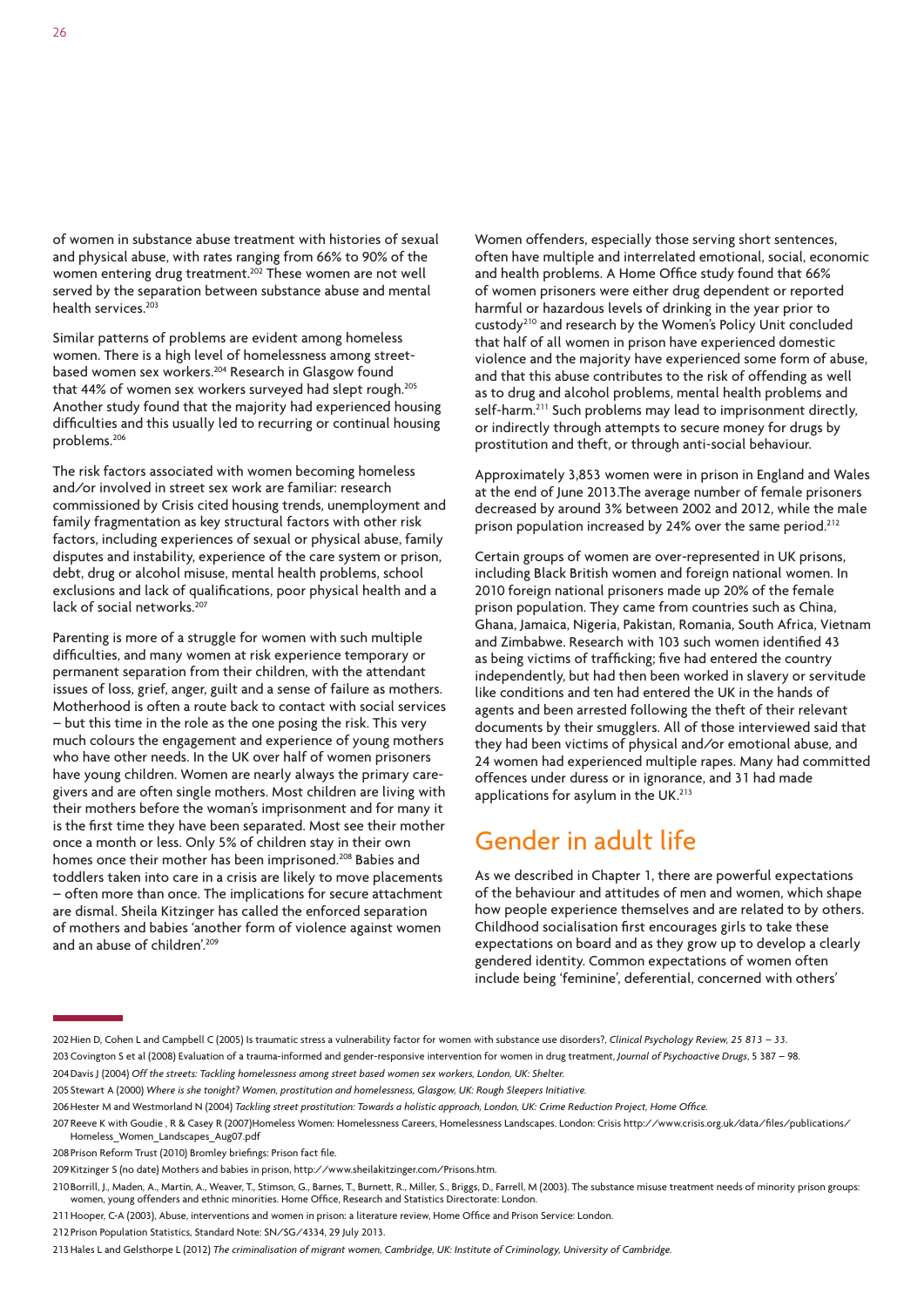of women in substance abuse treatment with histories of sexual and physical abuse, with rates ranging from 66% to 90% of the women entering drug treatment.[202] These women are not well served by the separation between substance abuse and mental health services.[203]

Similar patterns of problems are evident among homeless women. There is a high level of homelessness among street-based women sex workers.[204] Research in Glasgow found that 44% of women sex workers surveyed had slept rough.[205] Another study found that the majority had experienced housing difficulties and this usually led to recurring or continual housing problems.[206]

The risk factors associated with women becoming homeless and/or involved in street sex work are familiar: research commissioned by Crisis cited housing trends, unemployment and family fragmentation as key structural factors with other risk factors, including experiences of sexual or physical abuse, family disputes and instability, experience of the care system or prison, debt, drug or alcohol misuse, mental health problems, school exclusions and lack of qualifications, poor physical health and a lack of social networks.[207]

Parenting is more of a struggle for women with such multiple difficulties, and many women at risk experience temporary or permanent separation from their children, with the attendant issues of loss, grief, anger, guilt and a sense of failure as mothers. Motherhood is often a route back to contact with social services – but this time in the role as the one posing the risk. This very much colours the engagement and experience of young mothers who have other needs. In the UK over half of women prisoners have young children. Women are nearly always the primary care-givers and are often single mothers. Most children are living with their mothers before the woman's imprisonment and for many it is the first time they have been separated. Most see their mother once a month or less. Only 5% of children stay in their own homes once their mother has been imprisoned.[208] Babies and toddlers taken into care in a crisis are likely to move placements – often more than once. The implications for secure attachment are dismal. Sheila Kitzinger has called the enforced separation of mothers and babies 'another form of violence against women and an abuse of children'.[209]

Women offenders, especially those serving short sentences, often have multiple and interrelated emotional, social, economic and health problems. A Home Office study found that 66% of women prisoners were either drug dependent or reported harmful or hazardous levels of drinking in the year prior to custody[210] and research by the Women's Policy Unit concluded that half of all women in prison have experienced domestic violence and the majority have experienced some form of abuse, and that this abuse contributes to the risk of offending as well as to drug and alcohol problems, mental health problems and self-harm.[211] Such problems may lead to imprisonment directly, or indirectly through attempts to secure money for drugs by prostitution and theft, or through anti-social behaviour.

Approximately 3,853 women were in prison in England and Wales at the end of June 2013.The average number of female prisoners decreased by around 3% between 2002 and 2012, while the male prison population increased by 24% over the same period.[212]

Certain groups of women are over-represented in UK prisons, including Black British women and foreign national women. In 2010 foreign national prisoners made up 20% of the female prison population. They came from countries such as China, Ghana, Jamaica, Nigeria, Pakistan, Romania, South Africa, Vietnam and Zimbabwe. Research with 103 such women identified 43 as being victims of trafficking; five had entered the country independently, but had then been worked in slavery or servitude like conditions and ten had entered the UK in the hands of agents and been arrested following the theft of their relevant documents by their smugglers. All of those interviewed said that they had been victims of physical and/or emotional abuse, and 24 women had experienced multiple rapes. Many had committed offences under duress or in ignorance, and 31 had made applications for asylum in the UK.[213]

## Gender in adult life

As we described in Chapter 1, there are powerful expectations of the behaviour and attitudes of men and women, which shape how people experience themselves and are related to by others. Childhood socialisation first encourages girls to take these expectations on board and as they grow up to develop a clearly gendered identity. Common expectations of women often include being 'feminine', deferential, concerned with others'

---

202 Hien D, Cohen L and Campbell C (2005) Is traumatic stress a vulnerability factor for women with substance use disorders?, *Clinical Psychology Review, 25 813 – 33.*

203 Covington S et al (2008) Evaluation of a trauma-informed and gender-responsive intervention for women in drug treatment, *Journal of Psychoactive Drugs*, 5 387 – 98.

204 Davis J (2004) *Off the streets: Tackling homelessness among street based women sex workers, London, UK: Shelter.*

205 Stewart A (2000) *Where is she tonight? Women, prostitution and homelessness, Glasgow, UK: Rough Sleepers Initiative.*

206 Hester M and Westmorland N (2004) *Tackling street prostitution: Towards a holistic approach, London, UK: Crime Reduction Project, Home Office.*

207 Reeve K with Goudie , R & Casey R (2007)Homeless Women: Homelessness Careers, Homelessness Landscapes. London: Crisis http://www.crisis.org.uk/data/files/publications/Homeless_Women_Landscapes_Aug07.pdf

208 Prison Reform Trust (2010) Bromley briefings: Prison fact file.

209 Kitzinger S (no date) Mothers and babies in prison, http://www.sheilakitzinger.com/Prisons.htm.

210 Borrill, J., Maden, A., Martin, A., Weaver, T., Stimson, G., Barnes, T., Burnett, R., Miller, S., Briggs, D., Farrell, M (2003). The substance misuse treatment needs of minority prison groups: women, young offenders and ethnic minorities. Home Office, Research and Statistics Directorate: London.

211 Hooper, C-A (2003), Abuse, interventions and women in prison: a literature review, Home Office and Prison Service: London.

212 Prison Population Statistics, Standard Note: SN/SG/4334, 29 July 2013.

213 Hales L and Gelsthorpe L (2012) *The criminalisation of migrant women, Cambridge, UK: Institute of Criminology, University of Cambridge.*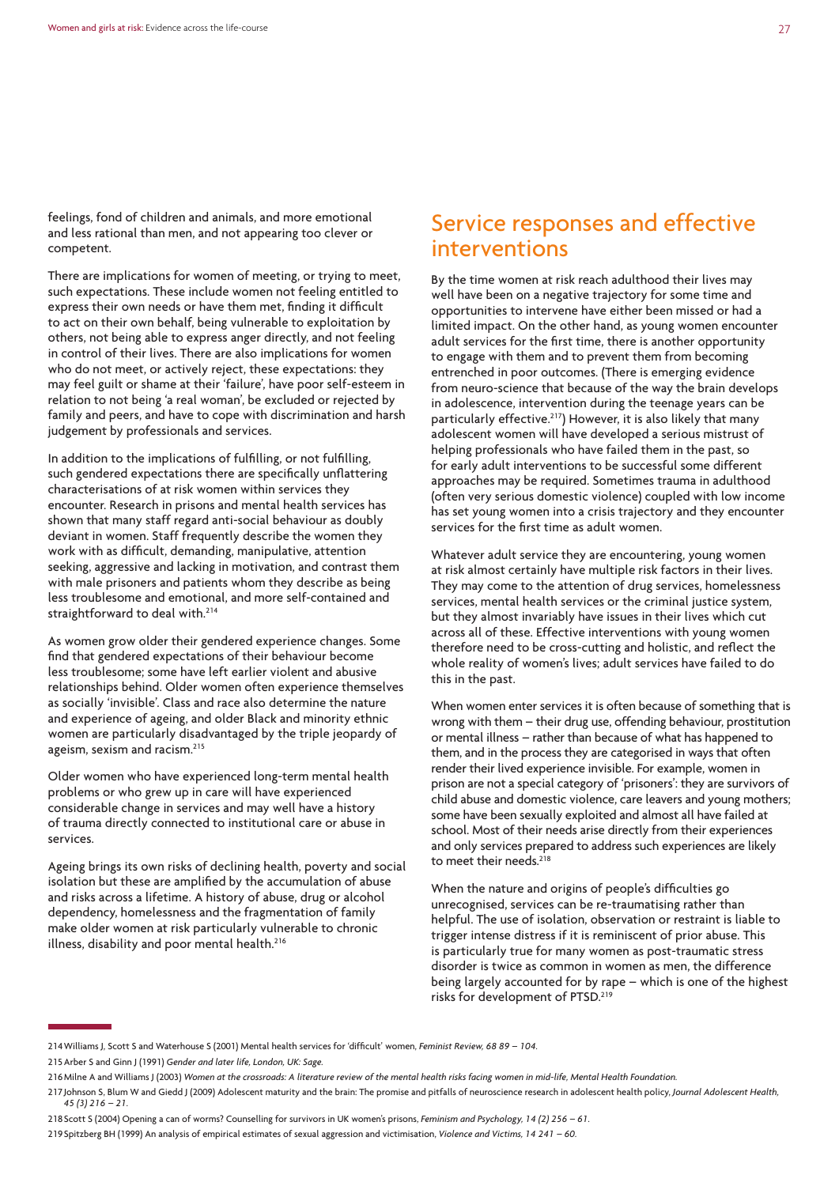feelings, fond of children and animals, and more emotional and less rational than men, and not appearing too clever or competent.

There are implications for women of meeting, or trying to meet, such expectations. These include women not feeling entitled to express their own needs or have them met, finding it difficult to act on their own behalf, being vulnerable to exploitation by others, not being able to express anger directly, and not feeling in control of their lives. There are also implications for women who do not meet, or actively reject, these expectations: they may feel guilt or shame at their 'failure', have poor self-esteem in relation to not being 'a real woman', be excluded or rejected by family and peers, and have to cope with discrimination and harsh judgement by professionals and services.

In addition to the implications of fulfilling, or not fulfilling, such gendered expectations there are specifically unflattering characterisations of at risk women within services they encounter. Research in prisons and mental health services has shown that many staff regard anti-social behaviour as doubly deviant in women. Staff frequently describe the women they work with as difficult, demanding, manipulative, attention seeking, aggressive and lacking in motivation, and contrast them with male prisoners and patients whom they describe as being less troublesome and emotional, and more self-contained and straightforward to deal with.[214]

As women grow older their gendered experience changes. Some find that gendered expectations of their behaviour become less troublesome; some have left earlier violent and abusive relationships behind. Older women often experience themselves as socially 'invisible'. Class and race also determine the nature and experience of ageing, and older Black and minority ethnic women are particularly disadvantaged by the triple jeopardy of ageism, sexism and racism.[215]

Older women who have experienced long-term mental health problems or who grew up in care will have experienced considerable change in services and may well have a history of trauma directly connected to institutional care or abuse in services.

Ageing brings its own risks of declining health, poverty and social isolation but these are amplified by the accumulation of abuse and risks across a lifetime. A history of abuse, drug or alcohol dependency, homelessness and the fragmentation of family make older women at risk particularly vulnerable to chronic illness, disability and poor mental health.[216]

## Service responses and effective interventions

By the time women at risk reach adulthood their lives may well have been on a negative trajectory for some time and opportunities to intervene have either been missed or had a limited impact. On the other hand, as young women encounter adult services for the first time, there is another opportunity to engage with them and to prevent them from becoming entrenched in poor outcomes. (There is emerging evidence from neuro-science that because of the way the brain develops in adolescence, intervention during the teenage years can be particularly effective.[217]) However, it is also likely that many adolescent women will have developed a serious mistrust of helping professionals who have failed them in the past, so for early adult interventions to be successful some different approaches may be required. Sometimes trauma in adulthood (often very serious domestic violence) coupled with low income has set young women into a crisis trajectory and they encounter services for the first time as adult women.

Whatever adult service they are encountering, young women at risk almost certainly have multiple risk factors in their lives. They may come to the attention of drug services, homelessness services, mental health services or the criminal justice system, but they almost invariably have issues in their lives which cut across all of these. Effective interventions with young women therefore need to be cross-cutting and holistic, and reflect the whole reality of women's lives; adult services have failed to do this in the past.

When women enter services it is often because of something that is wrong with them – their drug use, offending behaviour, prostitution or mental illness – rather than because of what has happened to them, and in the process they are categorised in ways that often render their lived experience invisible. For example, women in prison are not a special category of 'prisoners': they are survivors of child abuse and domestic violence, care leavers and young mothers; some have been sexually exploited and almost all have failed at school. Most of their needs arise directly from their experiences and only services prepared to address such experiences are likely to meet their needs.[218]

When the nature and origins of people's difficulties go unrecognised, services can be re-traumatising rather than helpful. The use of isolation, observation or restraint is liable to trigger intense distress if it is reminiscent of prior abuse. This is particularly true for many women as post-traumatic stress disorder is twice as common in women as men, the difference being largely accounted for by rape – which is one of the highest risks for development of PTSD.[219]

---

214 Williams J, Scott S and Waterhouse S (2001) Mental health services for 'difficult' women, *Feminist Review, 68 89 – 104.*

215 Arber S and Ginn J (1991) *Gender and later life, London, UK: Sage.*

216 Milne A and Williams J (2003) *Women at the crossroads: A literature review of the mental health risks facing women in mid-life, Mental Health Foundation.*

217 Johnson S, Blum W and Giedd J (2009) Adolescent maturity and the brain: The promise and pitfalls of neuroscience research in adolescent health policy, *Journal Adolescent Health, 45 (3) 216 – 21.*

218 Scott S (2004) Opening a can of worms? Counselling for survivors in UK women's prisons, *Feminism and Psychology, 14 (2) 256 – 61.*

219 Spitzberg BH (1999) An analysis of empirical estimates of sexual aggression and victimisation, *Violence and Victims, 14 241 – 60.*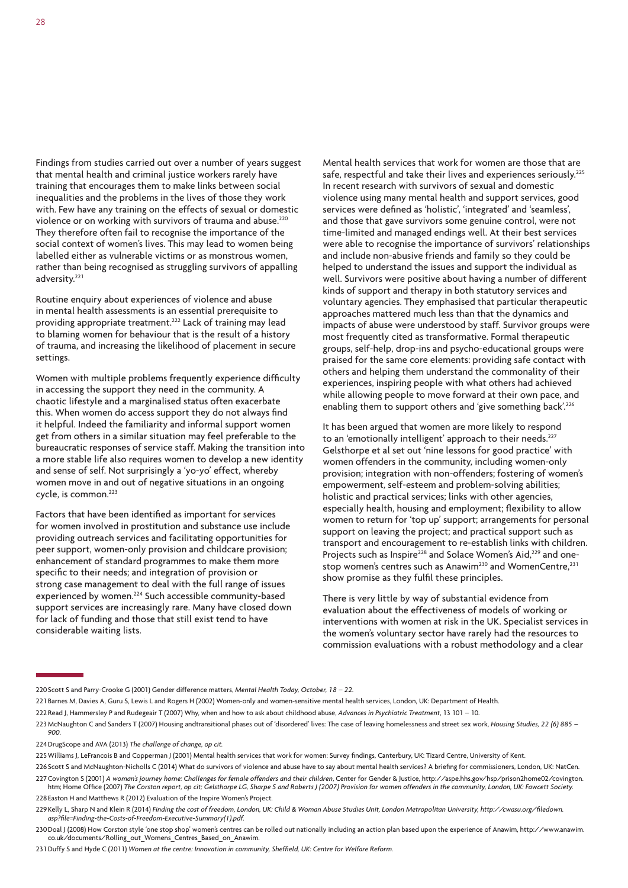Findings from studies carried out over a number of years suggest that mental health and criminal justice workers rarely have training that encourages them to make links between social inequalities and the problems in the lives of those they work with. Few have any training on the effects of sexual or domestic violence or on working with survivors of trauma and abuse.[220] They therefore often fail to recognise the importance of the social context of women's lives. This may lead to women being labelled either as vulnerable victims or as monstrous women, rather than being recognised as struggling survivors of appalling adversity.[221]

Routine enquiry about experiences of violence and abuse in mental health assessments is an essential prerequisite to providing appropriate treatment.[222] Lack of training may lead to blaming women for behaviour that is the result of a history of trauma, and increasing the likelihood of placement in secure settings.

Women with multiple problems frequently experience difficulty in accessing the support they need in the community. A chaotic lifestyle and a marginalised status often exacerbate this. When women do access support they do not always find it helpful. Indeed the familiarity and informal support women get from others in a similar situation may feel preferable to the bureaucratic responses of service staff. Making the transition into a more stable life also requires women to develop a new identity and sense of self. Not surprisingly a 'yo-yo' effect, whereby women move in and out of negative situations in an ongoing cycle, is common.[223]

Factors that have been identified as important for services for women involved in prostitution and substance use include providing outreach services and facilitating opportunities for peer support, women-only provision and childcare provision; enhancement of standard programmes to make them more specific to their needs; and integration of provision or strong case management to deal with the full range of issues experienced by women.[224] Such accessible community-based support services are increasingly rare. Many have closed down for lack of funding and those that still exist tend to have considerable waiting lists.

Mental health services that work for women are those that are safe, respectful and take their lives and experiences seriously.[225] In recent research with survivors of sexual and domestic violence using many mental health and support services, good services were defined as 'holistic', 'integrated' and 'seamless', and those that gave survivors some genuine control, were not time-limited and managed endings well. At their best services were able to recognise the importance of survivors' relationships and include non-abusive friends and family so they could be helped to understand the issues and support the individual as well. Survivors were positive about having a number of different kinds of support and therapy in both statutory services and voluntary agencies. They emphasised that particular therapeutic approaches mattered much less than that the dynamics and impacts of abuse were understood by staff. Survivor groups were most frequently cited as transformative. Formal therapeutic groups, self-help, drop-ins and psycho-educational groups were praised for the same core elements: providing safe contact with others and helping them understand the commonality of their experiences, inspiring people with what others had achieved while allowing people to move forward at their own pace, and enabling them to support others and 'give something back'.[226]

It has been argued that women are more likely to respond to an 'emotionally intelligent' approach to their needs.[227] Gelsthorpe et al set out 'nine lessons for good practice' with women offenders in the community, including women-only provision; integration with non-offenders; fostering of women's empowerment, self-esteem and problem-solving abilities; holistic and practical services; links with other agencies, especially health, housing and employment; flexibility to allow women to return for 'top up' support; arrangements for personal support on leaving the project; and practical support such as transport and encouragement to re-establish links with children. Projects such as Inspire[228] and Solace Women's Aid,[229] and one-stop women's centres such as Anawim[230] and WomenCentre,[231] show promise as they fulfil these principles.

There is very little by way of substantial evidence from evaluation about the effectiveness of models of working or interventions with women at risk in the UK. Specialist services in the women's voluntary sector have rarely had the resources to commission evaluations with a robust methodology and a clear

---

220 Scott S and Parry-Crooke G (2001) Gender difference matters, *Mental Health Today, October, 18 – 22*.

221 Barnes M, Davies A, Guru S, Lewis L and Rogers H (2002) Women-only and women-sensitive mental health services, London, UK: Department of Health.

222 Read J, Hammersley P and Rudegeair T (2007) Why, when and how to ask about childhood abuse, *Advances in Psychiatric Treatment*, 13 101 – 10.

223 McNaughton C and Sanders T (2007) Housing andtransitional phases out of 'disordered' lives: The case of leaving homelessness and street sex work, *Housing Studies, 22 (6) 885 – 900*.

224 DrugScope and AVA (2013) *The challenge of change, op cit*.

225 Williams J, LeFrancois B and Copperman J (2001) Mental health services that work for women: Survey findings, Canterbury, UK: Tizard Centre, University of Kent.

226 Scott S and McNaughton-Nicholls C (2014) What do survivors of violence and abuse have to say about mental health services? A briefing for commissioners, London, UK: NatCen.

227 Covington S (2001) *A woman's journey home: Challenges for female offenders and their children*, Center for Gender & Justice, http://aspe.hhs.gov/hsp/prison2home02/covington.htm; Home Office (2007) *The Corston report, op cit; Gelsthorpe LG, Sharpe S and Roberts J (2007) Provision for women offenders in the community, London, UK: Fawcett Society.*

228 Easton H and Matthews R (2012) Evaluation of the Inspire Women's Project.

229 Kelly L, Sharp N and Klein R (2014) *Finding the cost of freedom, London, UK: Child & Woman Abuse Studies Unit, London Metropolitan University, http://cwasu.org/filedown.asp?file=Finding-the-Costs-of-Freedom-Executive-Summary(1).pdf.*

230 Doal J (2008) How Corston style 'one stop shop' women's centres can be rolled out nationally including an action plan based upon the experience of Anawim, http://www.anawim.co.uk/documents/Rolling_out_Womens_Centres_Based_on_Anawim.

231 Duffy S and Hyde C (2011) *Women at the centre: Innovation in community, Sheffield, UK: Centre for Welfare Reform.*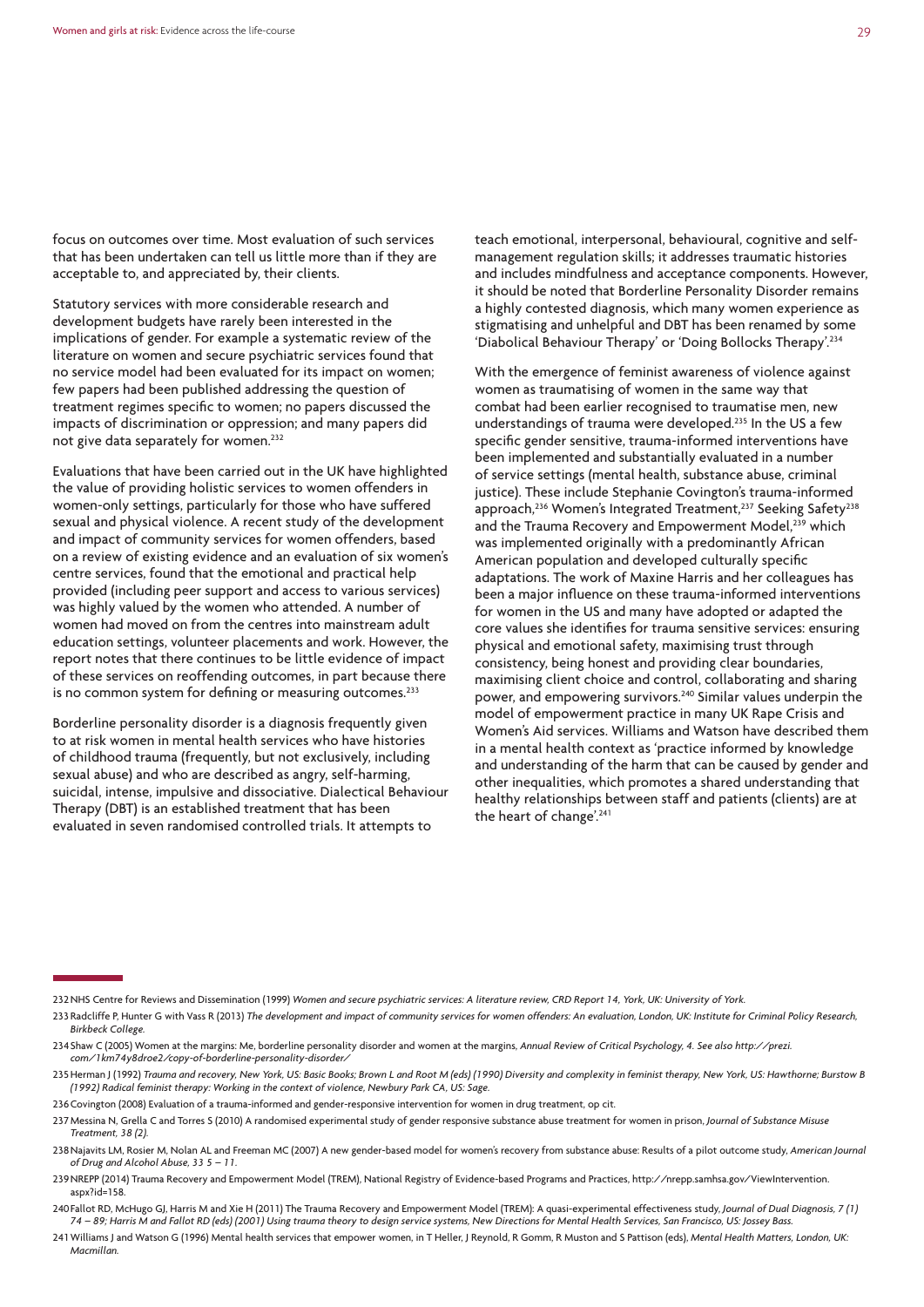focus on outcomes over time. Most evaluation of such services that has been undertaken can tell us little more than if they are acceptable to, and appreciated by, their clients.

Statutory services with more considerable research and development budgets have rarely been interested in the implications of gender. For example a systematic review of the literature on women and secure psychiatric services found that no service model had been evaluated for its impact on women; few papers had been published addressing the question of treatment regimes specific to women; no papers discussed the impacts of discrimination or oppression; and many papers did not give data separately for women.[232]

Evaluations that have been carried out in the UK have highlighted the value of providing holistic services to women offenders in women-only settings, particularly for those who have suffered sexual and physical violence. A recent study of the development and impact of community services for women offenders, based on a review of existing evidence and an evaluation of six women's centre services, found that the emotional and practical help provided (including peer support and access to various services) was highly valued by the women who attended. A number of women had moved on from the centres into mainstream adult education settings, volunteer placements and work. However, the report notes that there continues to be little evidence of impact of these services on reoffending outcomes, in part because there is no common system for defining or measuring outcomes.[233]

Borderline personality disorder is a diagnosis frequently given to at risk women in mental health services who have histories of childhood trauma (frequently, but not exclusively, including sexual abuse) and who are described as angry, self-harming, suicidal, intense, impulsive and dissociative. Dialectical Behaviour Therapy (DBT) is an established treatment that has been evaluated in seven randomised controlled trials. It attempts to teach emotional, interpersonal, behavioural, cognitive and self-management regulation skills; it addresses traumatic histories and includes mindfulness and acceptance components. However, it should be noted that Borderline Personality Disorder remains a highly contested diagnosis, which many women experience as stigmatising and unhelpful and DBT has been renamed by some 'Diabolical Behaviour Therapy' or 'Doing Bollocks Therapy'.[234]

With the emergence of feminist awareness of violence against women as traumatising of women in the same way that combat had been earlier recognised to traumatise men, new understandings of trauma were developed.[235] In the US a few specific gender sensitive, trauma-informed interventions have been implemented and substantially evaluated in a number of service settings (mental health, substance abuse, criminal justice). These include Stephanie Covington's trauma-informed approach,[236] Women's Integrated Treatment,[237] Seeking Safety[238] and the Trauma Recovery and Empowerment Model,[239] which was implemented originally with a predominantly African American population and developed culturally specific adaptations. The work of Maxine Harris and her colleagues has been a major influence on these trauma-informed interventions for women in the US and many have adopted or adapted the core values she identifies for trauma sensitive services: ensuring physical and emotional safety, maximising trust through consistency, being honest and providing clear boundaries, maximising client choice and control, collaborating and sharing power, and empowering survivors.[240] Similar values underpin the model of empowerment practice in many UK Rape Crisis and Women's Aid services. Williams and Watson have described them in a mental health context as 'practice informed by knowledge and understanding of the harm that can be caused by gender and other inequalities, which promotes a shared understanding that healthy relationships between staff and patients (clients) are at the heart of change'.[241]

---

232 NHS Centre for Reviews and Dissemination (1999) *Women and secure psychiatric services: A literature review, CRD Report 14, York, UK: University of York.*

233 Radcliffe P, Hunter G with Vass R (2013) *The development and impact of community services for women offenders: An evaluation, London, UK: Institute for Criminal Policy Research, Birkbeck College.*

234 Shaw C (2005) Women at the margins: Me, borderline personality disorder and women at the margins, *Annual Review of Critical Psychology, 4. See also http://prezi.com/1km74y8droe2/copy-of-borderline-personality-disorder/*

235 Herman J (1992) *Trauma and recovery, New York, US: Basic Books; Brown L and Root M (eds) (1990) Diversity and complexity in feminist therapy, New York, US: Hawthorne; Burstow B (1992) Radical feminist therapy: Working in the context of violence, Newbury Park CA, US: Sage.*

236 Covington (2008) Evaluation of a trauma-informed and gender-responsive intervention for women in drug treatment, op cit.

237 Messina N, Grella C and Torres S (2010) A randomised experimental study of gender responsive substance abuse treatment for women in prison, *Journal of Substance Misuse Treatment, 38 (2).*

238 Najavits LM, Rosier M, Nolan AL and Freeman MC (2007) A new gender-based model for women's recovery from substance abuse: Results of a pilot outcome study, *American Journal of Drug and Alcohol Abuse, 33 5 – 11.*

239 NREPP (2014) Trauma Recovery and Empowerment Model (TREM), National Registry of Evidence-based Programs and Practices, http://nrepp.samhsa.gov/ViewIntervention.aspx?id=158.

240 Fallot RD, McHugo GJ, Harris M and Xie H (2011) The Trauma Recovery and Empowerment Model (TREM): A quasi-experimental effectiveness study, *Journal of Dual Diagnosis, 7 (1) 74 – 89; Harris M and Fallot RD (eds) (2001) Using trauma theory to design service systems, New Directions for Mental Health Services, San Francisco, US: Jossey Bass.*

241 Williams J and Watson G (1996) Mental health services that empower women, in T Heller, J Reynold, R Gomm, R Muston and S Pattison (eds), *Mental Health Matters, London, UK: Macmillan.*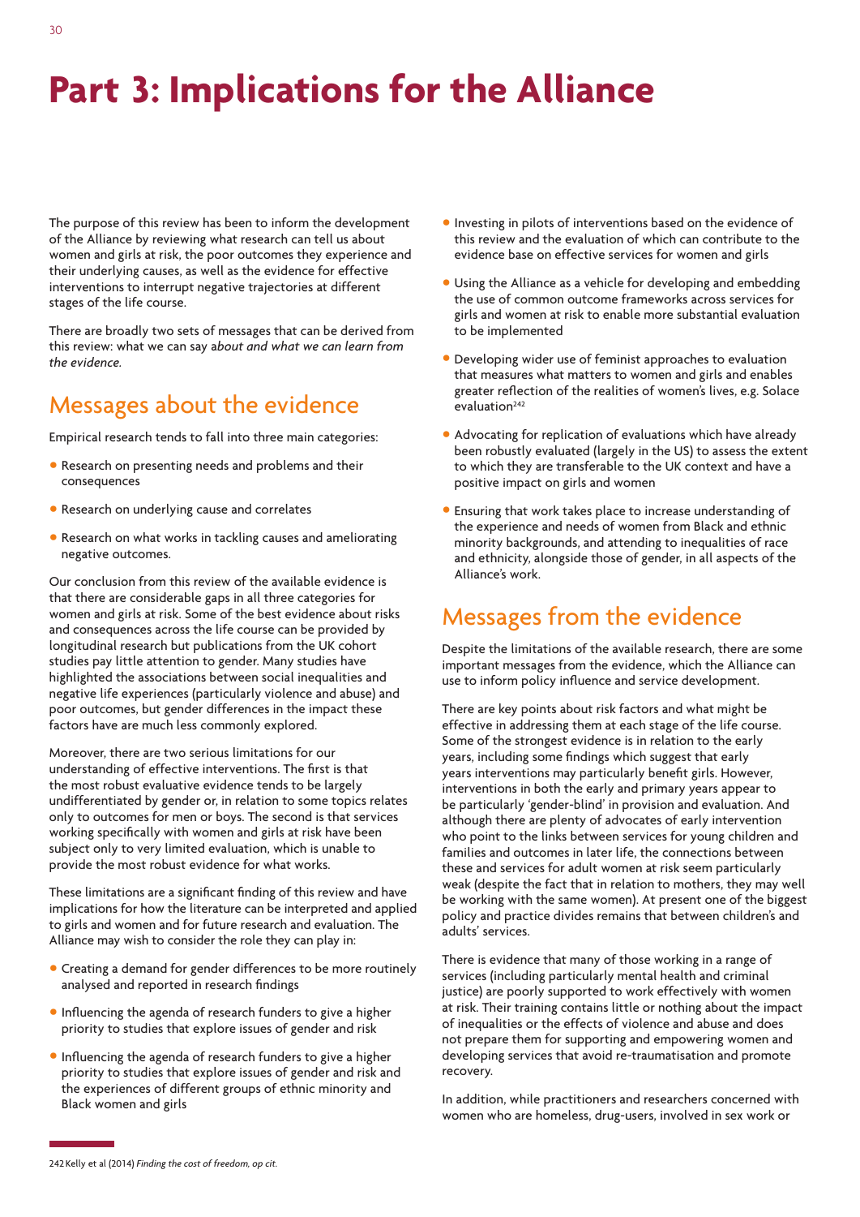# Part 3: Implications for the Alliance

The purpose of this review has been to inform the development of the Alliance by reviewing what research can tell us about women and girls at risk, the poor outcomes they experience and their underlying causes, as well as the evidence for effective interventions to interrupt negative trajectories at different stages of the life course.

There are broadly two sets of messages that can be derived from this review: what we can say a*bout and what we can learn from the evidence.*

## Messages about the evidence

Empirical research tends to fall into three main categories:

- Research on presenting needs and problems and their consequences
- Research on underlying cause and correlates
- Research on what works in tackling causes and ameliorating negative outcomes.

Our conclusion from this review of the available evidence is that there are considerable gaps in all three categories for women and girls at risk. Some of the best evidence about risks and consequences across the life course can be provided by longitudinal research but publications from the UK cohort studies pay little attention to gender. Many studies have highlighted the associations between social inequalities and negative life experiences (particularly violence and abuse) and poor outcomes, but gender differences in the impact these factors have are much less commonly explored.

Moreover, there are two serious limitations for our understanding of effective interventions. The first is that the most robust evaluative evidence tends to be largely undifferentiated by gender or, in relation to some topics relates only to outcomes for men or boys. The second is that services working specifically with women and girls at risk have been subject only to very limited evaluation, which is unable to provide the most robust evidence for what works.

These limitations are a significant finding of this review and have implications for how the literature can be interpreted and applied to girls and women and for future research and evaluation. The Alliance may wish to consider the role they can play in:

- Creating a demand for gender differences to be more routinely analysed and reported in research findings
- Influencing the agenda of research funders to give a higher priority to studies that explore issues of gender and risk
- Influencing the agenda of research funders to give a higher priority to studies that explore issues of gender and risk and the experiences of different groups of ethnic minority and Black women and girls
- Investing in pilots of interventions based on the evidence of this review and the evaluation of which can contribute to the evidence base on effective services for women and girls
- Using the Alliance as a vehicle for developing and embedding the use of common outcome frameworks across services for girls and women at risk to enable more substantial evaluation to be implemented
- Developing wider use of feminist approaches to evaluation that measures what matters to women and girls and enables greater reflection of the realities of women's lives, e.g. Solace evaluation[242]
- Advocating for replication of evaluations which have already been robustly evaluated (largely in the US) to assess the extent to which they are transferable to the UK context and have a positive impact on girls and women
- Ensuring that work takes place to increase understanding of the experience and needs of women from Black and ethnic minority backgrounds, and attending to inequalities of race and ethnicity, alongside those of gender, in all aspects of the Alliance's work.

## Messages from the evidence

Despite the limitations of the available research, there are some important messages from the evidence, which the Alliance can use to inform policy influence and service development.

There are key points about risk factors and what might be effective in addressing them at each stage of the life course. Some of the strongest evidence is in relation to the early years, including some findings which suggest that early years interventions may particularly benefit girls. However, interventions in both the early and primary years appear to be particularly 'gender-blind' in provision and evaluation. And although there are plenty of advocates of early intervention who point to the links between services for young children and families and outcomes in later life, the connections between these and services for adult women at risk seem particularly weak (despite the fact that in relation to mothers, they may well be working with the same women). At present one of the biggest policy and practice divides remains that between children's and adults' services.

There is evidence that many of those working in a range of services (including particularly mental health and criminal justice) are poorly supported to work effectively with women at risk. Their training contains little or nothing about the impact of inequalities or the effects of violence and abuse and does not prepare them for supporting and empowering women and developing services that avoid re-traumatisation and promote recovery.

In addition, while practitioners and researchers concerned with women who are homeless, drug-users, involved in sex work or

242 Kelly et al (2014) *Finding the cost of freedom, op cit.*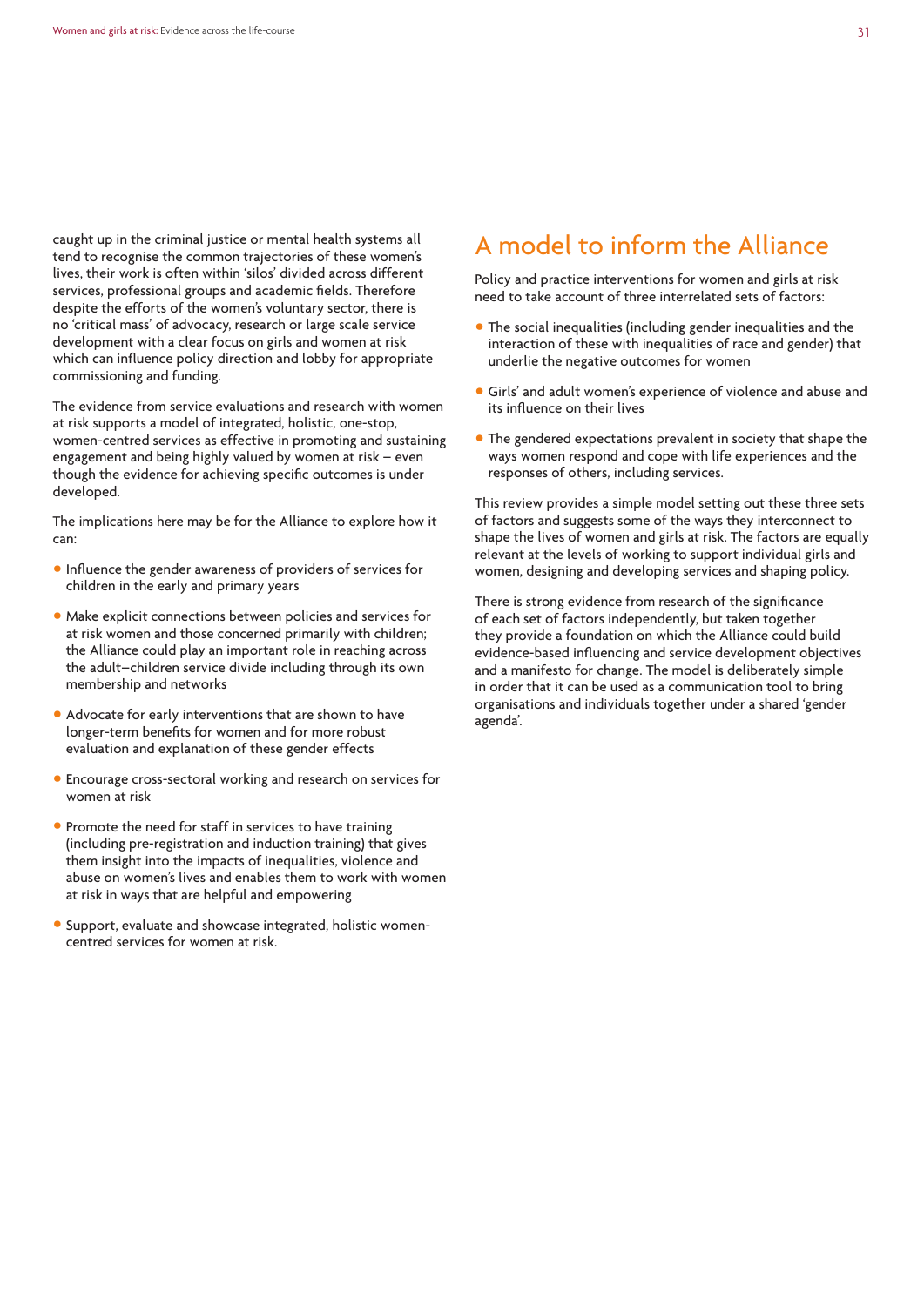caught up in the criminal justice or mental health systems all tend to recognise the common trajectories of these women's lives, their work is often within 'silos' divided across different services, professional groups and academic fields. Therefore despite the efforts of the women's voluntary sector, there is no 'critical mass' of advocacy, research or large scale service development with a clear focus on girls and women at risk which can influence policy direction and lobby for appropriate commissioning and funding.

The evidence from service evaluations and research with women at risk supports a model of integrated, holistic, one-stop, women-centred services as effective in promoting and sustaining engagement and being highly valued by women at risk – even though the evidence for achieving specific outcomes is under developed.

The implications here may be for the Alliance to explore how it can:

- Influence the gender awareness of providers of services for children in the early and primary years
- Make explicit connections between policies and services for at risk women and those concerned primarily with children; the Alliance could play an important role in reaching across the adult–children service divide including through its own membership and networks
- Advocate for early interventions that are shown to have longer-term benefits for women and for more robust evaluation and explanation of these gender effects
- Encourage cross-sectoral working and research on services for women at risk
- Promote the need for staff in services to have training (including pre-registration and induction training) that gives them insight into the impacts of inequalities, violence and abuse on women's lives and enables them to work with women at risk in ways that are helpful and empowering
- Support, evaluate and showcase integrated, holistic women-centred services for women at risk.

## A model to inform the Alliance

Policy and practice interventions for women and girls at risk need to take account of three interrelated sets of factors:

- The social inequalities (including gender inequalities and the interaction of these with inequalities of race and gender) that underlie the negative outcomes for women
- Girls' and adult women's experience of violence and abuse and its influence on their lives
- The gendered expectations prevalent in society that shape the ways women respond and cope with life experiences and the responses of others, including services.

This review provides a simple model setting out these three sets of factors and suggests some of the ways they interconnect to shape the lives of women and girls at risk. The factors are equally relevant at the levels of working to support individual girls and women, designing and developing services and shaping policy.

There is strong evidence from research of the significance of each set of factors independently, but taken together they provide a foundation on which the Alliance could build evidence-based influencing and service development objectives and a manifesto for change. The model is deliberately simple in order that it can be used as a communication tool to bring organisations and individuals together under a shared 'gender agenda'.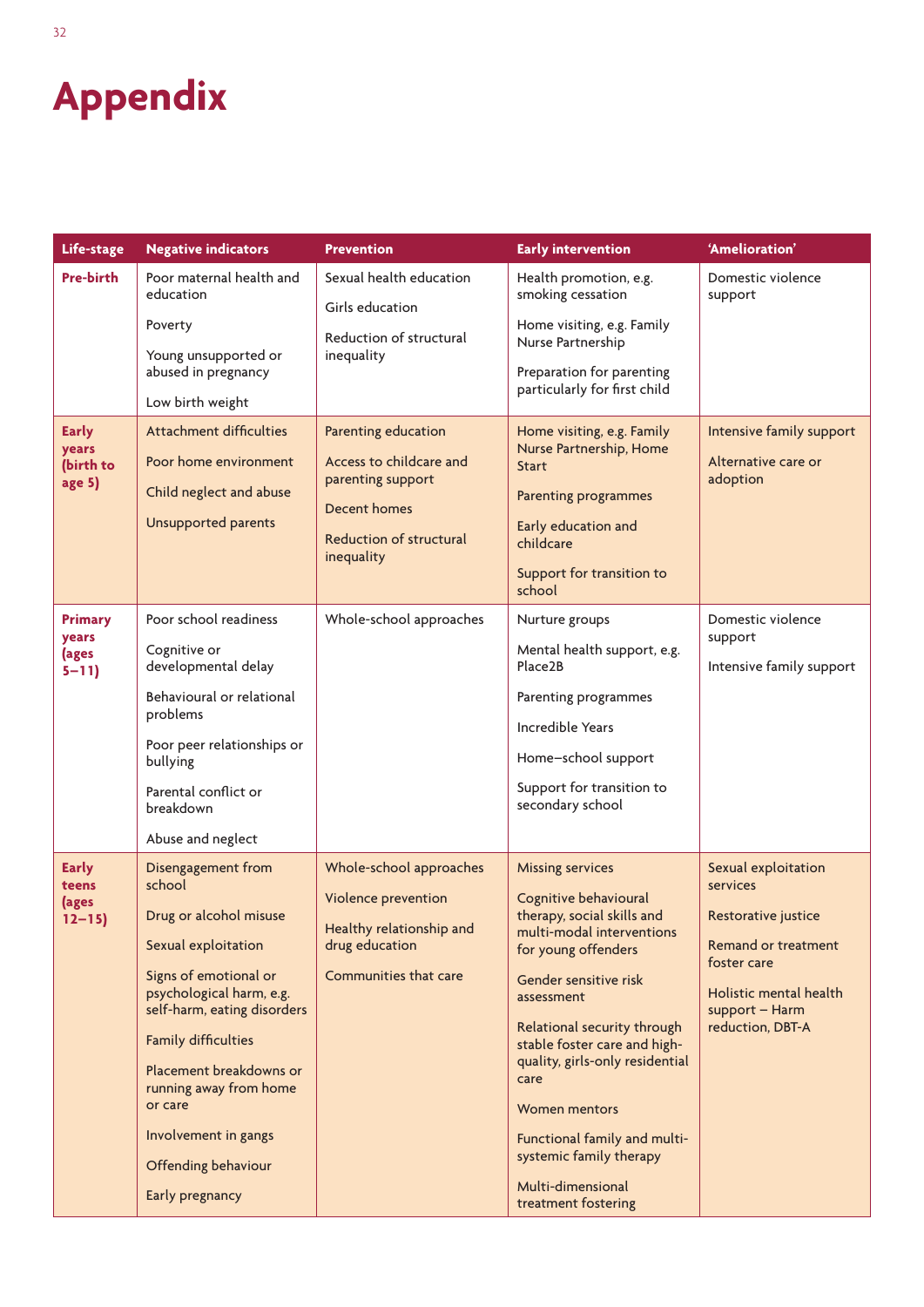# Appendix

| Life-stage | Negative indicators | Prevention | Early intervention | 'Amelioration' |
|---|---|---|---|---|
| **Pre-birth** | Poor maternal health and education<br><br>Poverty<br><br>Young unsupported or abused in pregnancy<br><br>Low birth weight | Sexual health education<br><br>Girls education<br><br>Reduction of structural inequality | Health promotion, e.g. smoking cessation<br><br>Home visiting, e.g. Family Nurse Partnership<br><br>Preparation for parenting particularly for first child | Domestic violence support |
| **Early years (birth to age 5)** | Attachment difficulties<br><br>Poor home environment<br><br>Child neglect and abuse<br><br>Unsupported parents | Parenting education<br><br>Access to childcare and parenting support<br><br>Decent homes<br><br>Reduction of structural inequality | Home visiting, e.g. Family Nurse Partnership, Home Start<br><br>Parenting programmes<br><br>Early education and childcare<br><br>Support for transition to school | Intensive family support<br><br>Alternative care or adoption |
| **Primary years (ages 5–11)** | Poor school readiness<br><br>Cognitive or developmental delay<br><br>Behavioural or relational problems<br><br>Poor peer relationships or bullying<br><br>Parental conflict or breakdown<br><br>Abuse and neglect | Whole-school approaches | Nurture groups<br><br>Mental health support, e.g. Place2B<br><br>Parenting programmes<br><br>Incredible Years<br><br>Home–school support<br><br>Support for transition to secondary school | Domestic violence support<br><br>Intensive family support |
| **Early teens (ages 12–15)** | Disengagement from school<br><br>Drug or alcohol misuse<br><br>Sexual exploitation<br><br>Signs of emotional or psychological harm, e.g. self-harm, eating disorders<br><br>Family difficulties<br><br>Placement breakdowns or running away from home or care<br><br>Involvement in gangs<br><br>Offending behaviour<br><br>Early pregnancy | Whole-school approaches<br><br>Violence prevention<br><br>Healthy relationship and drug education<br><br>Communities that care | Missing services<br><br>Cognitive behavioural therapy, social skills and multi-modal interventions for young offenders<br><br>Gender sensitive risk assessment<br><br>Relational security through stable foster care and high-quality, girls-only residential care<br><br>Women mentors<br><br>Functional family and multi-systemic family therapy<br><br>Multi-dimensional treatment fostering | Sexual exploitation services<br><br>Restorative justice<br><br>Remand or treatment foster care<br><br>Holistic mental health support – Harm reduction, DBT-A |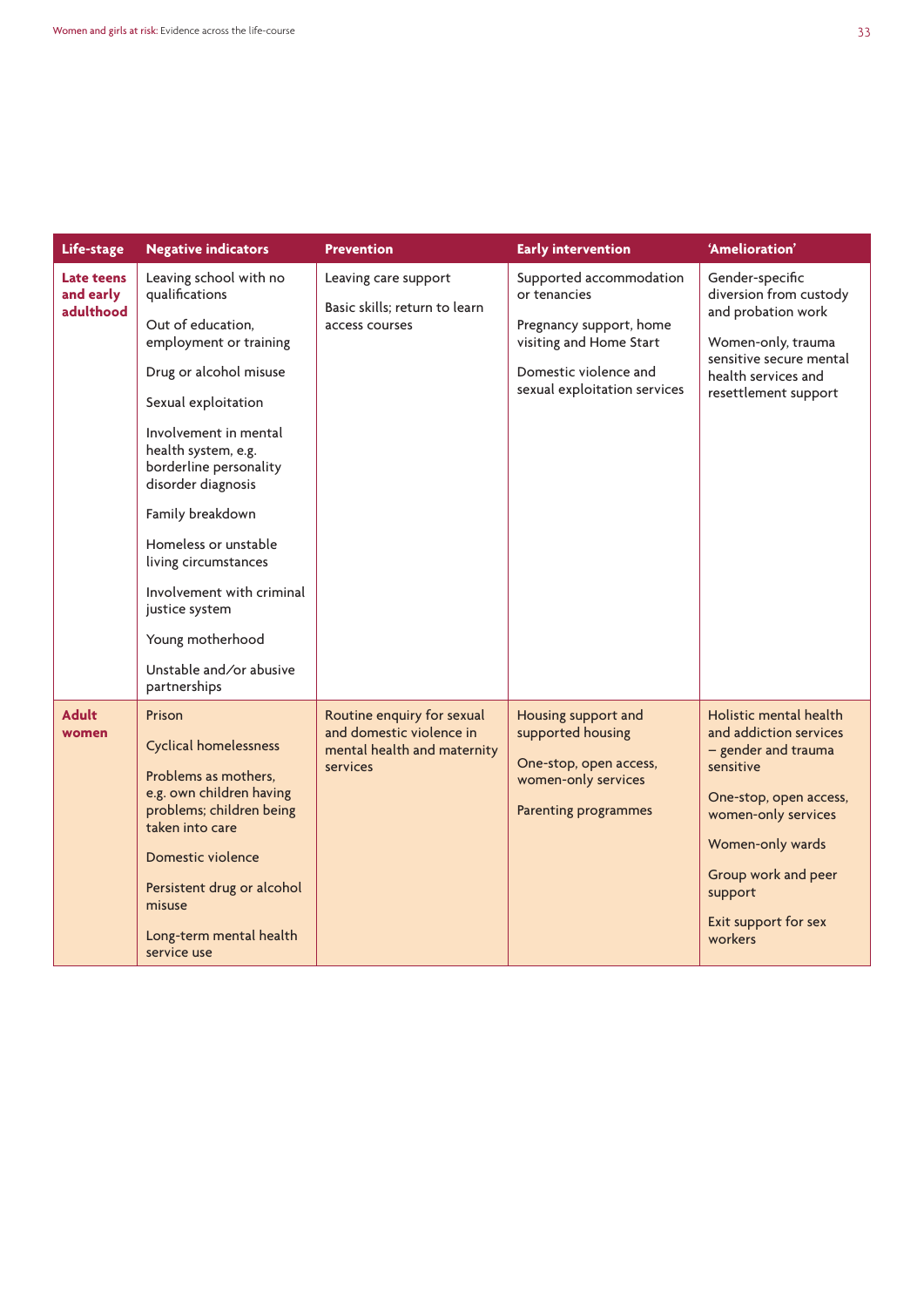| Life-stage | Negative indicators | Prevention | Early intervention | 'Amelioration' |
|---|---|---|---|---|
| **Late teens and early adulthood** | Leaving school with no qualifications<br><br>Out of education, employment or training<br><br>Drug or alcohol misuse<br><br>Sexual exploitation<br><br>Involvement in mental health system, e.g. borderline personality disorder diagnosis<br><br>Family breakdown<br><br>Homeless or unstable living circumstances<br><br>Involvement with criminal justice system<br><br>Young motherhood<br><br>Unstable and/or abusive partnerships | Leaving care support<br><br>Basic skills; return to learn access courses | Supported accommodation or tenancies<br><br>Pregnancy support, home visiting and Home Start<br><br>Domestic violence and sexual exploitation services | Gender-specific diversion from custody and probation work<br><br>Women-only, trauma sensitive secure mental health services and resettlement support |
| **Adult women** | Prison<br><br>Cyclical homelessness<br><br>Problems as mothers, e.g. own children having problems; children being taken into care<br><br>Domestic violence<br><br>Persistent drug or alcohol misuse<br><br>Long-term mental health service use | Routine enquiry for sexual and domestic violence in mental health and maternity services | Housing support and supported housing<br><br>One-stop, open access, women-only services<br><br>Parenting programmes | Holistic mental health and addiction services – gender and trauma sensitive<br><br>One-stop, open access, women-only services<br><br>Women-only wards<br><br>Group work and peer support<br><br>Exit support for sex workers |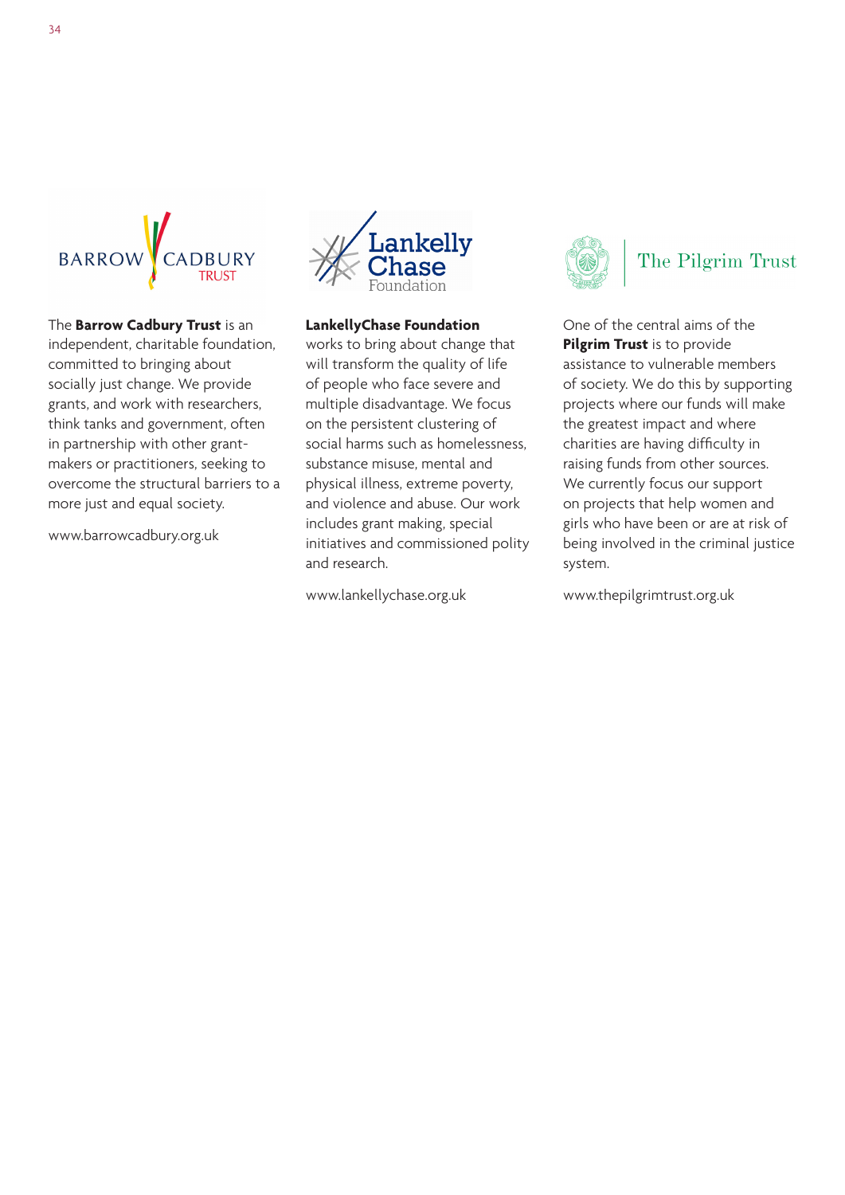The **Barrow Cadbury Trust** is an independent, charitable foundation, committed to bringing about socially just change. We provide grants, and work with researchers, think tanks and government, often in partnership with other grant-makers or practitioners, seeking to overcome the structural barriers to a more just and equal society.

www.barrowcadbury.org.uk

**LankellyChase Foundation** works to bring about change that will transform the quality of life of people who face severe and multiple disadvantage. We focus on the persistent clustering of social harms such as homelessness, substance misuse, mental and physical illness, extreme poverty, and violence and abuse. Our work includes grant making, special initiatives and commissioned polity and research.

www.lankellychase.org.uk

One of the central aims of the **Pilgrim Trust** is to provide assistance to vulnerable members of society. We do this by supporting projects where our funds will make the greatest impact and where charities are having difficulty in raising funds from other sources. We currently focus our support on projects that help women and girls who have been or are at risk of being involved in the criminal justice system.

www.thepilgrimtrust.org.uk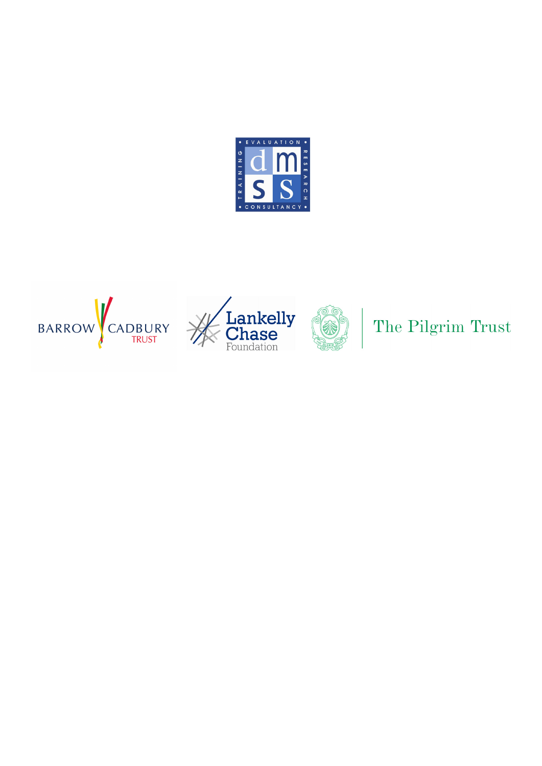EVALUATION
RESEARCH
CONSULTANCY
TRAINING

dm
ss

BARROW CADBURY TRUST

Lankelly Chase Foundation

The Pilgrim Trust